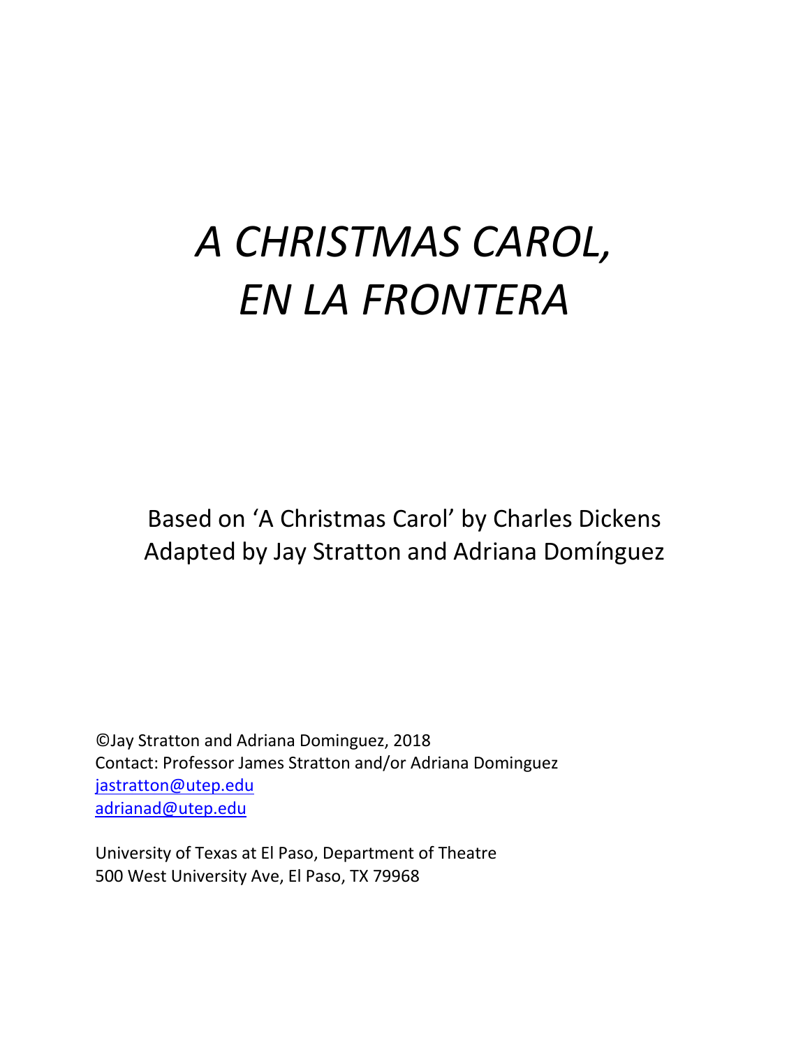# *A CHRISTMAS CAROL, EN LA FRONTERA*

Based on 'A Christmas Carol' by Charles Dickens
Adapted by Jay Stratton and Adriana Domínguez

©Jay Stratton and Adriana Dominguez, 2018
Contact: Professor James Stratton and/or Adriana Dominguez
jastratton@utep.edu
adrianad@utep.edu

University of Texas at El Paso, Department of Theatre
500 West University Ave, El Paso, TX 79968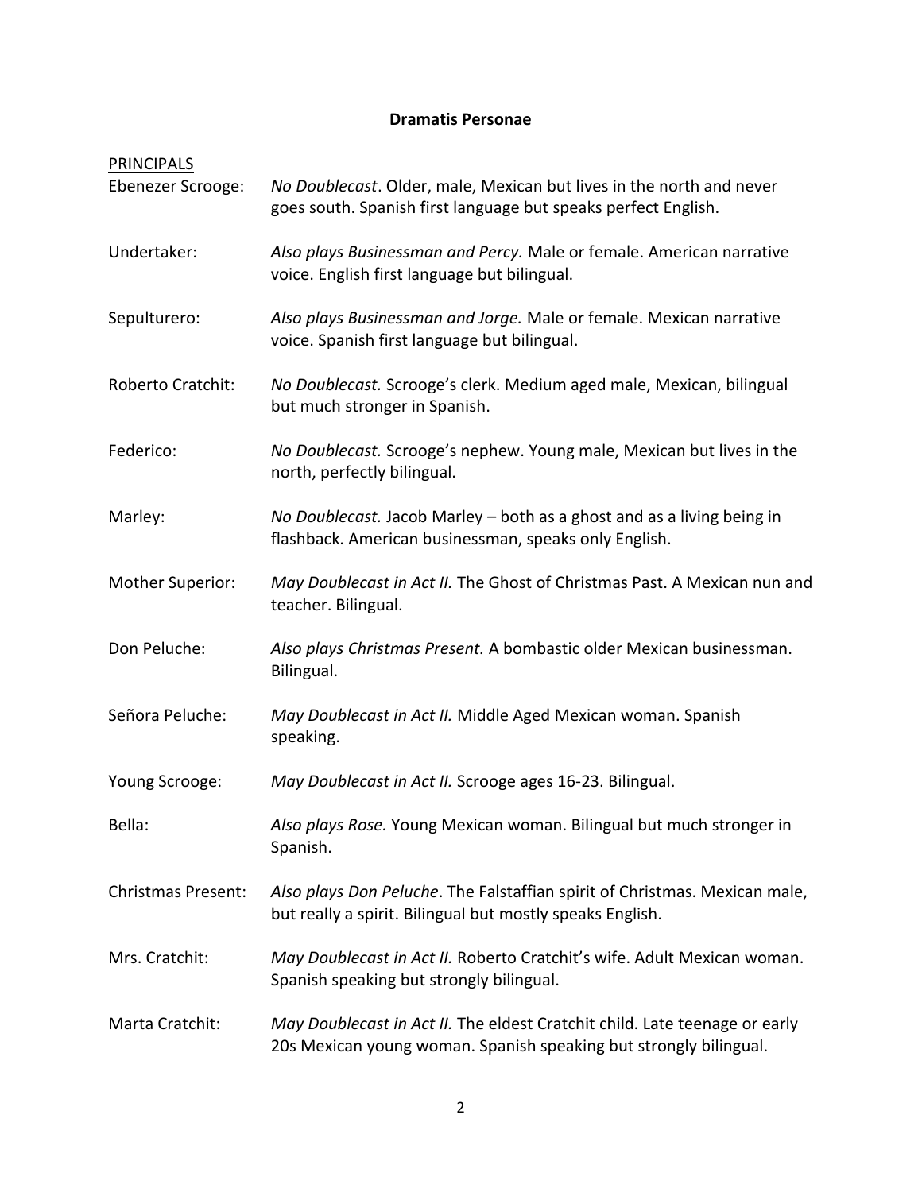## Dramatis Personae

PRINCIPALS

**Ebenezer Scrooge:** *No Doublecast*. Older, male, Mexican but lives in the north and never goes south. Spanish first language but speaks perfect English.

**Undertaker:** *Also plays Businessman and Percy.* Male or female. American narrative voice. English first language but bilingual.

**Sepulturero:** *Also plays Businessman and Jorge.* Male or female. Mexican narrative voice. Spanish first language but bilingual.

**Roberto Cratchit:** *No Doublecast.* Scrooge's clerk. Medium aged male, Mexican, bilingual but much stronger in Spanish.

**Federico:** *No Doublecast.* Scrooge's nephew. Young male, Mexican but lives in the north, perfectly bilingual.

**Marley:** *No Doublecast.* Jacob Marley – both as a ghost and as a living being in flashback. American businessman, speaks only English.

**Mother Superior:** *May Doublecast in Act II.* The Ghost of Christmas Past. A Mexican nun and teacher. Bilingual.

**Don Peluche:** *Also plays Christmas Present.* A bombastic older Mexican businessman. Bilingual.

**Señora Peluche:** *May Doublecast in Act II.* Middle Aged Mexican woman. Spanish speaking.

**Young Scrooge:** *May Doublecast in Act II.* Scrooge ages 16-23. Bilingual.

**Bella:** *Also plays Rose.* Young Mexican woman. Bilingual but much stronger in Spanish.

**Christmas Present:** *Also plays Don Peluche*. The Falstaffian spirit of Christmas. Mexican male, but really a spirit. Bilingual but mostly speaks English.

**Mrs. Cratchit:** *May Doublecast in Act II.* Roberto Cratchit's wife. Adult Mexican woman. Spanish speaking but strongly bilingual.

**Marta Cratchit:** *May Doublecast in Act II.* The eldest Cratchit child. Late teenage or early 20s Mexican young woman. Spanish speaking but strongly bilingual.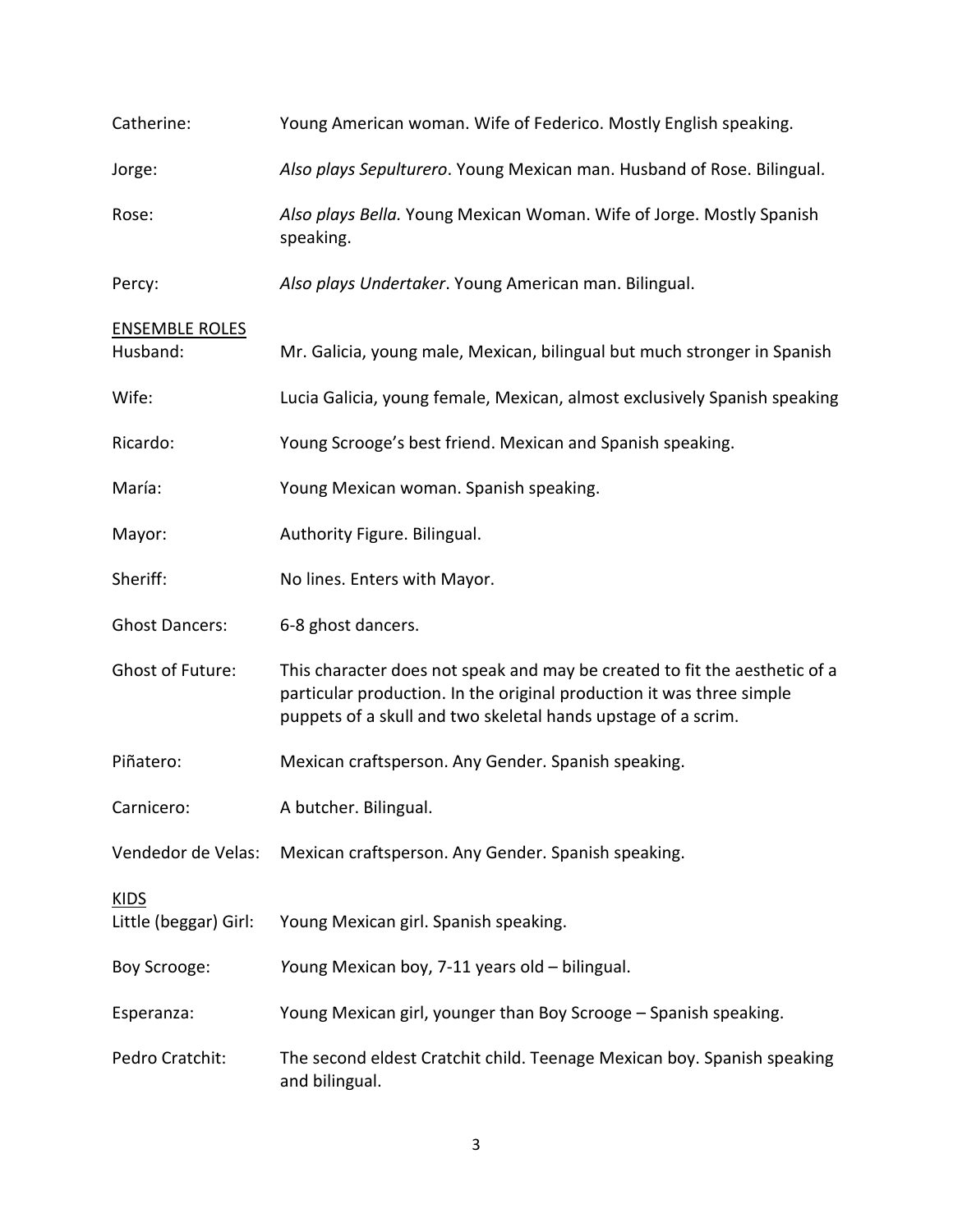Catherine: Young American woman. Wife of Federico. Mostly English speaking.

Jorge: *Also plays Sepulturero*. Young Mexican man. Husband of Rose. Bilingual.

Rose: *Also plays Bella.* Young Mexican Woman. Wife of Jorge. Mostly Spanish speaking.

Percy: *Also plays Undertaker*. Young American man. Bilingual.

<u>ENSEMBLE ROLES</u>

Husband: Mr. Galicia, young male, Mexican, bilingual but much stronger in Spanish

Wife: Lucia Galicia, young female, Mexican, almost exclusively Spanish speaking

Ricardo: Young Scrooge's best friend. Mexican and Spanish speaking.

María: Young Mexican woman. Spanish speaking.

Mayor: Authority Figure. Bilingual.

Sheriff: No lines. Enters with Mayor.

Ghost Dancers: 6-8 ghost dancers.

Ghost of Future: This character does not speak and may be created to fit the aesthetic of a particular production. In the original production it was three simple puppets of a skull and two skeletal hands upstage of a scrim.

Piñatero: Mexican craftsperson. Any Gender. Spanish speaking.

Carnicero: A butcher. Bilingual.

Vendedor de Velas: Mexican craftsperson. Any Gender. Spanish speaking.

<u>KIDS</u>

Little (beggar) Girl: Young Mexican girl. Spanish speaking.

Boy Scrooge: *Y*oung Mexican boy, 7-11 years old – bilingual.

Esperanza: Young Mexican girl, younger than Boy Scrooge – Spanish speaking.

Pedro Cratchit: The second eldest Cratchit child. Teenage Mexican boy. Spanish speaking and bilingual.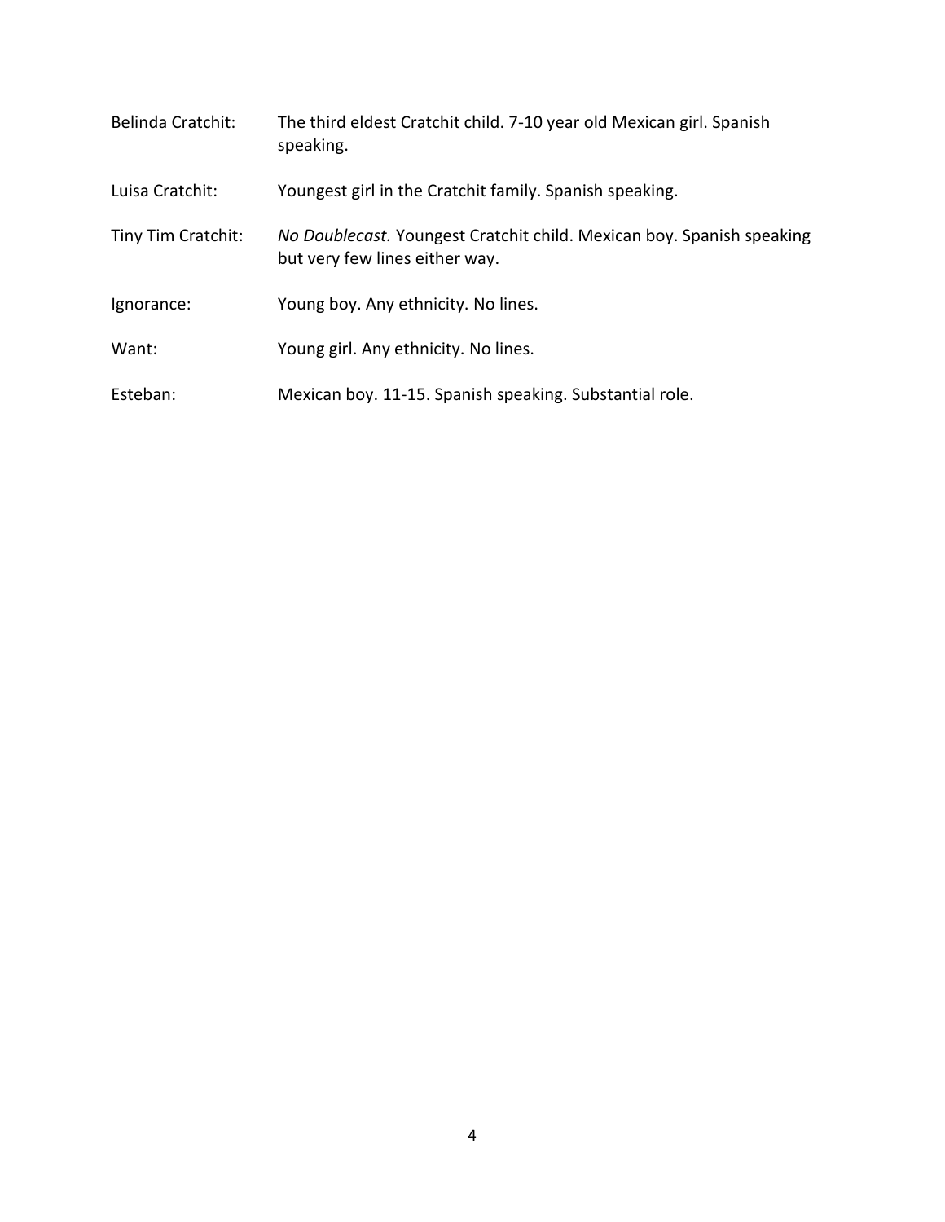Belinda Cratchit: The third eldest Cratchit child. 7-10 year old Mexican girl. Spanish speaking.

Luisa Cratchit: Youngest girl in the Cratchit family. Spanish speaking.

Tiny Tim Cratchit: *No Doublecast.* Youngest Cratchit child. Mexican boy. Spanish speaking but very few lines either way.

Ignorance: Young boy. Any ethnicity. No lines.

Want: Young girl. Any ethnicity. No lines.

Esteban: Mexican boy. 11-15. Spanish speaking. Substantial role.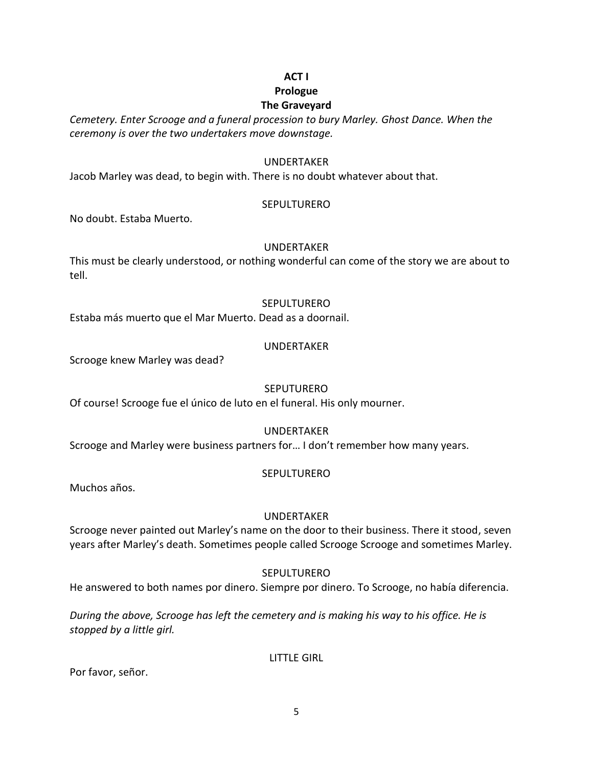**ACT I**

**Prologue**

**The Graveyard**

*Cemetery. Enter Scrooge and a funeral procession to bury Marley. Ghost Dance. When the ceremony is over the two undertakers move downstage.*

UNDERTAKER

Jacob Marley was dead, to begin with. There is no doubt whatever about that.

SEPULTURERO

No doubt. Estaba Muerto.

UNDERTAKER

This must be clearly understood, or nothing wonderful can come of the story we are about to tell.

SEPULTURERO

Estaba más muerto que el Mar Muerto. Dead as a doornail.

UNDERTAKER

Scrooge knew Marley was dead?

SEPUTURERO

Of course! Scrooge fue el único de luto en el funeral. His only mourner.

UNDERTAKER

Scrooge and Marley were business partners for… I don't remember how many years.

SEPULTURERO

Muchos años.

UNDERTAKER

Scrooge never painted out Marley's name on the door to their business. There it stood, seven years after Marley's death. Sometimes people called Scrooge Scrooge and sometimes Marley.

SEPULTURERO

He answered to both names por dinero. Siempre por dinero. To Scrooge, no había diferencia.

*During the above, Scrooge has left the cemetery and is making his way to his office. He is stopped by a little girl.*

LITTLE GIRL

Por favor, señor.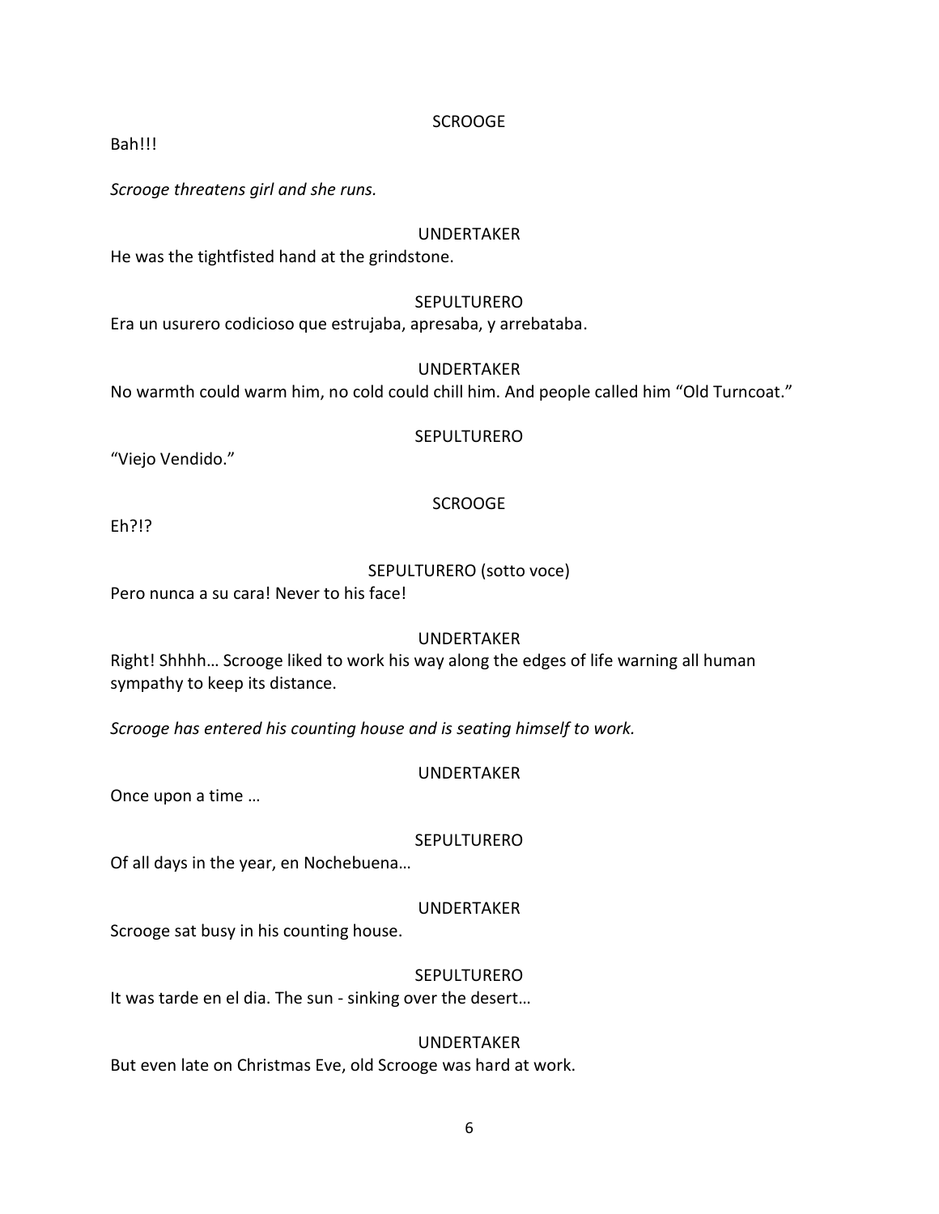SCROOGE

Bah!!!

*Scrooge threatens girl and she runs.*

UNDERTAKER

He was the tightfisted hand at the grindstone.

SEPULTURERO

Era un usurero codicioso que estrujaba, apresaba, y arrebataba.

UNDERTAKER

No warmth could warm him, no cold could chill him. And people called him "Old Turncoat."

SEPULTURERO

"Viejo Vendido."

SCROOGE

Eh?!?

SEPULTURERO (sotto voce)

Pero nunca a su cara! Never to his face!

UNDERTAKER

Right! Shhhh… Scrooge liked to work his way along the edges of life warning all human sympathy to keep its distance.

*Scrooge has entered his counting house and is seating himself to work.*

UNDERTAKER

Once upon a time …

SEPULTURERO

Of all days in the year, en Nochebuena…

UNDERTAKER

Scrooge sat busy in his counting house.

SEPULTURERO

It was tarde en el dia. The sun - sinking over the desert…

UNDERTAKER

But even late on Christmas Eve, old Scrooge was hard at work.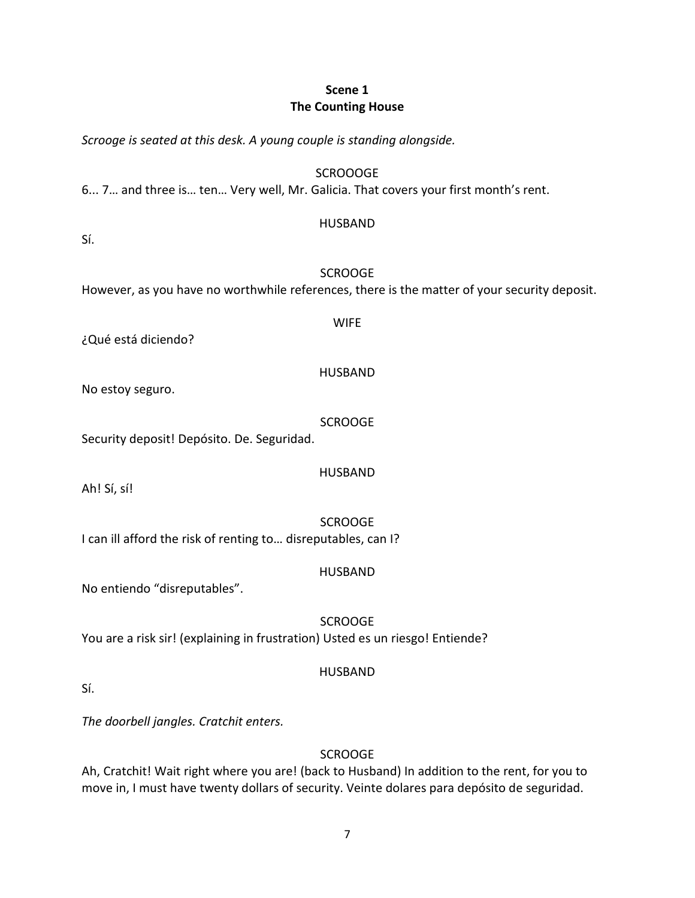**Scene 1**
**The Counting House**

*Scrooge is seated at this desk. A young couple is standing alongside.*

SCROOOGE

6... 7… and three is… ten… Very well, Mr. Galicia. That covers your first month's rent.

HUSBAND

Sí.

SCROOGE

However, as you have no worthwhile references, there is the matter of your security deposit.

WIFE

¿Qué está diciendo?

HUSBAND

No estoy seguro.

SCROOGE

Security deposit! Depósito. De. Seguridad.

HUSBAND

Ah! Sí, sí!

SCROOGE

I can ill afford the risk of renting to… disreputables, can I?

HUSBAND

No entiendo "disreputables".

SCROOGE

You are a risk sir! (explaining in frustration) Usted es un riesgo! Entiende?

HUSBAND

Sí.

*The doorbell jangles. Cratchit enters.*

SCROOGE

Ah, Cratchit! Wait right where you are! (back to Husband) In addition to the rent, for you to move in, I must have twenty dollars of security. Veinte dolares para depósito de seguridad.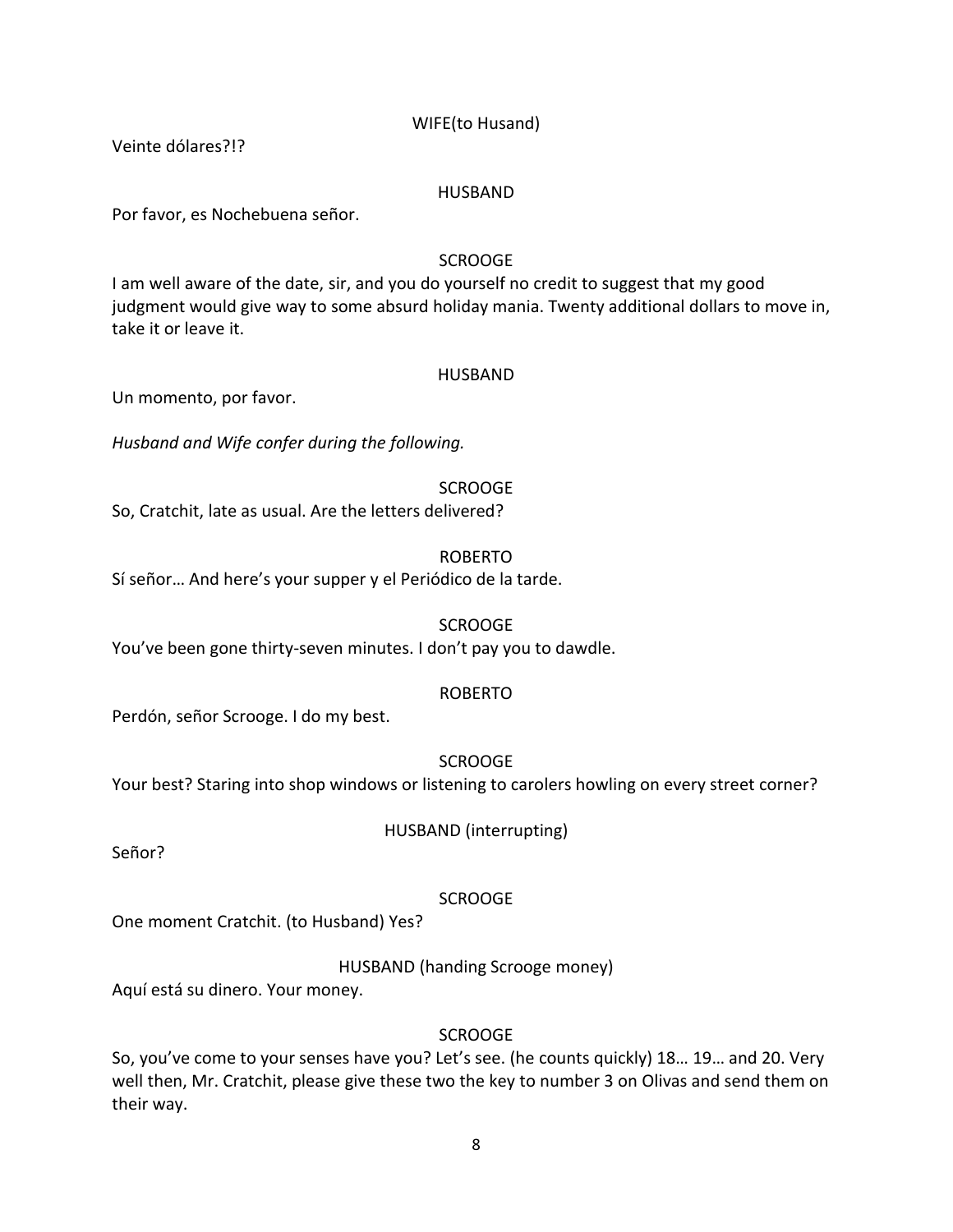WIFE(to Husand)

Veinte dólares?!?

HUSBAND

Por favor, es Nochebuena señor.

SCROOGE

I am well aware of the date, sir, and you do yourself no credit to suggest that my good judgment would give way to some absurd holiday mania. Twenty additional dollars to move in, take it or leave it.

HUSBAND

Un momento, por favor.

*Husband and Wife confer during the following.*

SCROOGE

So, Cratchit, late as usual. Are the letters delivered?

ROBERTO

Sí señor… And here's your supper y el Periódico de la tarde.

SCROOGE

You've been gone thirty-seven minutes. I don't pay you to dawdle.

ROBERTO

Perdón, señor Scrooge. I do my best.

SCROOGE

Your best? Staring into shop windows or listening to carolers howling on every street corner?

HUSBAND (interrupting)

Señor?

SCROOGE

One moment Cratchit. (to Husband) Yes?

HUSBAND (handing Scrooge money)

Aquí está su dinero. Your money.

SCROOGE

So, you've come to your senses have you? Let's see. (he counts quickly) 18… 19… and 20. Very well then, Mr. Cratchit, please give these two the key to number 3 on Olivas and send them on their way.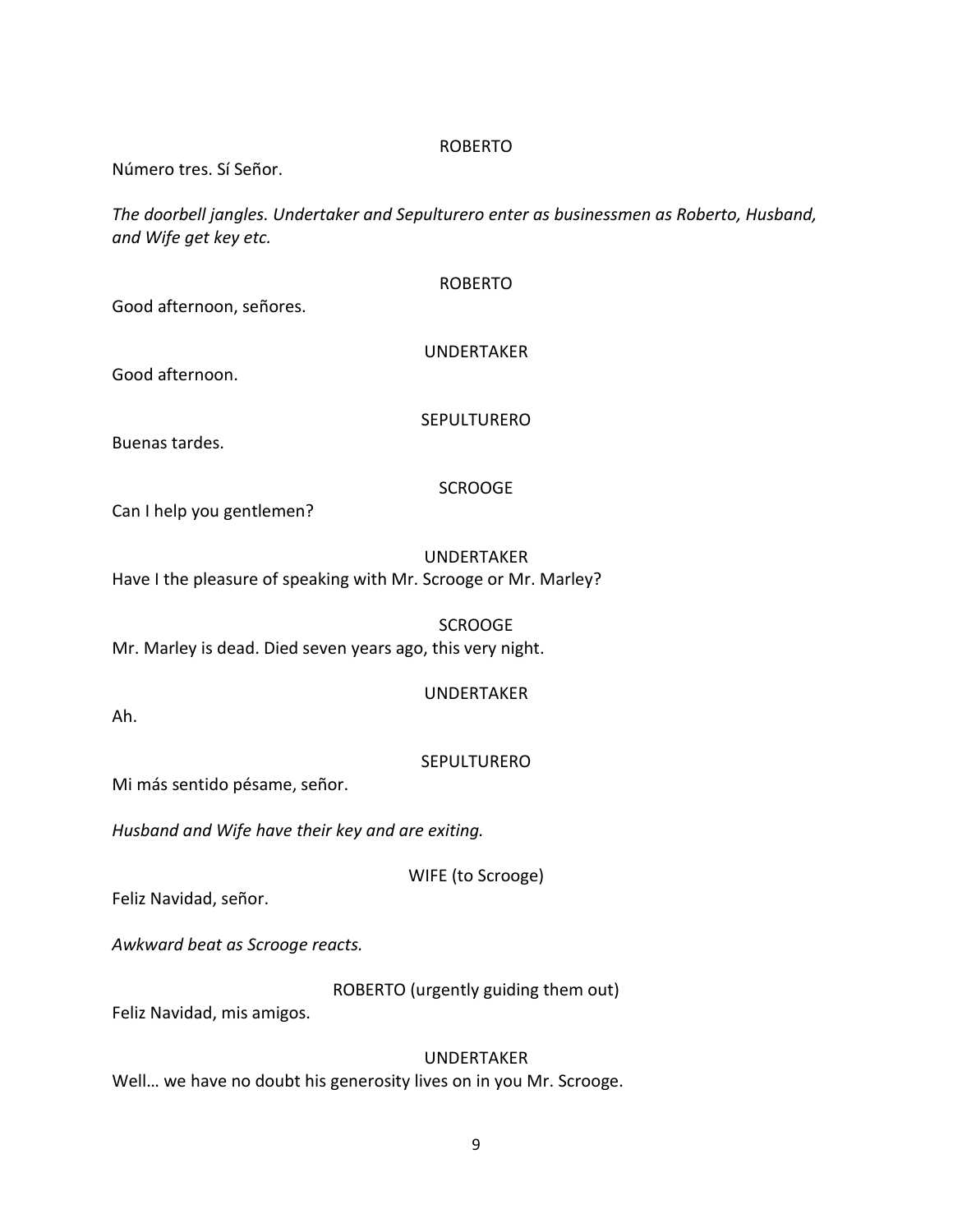ROBERTO

Número tres. Sí Señor.

*The doorbell jangles. Undertaker and Sepulturero enter as businessmen as Roberto, Husband, and Wife get key etc.*

ROBERTO

Good afternoon, señores.

UNDERTAKER

Good afternoon.

SEPULTURERO

Buenas tardes.

SCROOGE

Can I help you gentlemen?

UNDERTAKER

Have I the pleasure of speaking with Mr. Scrooge or Mr. Marley?

SCROOGE

Mr. Marley is dead. Died seven years ago, this very night.

UNDERTAKER

Ah.

SEPULTURERO

Mi más sentido pésame, señor.

*Husband and Wife have their key and are exiting.*

WIFE (to Scrooge)

Feliz Navidad, señor.

*Awkward beat as Scrooge reacts.*

ROBERTO (urgently guiding them out)

Feliz Navidad, mis amigos.

UNDERTAKER

Well… we have no doubt his generosity lives on in you Mr. Scrooge.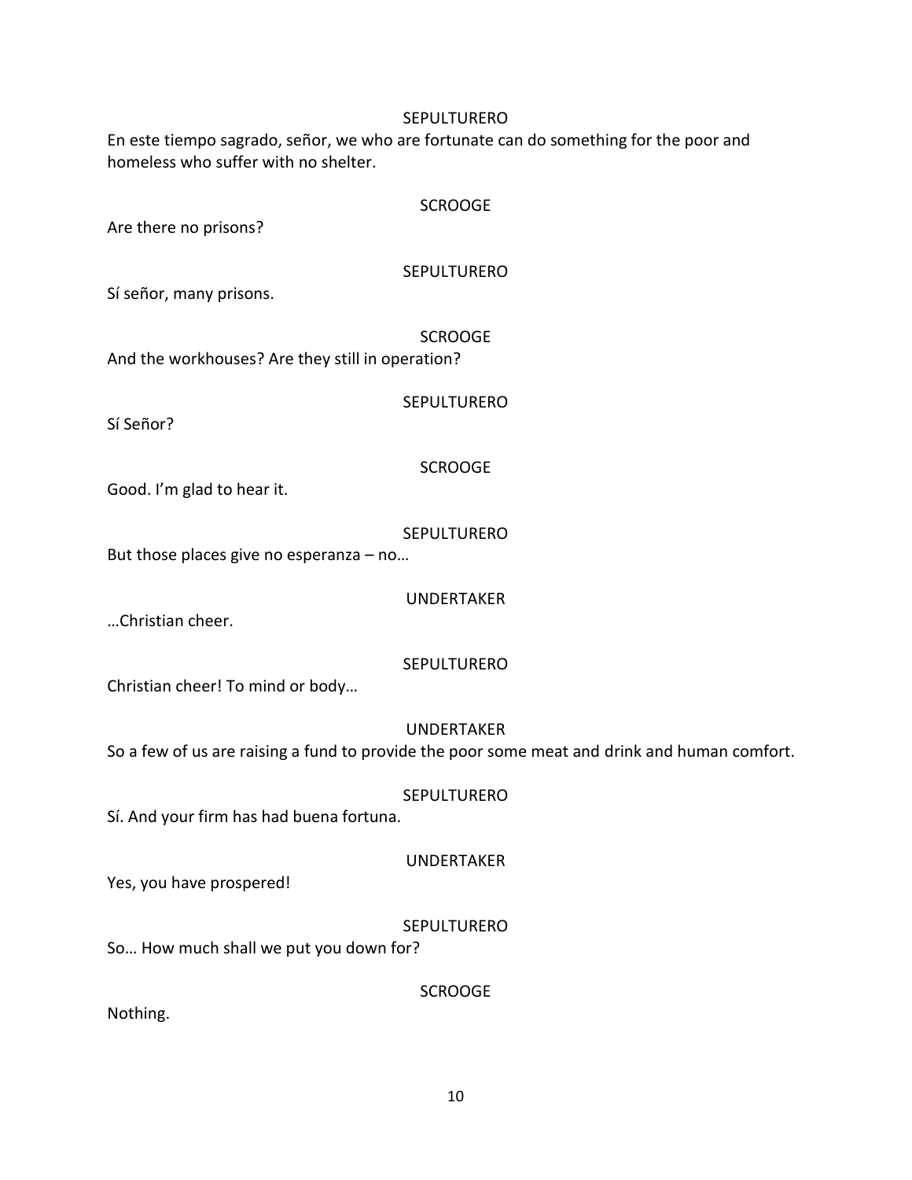SEPULTURERO

En este tiempo sagrado, señor, we who are fortunate can do something for the poor and homeless who suffer with no shelter.

SCROOGE

Are there no prisons?

SEPULTURERO

Sí señor, many prisons.

SCROOGE

And the workhouses? Are they still in operation?

SEPULTURERO

Sí Señor?

SCROOGE

Good. I'm glad to hear it.

SEPULTURERO

But those places give no esperanza – no…

UNDERTAKER

…Christian cheer.

SEPULTURERO

Christian cheer! To mind or body…

UNDERTAKER

So a few of us are raising a fund to provide the poor some meat and drink and human comfort.

SEPULTURERO

Sí. And your firm has had buena fortuna.

UNDERTAKER

Yes, you have prospered!

SEPULTURERO

So… How much shall we put you down for?

SCROOGE

Nothing.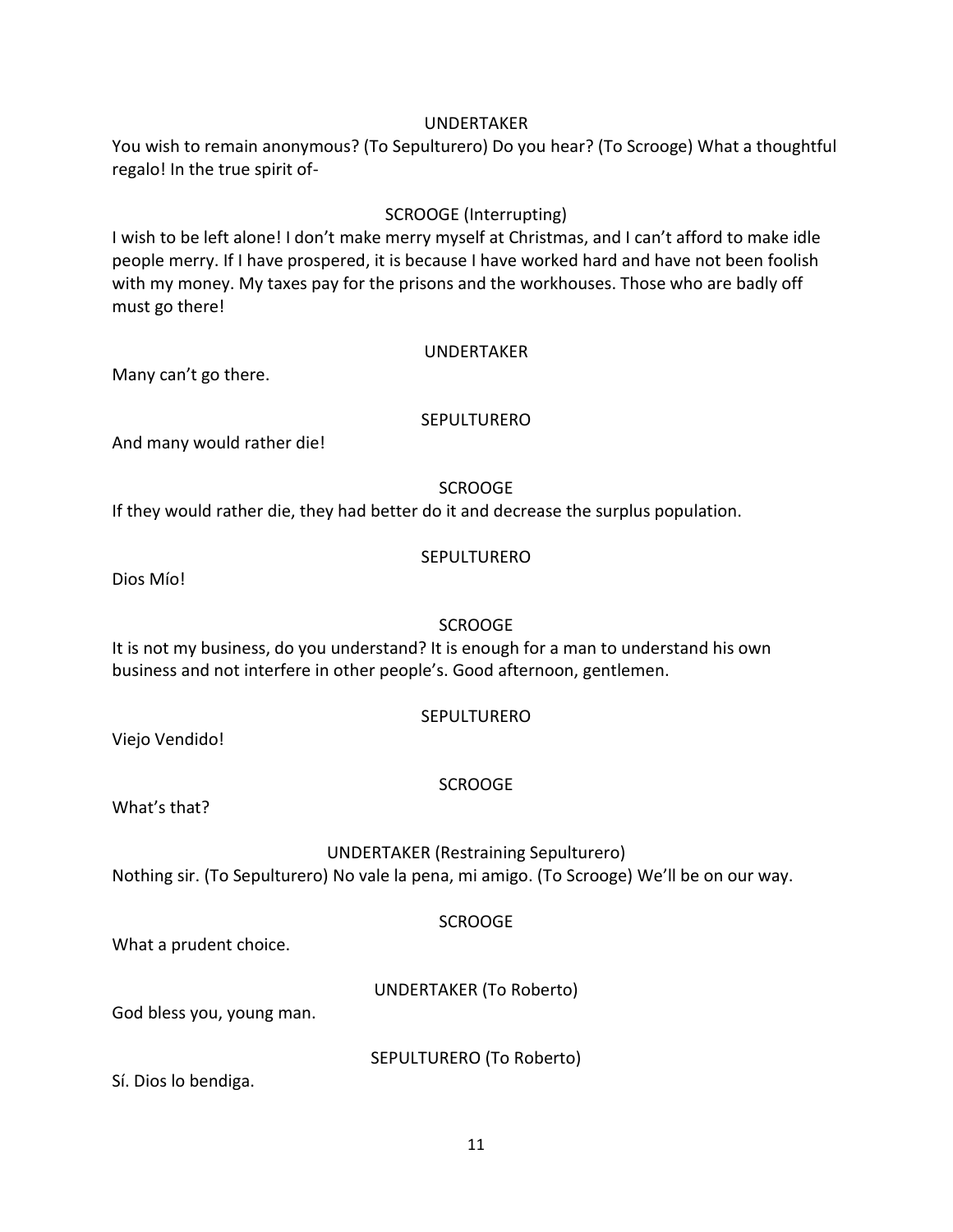UNDERTAKER

You wish to remain anonymous? (To Sepulturero) Do you hear? (To Scrooge) What a thoughtful regalo! In the true spirit of-

SCROOGE (Interrupting)

I wish to be left alone! I don't make merry myself at Christmas, and I can't afford to make idle people merry. If I have prospered, it is because I have worked hard and have not been foolish with my money. My taxes pay for the prisons and the workhouses. Those who are badly off must go there!

UNDERTAKER

Many can't go there.

SEPULTURERO

And many would rather die!

SCROOGE

If they would rather die, they had better do it and decrease the surplus population.

SEPULTURERO

Dios Mío!

SCROOGE

It is not my business, do you understand? It is enough for a man to understand his own business and not interfere in other people's. Good afternoon, gentlemen.

SEPULTURERO

Viejo Vendido!

SCROOGE

What's that?

UNDERTAKER (Restraining Sepulturero)

Nothing sir. (To Sepulturero) No vale la pena, mi amigo. (To Scrooge) We'll be on our way.

SCROOGE

What a prudent choice.

UNDERTAKER (To Roberto)

God bless you, young man.

SEPULTURERO (To Roberto)

Sí. Dios lo bendiga.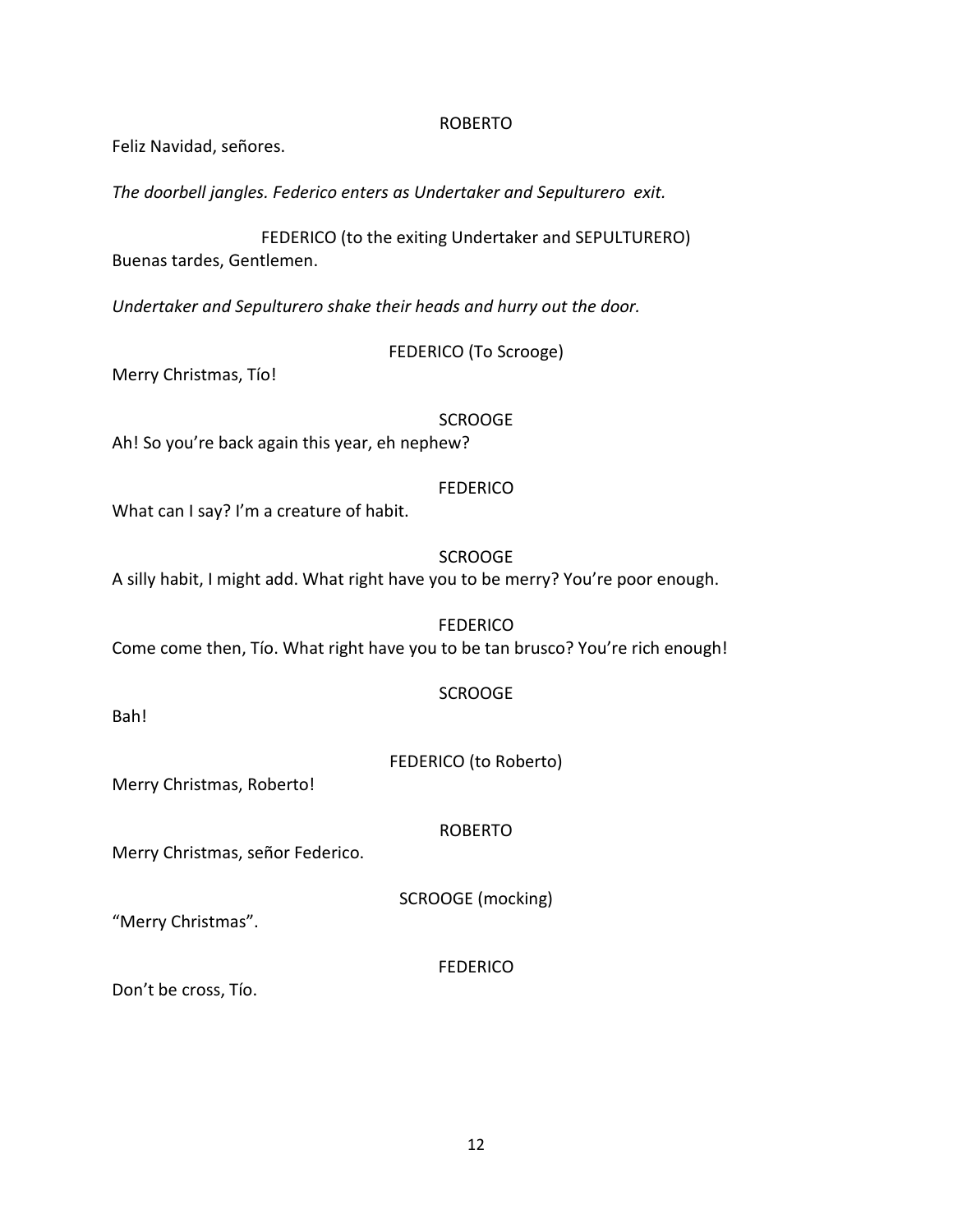ROBERTO

Feliz Navidad, señores.

*The doorbell jangles. Federico enters as Undertaker and Sepulturero  exit.*

FEDERICO (to the exiting Undertaker and SEPULTURERO)

Buenas tardes, Gentlemen.

*Undertaker and Sepulturero shake their heads and hurry out the door.*

FEDERICO (To Scrooge)

Merry Christmas, Tío!

SCROOGE

Ah! So you're back again this year, eh nephew?

FEDERICO

What can I say? I'm a creature of habit.

SCROOGE

A silly habit, I might add. What right have you to be merry? You're poor enough.

FEDERICO

Come come then, Tío. What right have you to be tan brusco? You're rich enough!

SCROOGE

Bah!

FEDERICO (to Roberto)

Merry Christmas, Roberto!

ROBERTO

Merry Christmas, señor Federico.

SCROOGE (mocking)

"Merry Christmas".

FEDERICO

Don't be cross, Tío.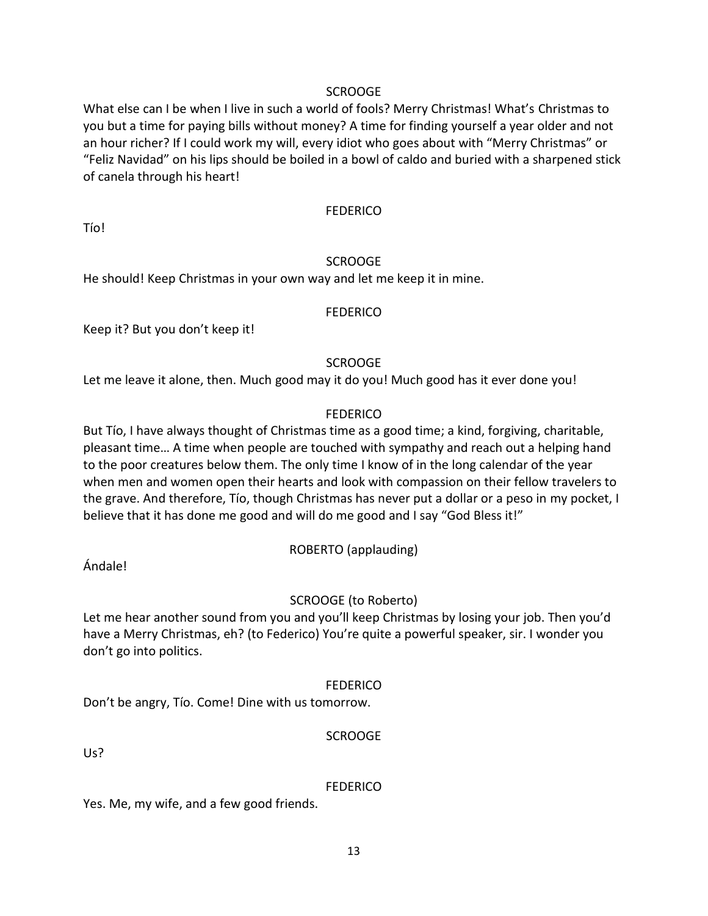SCROOGE

What else can I be when I live in such a world of fools? Merry Christmas! What's Christmas to you but a time for paying bills without money? A time for finding yourself a year older and not an hour richer? If I could work my will, every idiot who goes about with "Merry Christmas" or "Feliz Navidad" on his lips should be boiled in a bowl of caldo and buried with a sharpened stick of canela through his heart!

FEDERICO

Tío!

SCROOGE

He should! Keep Christmas in your own way and let me keep it in mine.

FEDERICO

Keep it? But you don't keep it!

SCROOGE

Let me leave it alone, then. Much good may it do you! Much good has it ever done you!

FEDERICO

But Tío, I have always thought of Christmas time as a good time; a kind, forgiving, charitable, pleasant time… A time when people are touched with sympathy and reach out a helping hand to the poor creatures below them. The only time I know of in the long calendar of the year when men and women open their hearts and look with compassion on their fellow travelers to the grave. And therefore, Tío, though Christmas has never put a dollar or a peso in my pocket, I believe that it has done me good and will do me good and I say "God Bless it!"

ROBERTO (applauding)

Ándale!

SCROOGE (to Roberto)

Let me hear another sound from you and you'll keep Christmas by losing your job. Then you'd have a Merry Christmas, eh? (to Federico) You're quite a powerful speaker, sir. I wonder you don't go into politics.

FEDERICO

Don't be angry, Tío. Come! Dine with us tomorrow.

SCROOGE

Us?

FEDERICO

Yes. Me, my wife, and a few good friends.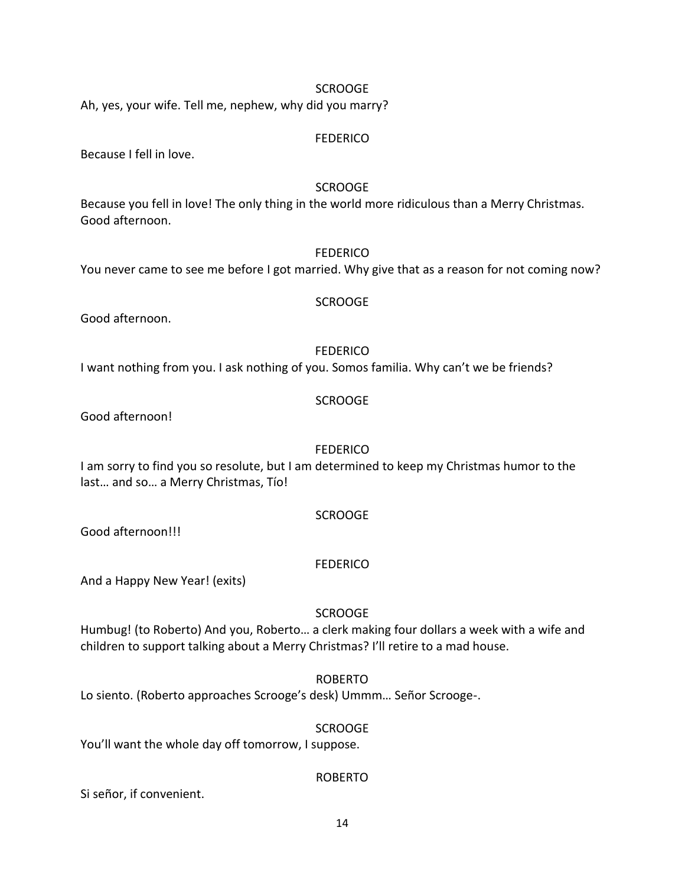SCROOGE

Ah, yes, your wife. Tell me, nephew, why did you marry?

FEDERICO

Because I fell in love.

SCROOGE

Because you fell in love! The only thing in the world more ridiculous than a Merry Christmas. Good afternoon.

FEDERICO

You never came to see me before I got married. Why give that as a reason for not coming now?

SCROOGE

Good afternoon.

FEDERICO

I want nothing from you. I ask nothing of you. Somos familia. Why can't we be friends?

SCROOGE

Good afternoon!

FEDERICO

I am sorry to find you so resolute, but I am determined to keep my Christmas humor to the last… and so… a Merry Christmas, Tío!

SCROOGE

Good afternoon!!!

FEDERICO

And a Happy New Year! (exits)

SCROOGE

Humbug! (to Roberto) And you, Roberto… a clerk making four dollars a week with a wife and children to support talking about a Merry Christmas? I'll retire to a mad house.

ROBERTO

Lo siento. (Roberto approaches Scrooge's desk) Ummm… Señor Scrooge-.

SCROOGE

You'll want the whole day off tomorrow, I suppose.

ROBERTO

Si señor, if convenient.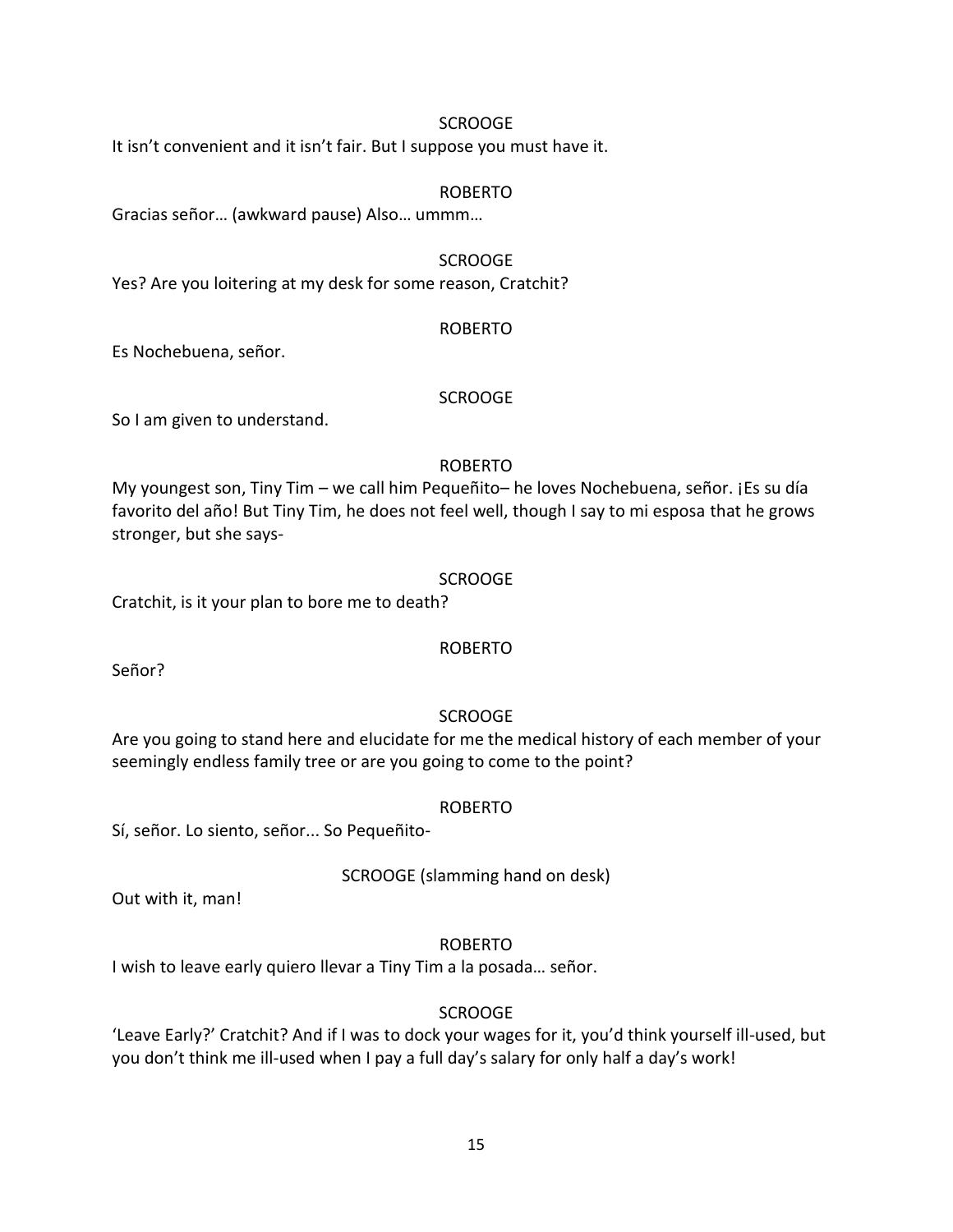SCROOGE

It isn't convenient and it isn't fair. But I suppose you must have it.

ROBERTO

Gracias señor… (awkward pause) Also… ummm…

SCROOGE

Yes? Are you loitering at my desk for some reason, Cratchit?

ROBERTO

Es Nochebuena, señor.

SCROOGE

So I am given to understand.

ROBERTO

My youngest son, Tiny Tim – we call him Pequeñito– he loves Nochebuena, señor. ¡Es su día favorito del año! But Tiny Tim, he does not feel well, though I say to mi esposa that he grows stronger, but she says-

SCROOGE

Cratchit, is it your plan to bore me to death?

ROBERTO

Señor?

SCROOGE

Are you going to stand here and elucidate for me the medical history of each member of your seemingly endless family tree or are you going to come to the point?

ROBERTO

Sí, señor. Lo siento, señor... So Pequeñito-

SCROOGE (slamming hand on desk)

Out with it, man!

ROBERTO

I wish to leave early quiero llevar a Tiny Tim a la posada… señor.

SCROOGE

'Leave Early?' Cratchit? And if I was to dock your wages for it, you'd think yourself ill-used, but you don't think me ill-used when I pay a full day's salary for only half a day's work!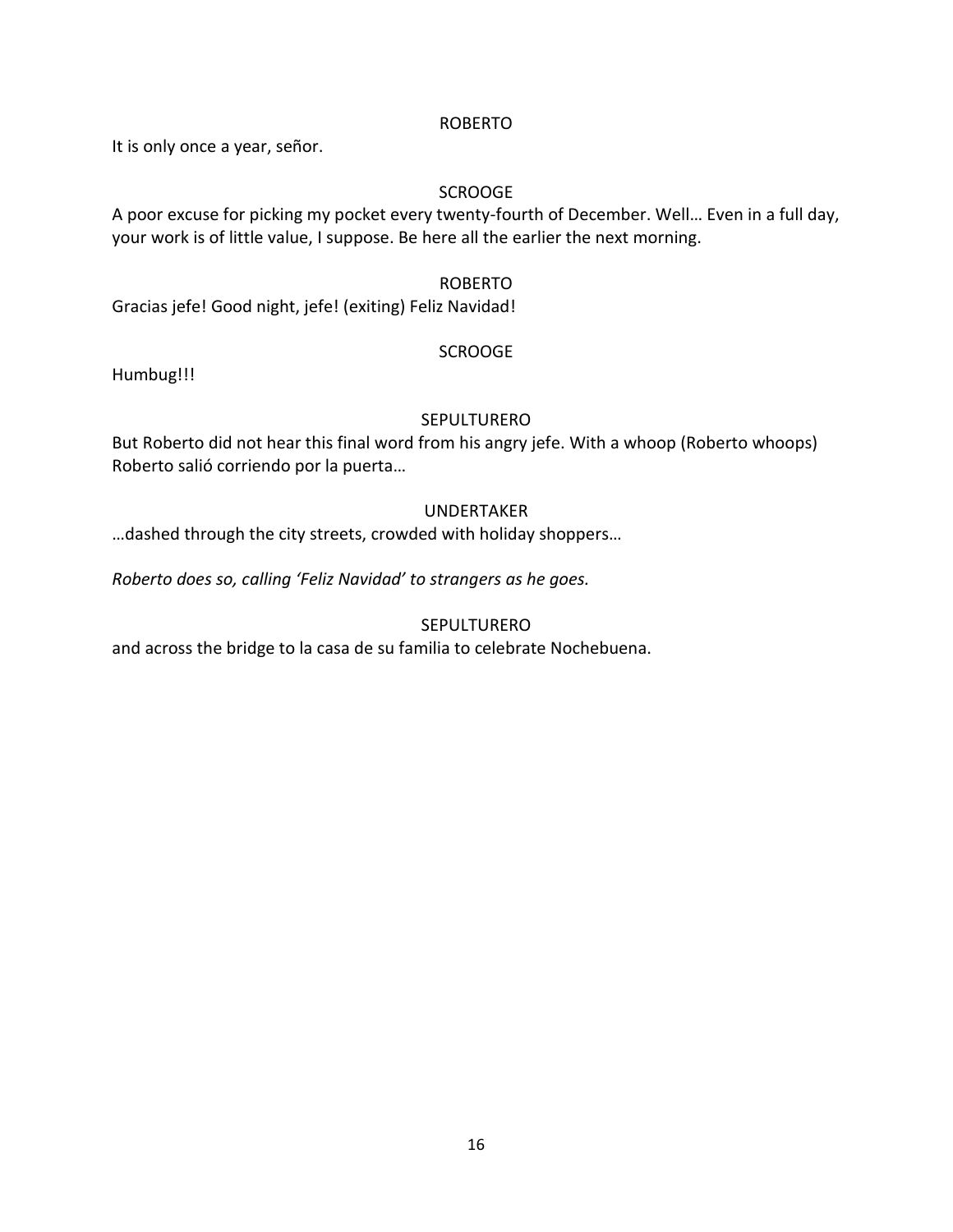ROBERTO

It is only once a year, señor.

SCROOGE

A poor excuse for picking my pocket every twenty-fourth of December. Well… Even in a full day, your work is of little value, I suppose. Be here all the earlier the next morning.

ROBERTO

Gracias jefe! Good night, jefe! (exiting) Feliz Navidad!

SCROOGE

Humbug!!!

SEPULTURERO

But Roberto did not hear this final word from his angry jefe. With a whoop (Roberto whoops) Roberto salió corriendo por la puerta…

UNDERTAKER

…dashed through the city streets, crowded with holiday shoppers…

*Roberto does so, calling 'Feliz Navidad' to strangers as he goes.*

SEPULTURERO

and across the bridge to la casa de su familia to celebrate Nochebuena.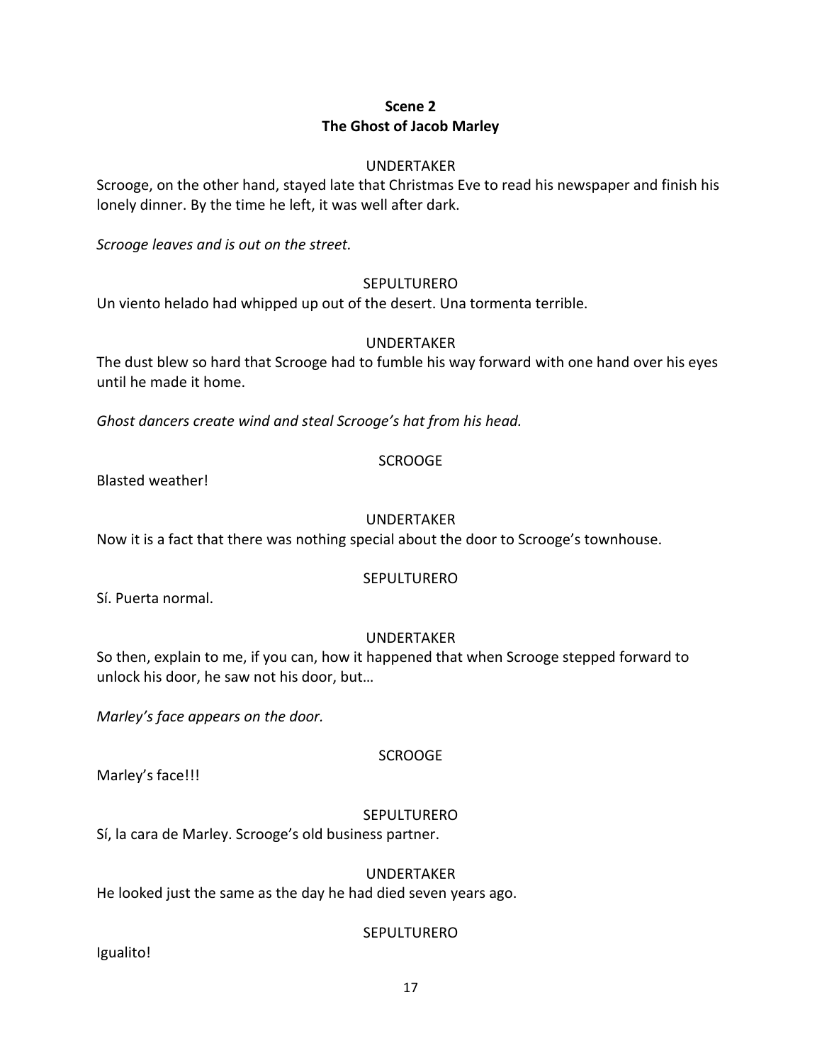**Scene 2**
**The Ghost of Jacob Marley**

UNDERTAKER

Scrooge, on the other hand, stayed late that Christmas Eve to read his newspaper and finish his lonely dinner. By the time he left, it was well after dark.

*Scrooge leaves and is out on the street.*

SEPULTURERO

Un viento helado had whipped up out of the desert. Una tormenta terrible.

UNDERTAKER

The dust blew so hard that Scrooge had to fumble his way forward with one hand over his eyes until he made it home.

*Ghost dancers create wind and steal Scrooge's hat from his head.*

SCROOGE

Blasted weather!

UNDERTAKER

Now it is a fact that there was nothing special about the door to Scrooge's townhouse.

SEPULTURERO

Sí. Puerta normal.

UNDERTAKER

So then, explain to me, if you can, how it happened that when Scrooge stepped forward to unlock his door, he saw not his door, but…

*Marley's face appears on the door.*

SCROOGE

Marley's face!!!

SEPULTURERO

Sí, la cara de Marley. Scrooge's old business partner.

UNDERTAKER

He looked just the same as the day he had died seven years ago.

SEPULTURERO

Igualito!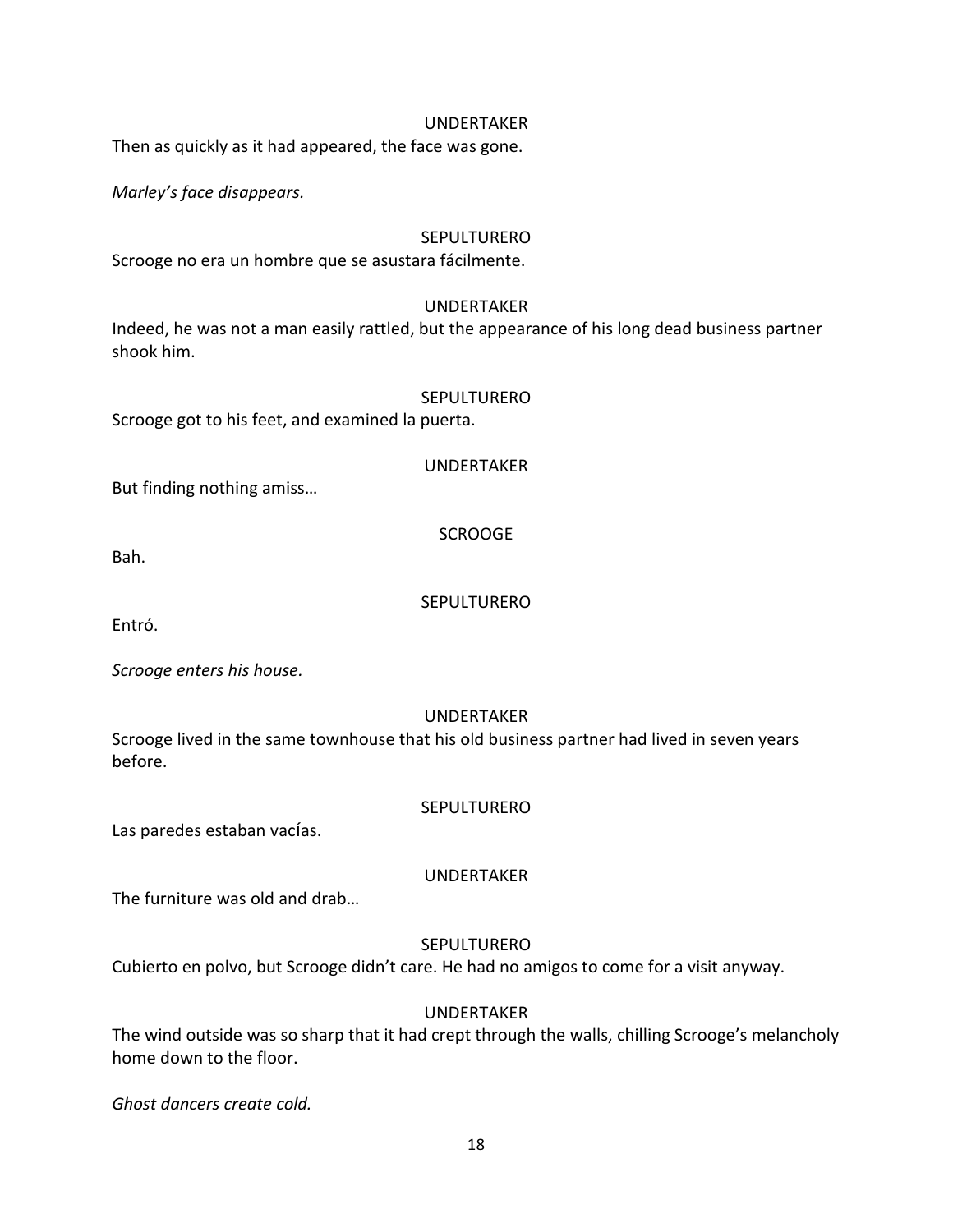UNDERTAKER

Then as quickly as it had appeared, the face was gone.

*Marley's face disappears.*

SEPULTURERO

Scrooge no era un hombre que se asustara fácilmente.

UNDERTAKER

Indeed, he was not a man easily rattled, but the appearance of his long dead business partner shook him.

SEPULTURERO

Scrooge got to his feet, and examined la puerta.

UNDERTAKER

But finding nothing amiss…

SCROOGE

Bah.

SEPULTURERO

Entró.

*Scrooge enters his house.*

UNDERTAKER

Scrooge lived in the same townhouse that his old business partner had lived in seven years before.

SEPULTURERO

Las paredes estaban vacías.

UNDERTAKER

The furniture was old and drab…

SEPULTURERO

Cubierto en polvo, but Scrooge didn't care. He had no amigos to come for a visit anyway.

UNDERTAKER

The wind outside was so sharp that it had crept through the walls, chilling Scrooge's melancholy home down to the floor.

*Ghost dancers create cold.*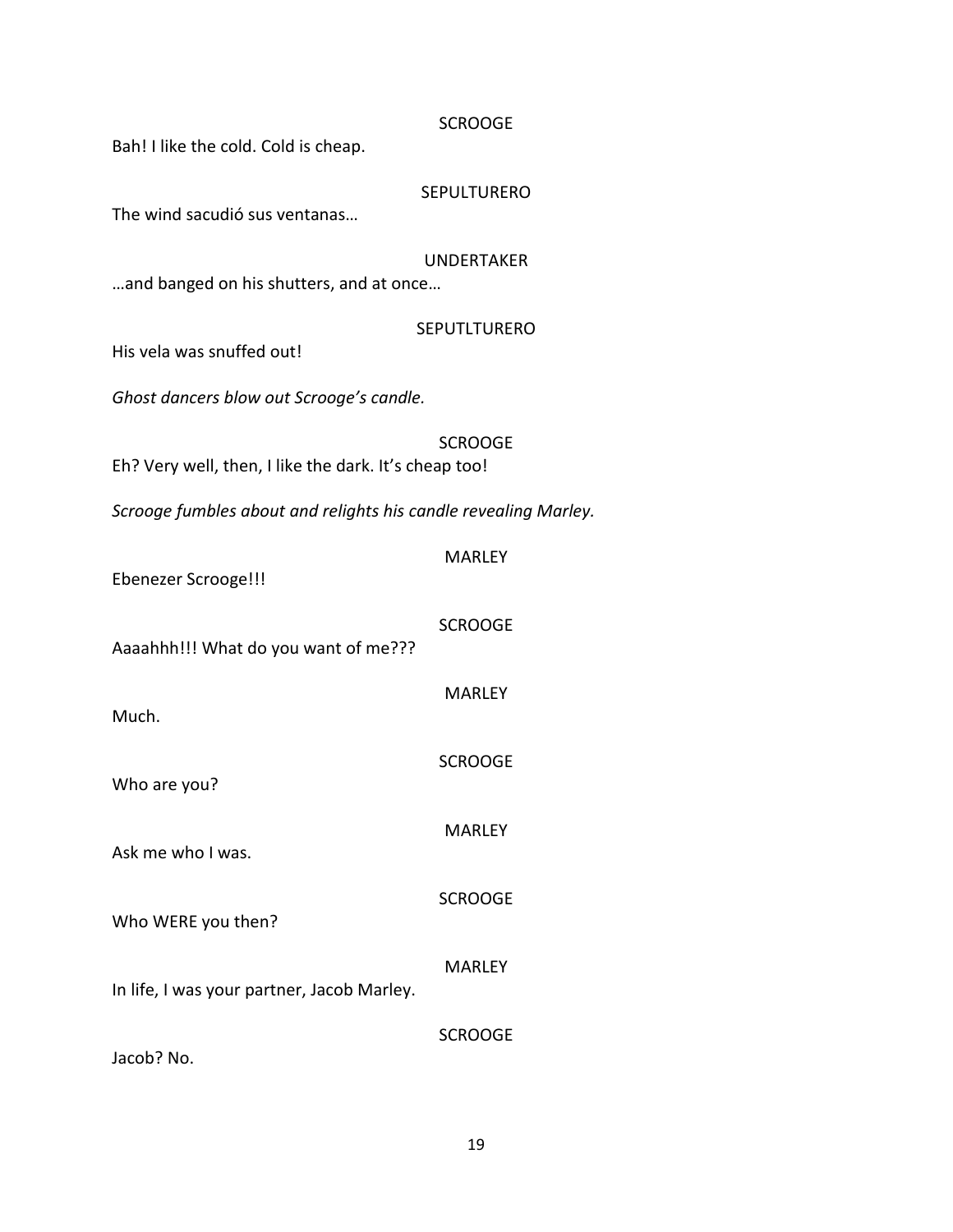SCROOGE

Bah! I like the cold. Cold is cheap.

SEPULTURERO

The wind sacudió sus ventanas…

UNDERTAKER

…and banged on his shutters, and at once…

SEPUTLTURERO

His vela was snuffed out!

*Ghost dancers blow out Scrooge's candle.*

SCROOGE

Eh? Very well, then, I like the dark. It's cheap too!

*Scrooge fumbles about and relights his candle revealing Marley.*

MARLEY

Ebenezer Scrooge!!!

SCROOGE

Aaaahhh!!! What do you want of me???

MARLEY

Much.

SCROOGE

Who are you?

MARLEY

Ask me who I was.

SCROOGE

Who WERE you then?

MARLEY

In life, I was your partner, Jacob Marley.

SCROOGE

Jacob? No.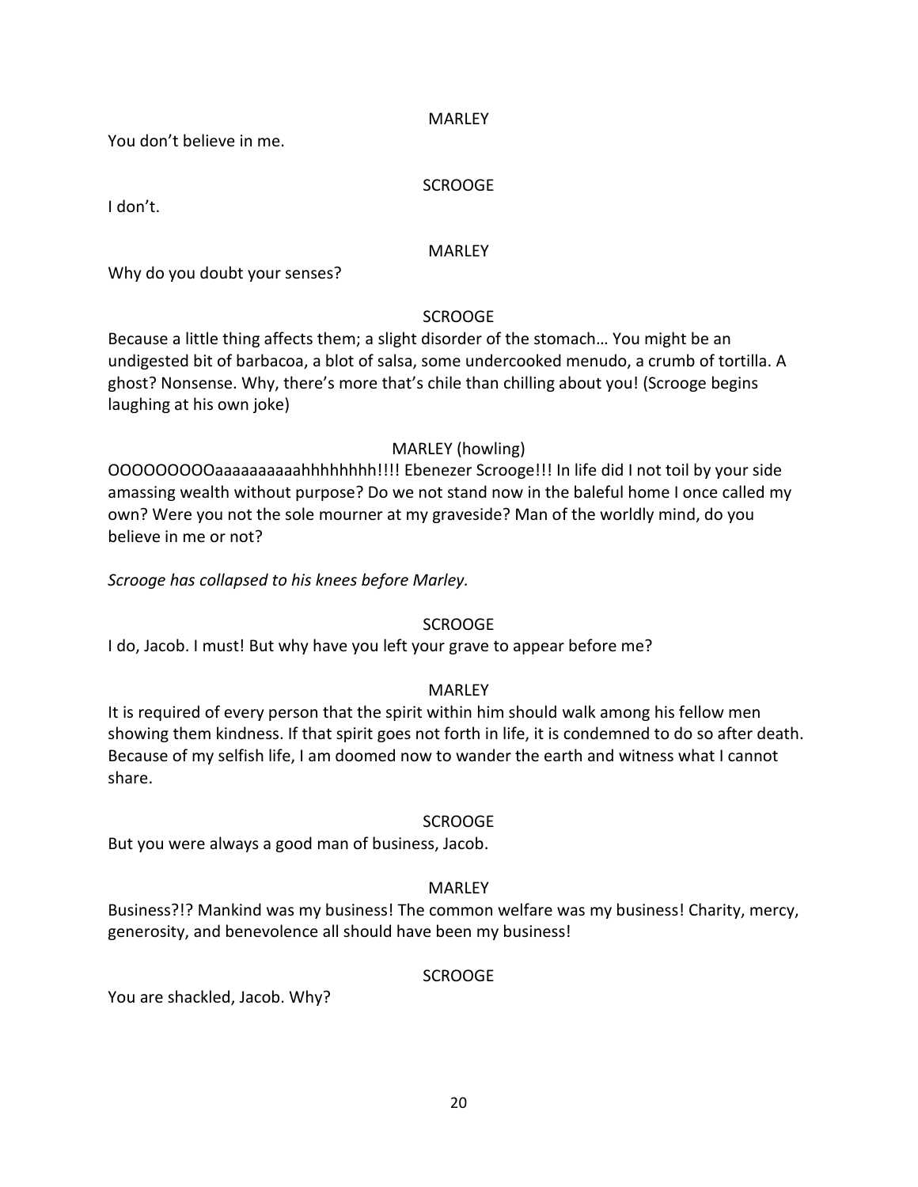MARLEY

You don't believe in me.

SCROOGE

I don't.

MARLEY

Why do you doubt your senses?

SCROOGE

Because a little thing affects them; a slight disorder of the stomach… You might be an undigested bit of barbacoa, a blot of salsa, some undercooked menudo, a crumb of tortilla. A ghost? Nonsense. Why, there's more that's chile than chilling about you! (Scrooge begins laughing at his own joke)

MARLEY (howling)

OOOOOOOOOaaaaaaaaaaahhhhhhhh!!!! Ebenezer Scrooge!!! In life did I not toil by your side amassing wealth without purpose? Do we not stand now in the baleful home I once called my own? Were you not the sole mourner at my graveside? Man of the worldly mind, do you believe in me or not?

*Scrooge has collapsed to his knees before Marley.*

SCROOGE

I do, Jacob. I must! But why have you left your grave to appear before me?

MARLEY

It is required of every person that the spirit within him should walk among his fellow men showing them kindness. If that spirit goes not forth in life, it is condemned to do so after death. Because of my selfish life, I am doomed now to wander the earth and witness what I cannot share.

SCROOGE

But you were always a good man of business, Jacob.

MARLEY

Business?!? Mankind was my business! The common welfare was my business! Charity, mercy, generosity, and benevolence all should have been my business!

SCROOGE

You are shackled, Jacob. Why?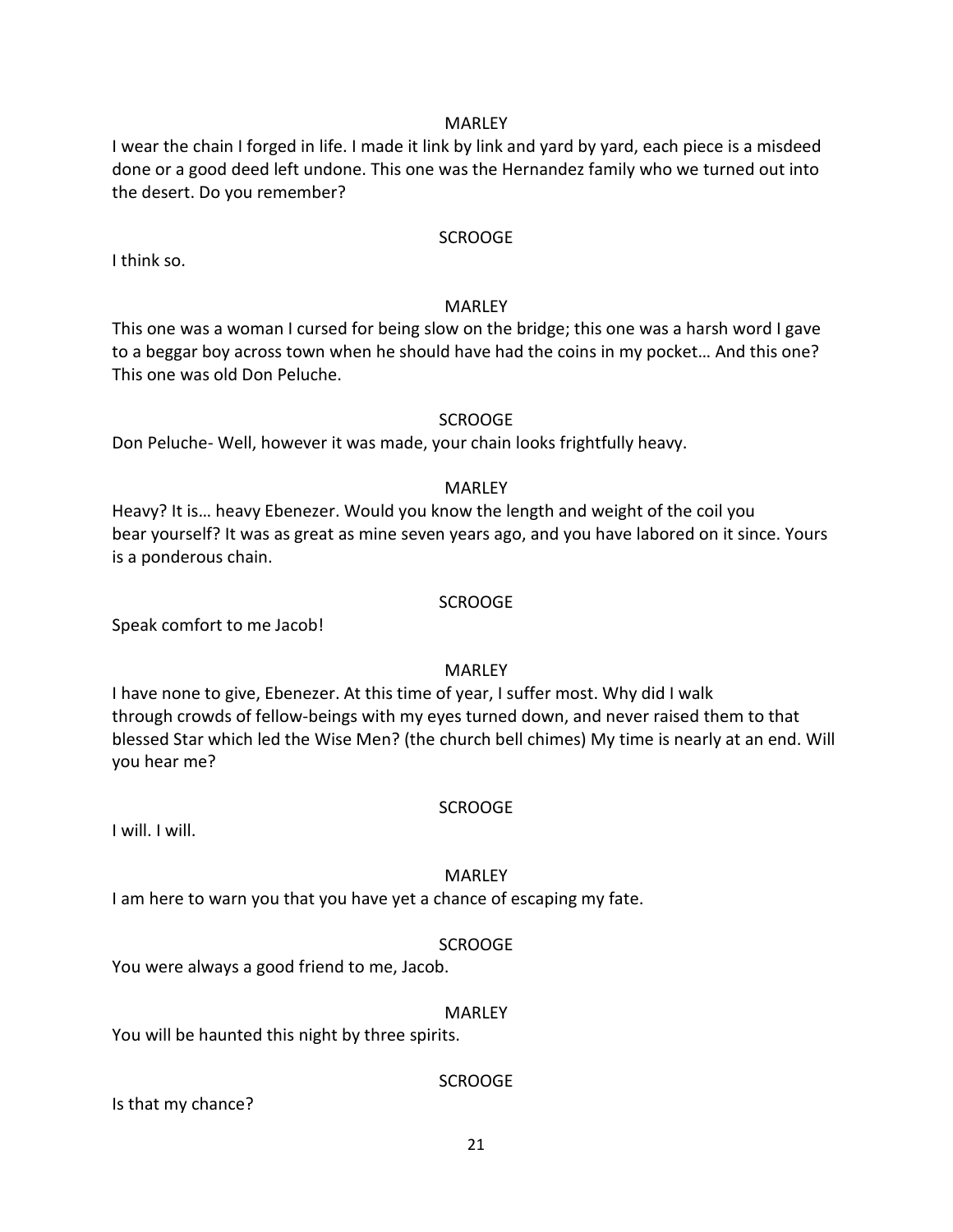MARLEY

I wear the chain I forged in life. I made it link by link and yard by yard, each piece is a misdeed done or a good deed left undone. This one was the Hernandez family who we turned out into the desert. Do you remember?

SCROOGE

I think so.

MARLEY

This one was a woman I cursed for being slow on the bridge; this one was a harsh word I gave to a beggar boy across town when he should have had the coins in my pocket… And this one? This one was old Don Peluche.

SCROOGE

Don Peluche- Well, however it was made, your chain looks frightfully heavy.

MARLEY

Heavy? It is… heavy Ebenezer. Would you know the length and weight of the coil you bear yourself? It was as great as mine seven years ago, and you have labored on it since. Yours is a ponderous chain.

SCROOGE

Speak comfort to me Jacob!

MARLEY

I have none to give, Ebenezer. At this time of year, I suffer most. Why did I walk through crowds of fellow-beings with my eyes turned down, and never raised them to that blessed Star which led the Wise Men? (the church bell chimes) My time is nearly at an end. Will you hear me?

SCROOGE

I will. I will.

MARLEY

I am here to warn you that you have yet a chance of escaping my fate.

SCROOGE

You were always a good friend to me, Jacob.

MARLEY

You will be haunted this night by three spirits.

SCROOGE

Is that my chance?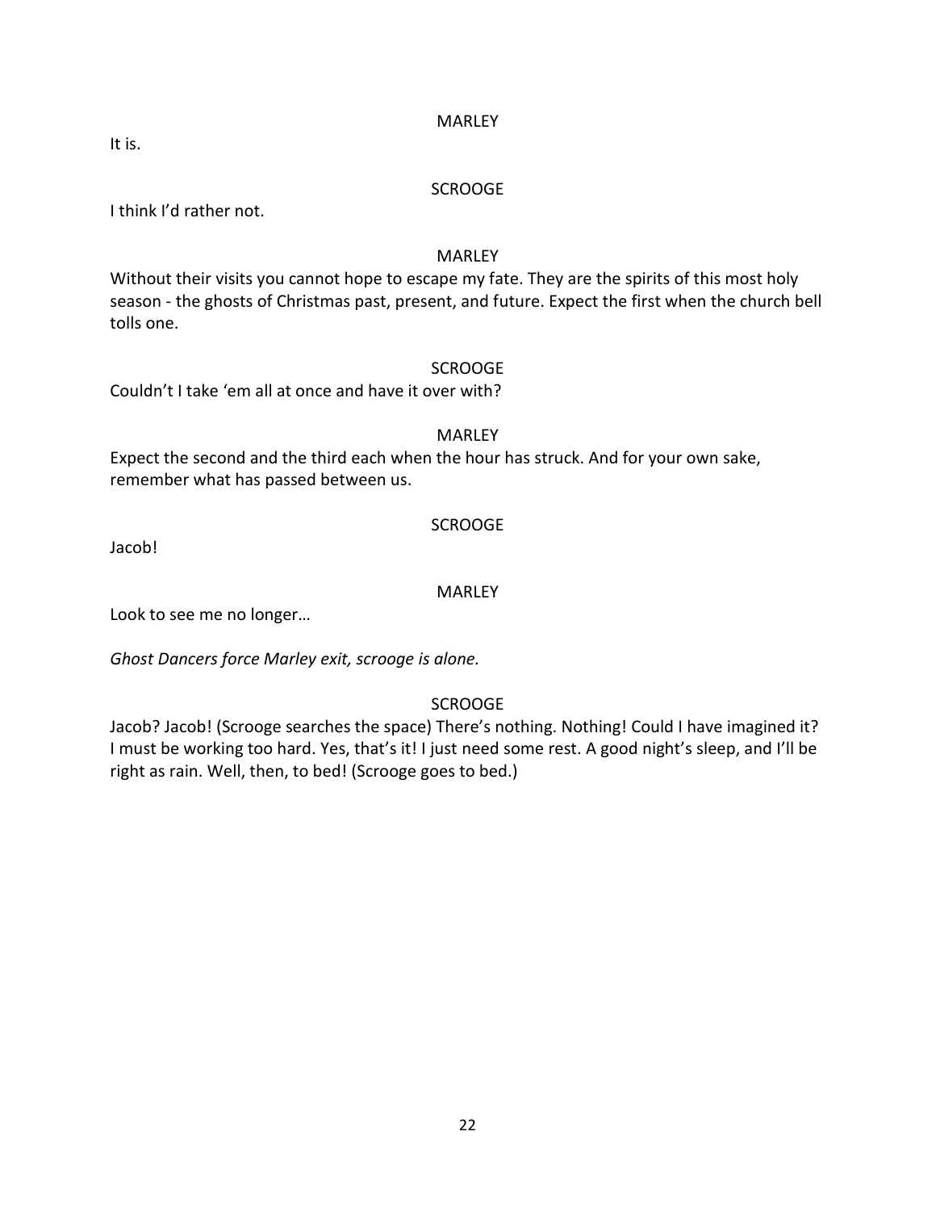MARLEY

It is.

SCROOGE

I think I'd rather not.

MARLEY

Without their visits you cannot hope to escape my fate. They are the spirits of this most holy season - the ghosts of Christmas past, present, and future. Expect the first when the church bell tolls one.

SCROOGE

Couldn't I take 'em all at once and have it over with?

MARLEY

Expect the second and the third each when the hour has struck. And for your own sake, remember what has passed between us.

SCROOGE

Jacob!

MARLEY

Look to see me no longer…

*Ghost Dancers force Marley exit, scrooge is alone.*

SCROOGE

Jacob? Jacob! (Scrooge searches the space) There's nothing. Nothing! Could I have imagined it? I must be working too hard. Yes, that's it! I just need some rest. A good night's sleep, and I'll be right as rain. Well, then, to bed! (Scrooge goes to bed.)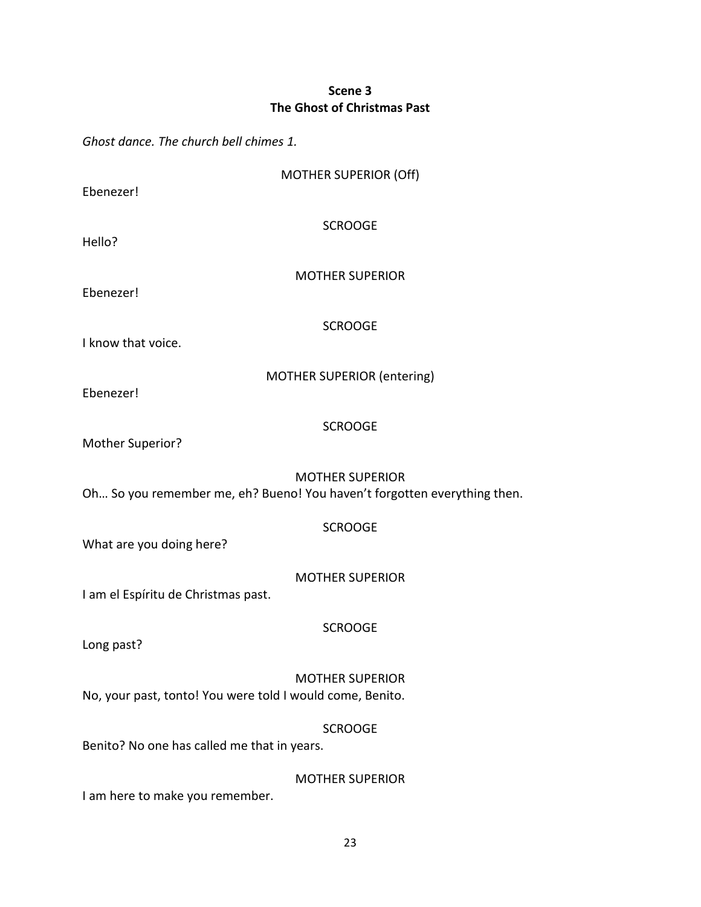**Scene 3**
**The Ghost of Christmas Past**

*Ghost dance. The church bell chimes 1.*

MOTHER SUPERIOR (Off)

Ebenezer!

SCROOGE

Hello?

MOTHER SUPERIOR

Ebenezer!

SCROOGE

I know that voice.

MOTHER SUPERIOR (entering)

Ebenezer!

SCROOGE

Mother Superior?

MOTHER SUPERIOR

Oh… So you remember me, eh? Bueno! You haven't forgotten everything then.

SCROOGE

What are you doing here?

MOTHER SUPERIOR

I am el Espíritu de Christmas past.

SCROOGE

Long past?

MOTHER SUPERIOR

No, your past, tonto! You were told I would come, Benito.

SCROOGE

Benito? No one has called me that in years.

MOTHER SUPERIOR

I am here to make you remember.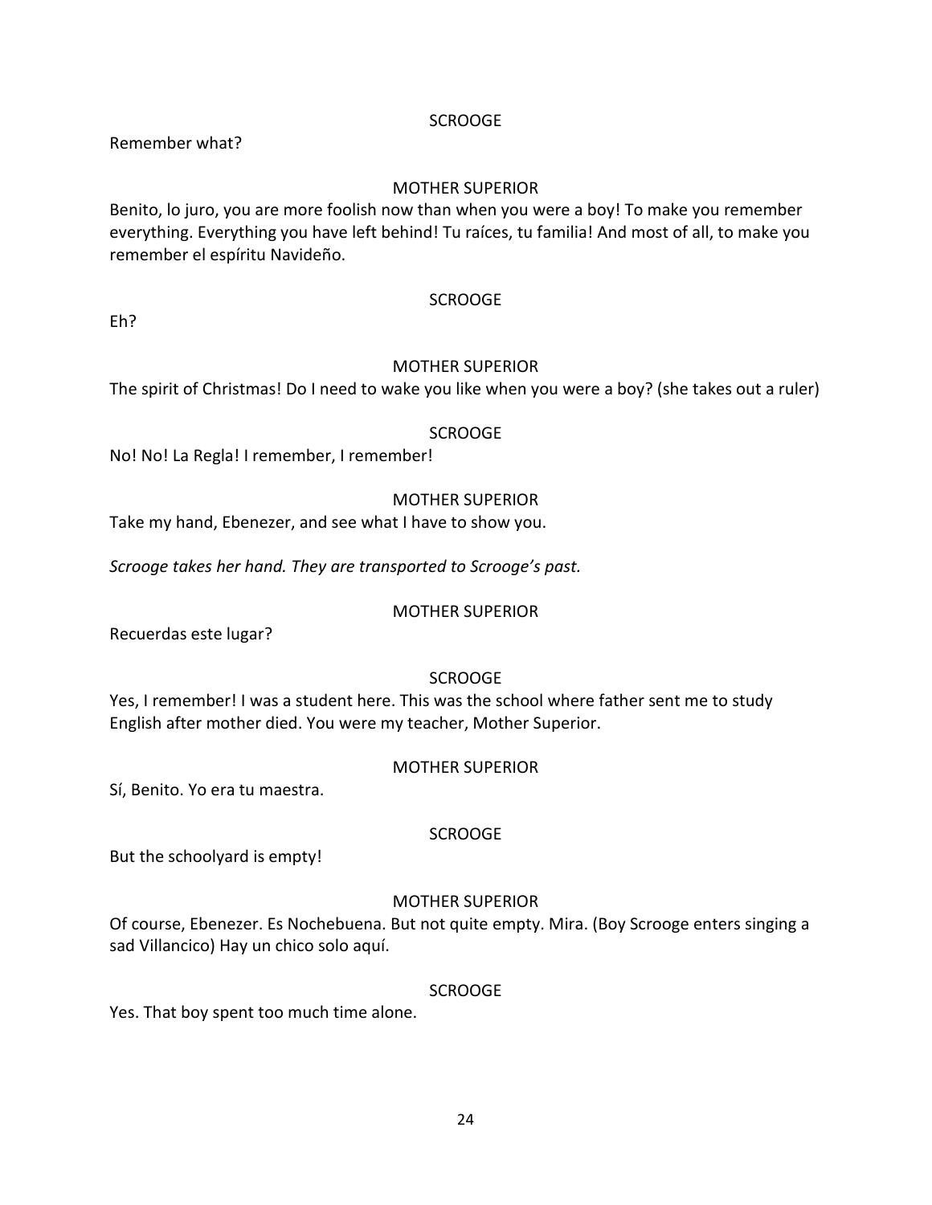SCROOGE

Remember what?

MOTHER SUPERIOR

Benito, lo juro, you are more foolish now than when you were a boy! To make you remember everything. Everything you have left behind! Tu raíces, tu familia! And most of all, to make you remember el espíritu Navideño.

SCROOGE

Eh?

MOTHER SUPERIOR

The spirit of Christmas! Do I need to wake you like when you were a boy? (she takes out a ruler)

SCROOGE

No! No! La Regla! I remember, I remember!

MOTHER SUPERIOR

Take my hand, Ebenezer, and see what I have to show you.

*Scrooge takes her hand. They are transported to Scrooge's past.*

MOTHER SUPERIOR

Recuerdas este lugar?

SCROOGE

Yes, I remember! I was a student here. This was the school where father sent me to study English after mother died. You were my teacher, Mother Superior.

MOTHER SUPERIOR

Sí, Benito. Yo era tu maestra.

SCROOGE

But the schoolyard is empty!

MOTHER SUPERIOR

Of course, Ebenezer. Es Nochebuena. But not quite empty. Mira. (Boy Scrooge enters singing a sad Villancico) Hay un chico solo aquí.

SCROOGE

Yes. That boy spent too much time alone.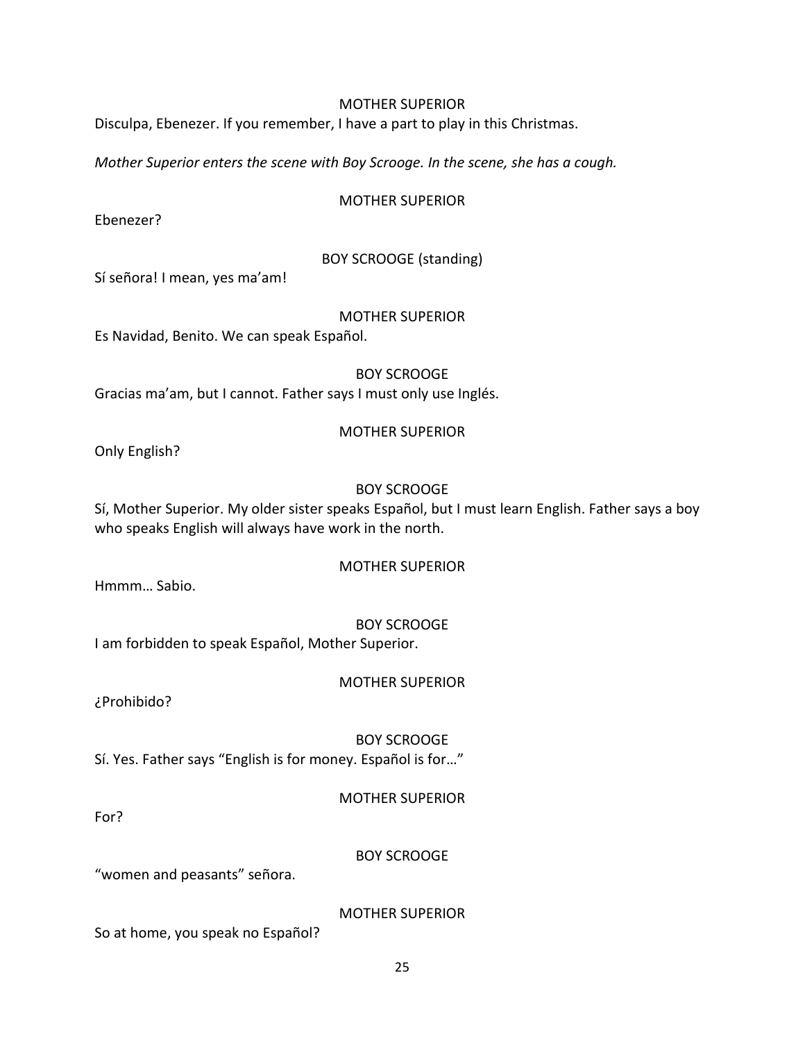MOTHER SUPERIOR

Disculpa, Ebenezer. If you remember, I have a part to play in this Christmas.

*Mother Superior enters the scene with Boy Scrooge. In the scene, she has a cough.*

MOTHER SUPERIOR

Ebenezer?

BOY SCROOGE (standing)

Sí señora! I mean, yes ma'am!

MOTHER SUPERIOR

Es Navidad, Benito. We can speak Español.

BOY SCROOGE

Gracias ma'am, but I cannot. Father says I must only use Inglés.

MOTHER SUPERIOR

Only English?

BOY SCROOGE

Sí, Mother Superior. My older sister speaks Español, but I must learn English. Father says a boy who speaks English will always have work in the north.

MOTHER SUPERIOR

Hmmm… Sabio.

BOY SCROOGE

I am forbidden to speak Español, Mother Superior.

MOTHER SUPERIOR

¿Prohibido?

BOY SCROOGE

Sí. Yes. Father says "English is for money. Español is for…"

MOTHER SUPERIOR

For?

BOY SCROOGE

"women and peasants" señora.

MOTHER SUPERIOR

So at home, you speak no Español?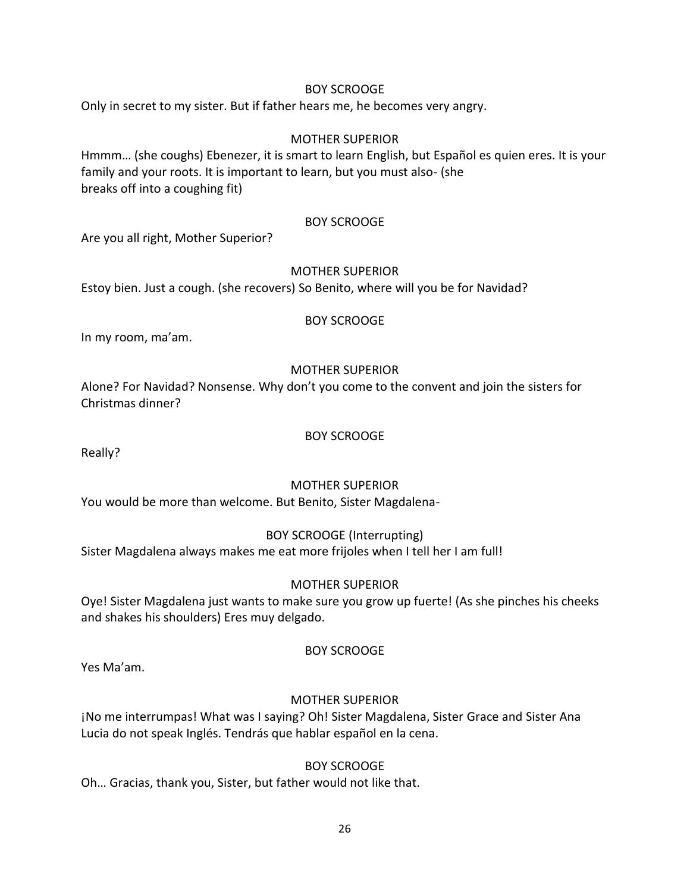BOY SCROOGE

Only in secret to my sister. But if father hears me, he becomes very angry.

MOTHER SUPERIOR

Hmmm… (she coughs) Ebenezer, it is smart to learn English, but Español es quien eres. It is your family and your roots. It is important to learn, but you must also- (she breaks off into a coughing fit)

BOY SCROOGE

Are you all right, Mother Superior?

MOTHER SUPERIOR

Estoy bien. Just a cough. (she recovers) So Benito, where will you be for Navidad?

BOY SCROOGE

In my room, ma'am.

MOTHER SUPERIOR

Alone? For Navidad? Nonsense. Why don't you come to the convent and join the sisters for Christmas dinner?

BOY SCROOGE

Really?

MOTHER SUPERIOR

You would be more than welcome. But Benito, Sister Magdalena-

BOY SCROOGE (Interrupting)

Sister Magdalena always makes me eat more frijoles when I tell her I am full!

MOTHER SUPERIOR

Oye! Sister Magdalena just wants to make sure you grow up fuerte! (As she pinches his cheeks and shakes his shoulders) Eres muy delgado.

BOY SCROOGE

Yes Ma'am.

MOTHER SUPERIOR

¡No me interrumpas! What was I saying? Oh! Sister Magdalena, Sister Grace and Sister Ana Lucia do not speak Inglés. Tendrás que hablar español en la cena.

BOY SCROOGE

Oh… Gracias, thank you, Sister, but father would not like that.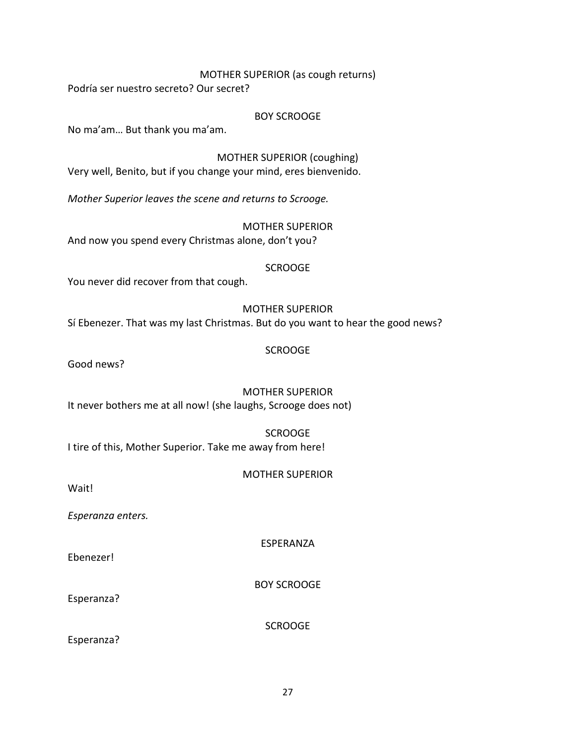MOTHER SUPERIOR (as cough returns)

Podría ser nuestro secreto? Our secret?

BOY SCROOGE

No ma'am… But thank you ma'am.

MOTHER SUPERIOR (coughing)

Very well, Benito, but if you change your mind, eres bienvenido.

*Mother Superior leaves the scene and returns to Scrooge.*

MOTHER SUPERIOR

And now you spend every Christmas alone, don't you?

SCROOGE

You never did recover from that cough.

MOTHER SUPERIOR

Sí Ebenezer. That was my last Christmas. But do you want to hear the good news?

SCROOGE

Good news?

MOTHER SUPERIOR

It never bothers me at all now! (she laughs, Scrooge does not)

SCROOGE

I tire of this, Mother Superior. Take me away from here!

MOTHER SUPERIOR

Wait!

*Esperanza enters.*

ESPERANZA

Ebenezer!

BOY SCROOGE

Esperanza?

SCROOGE

Esperanza?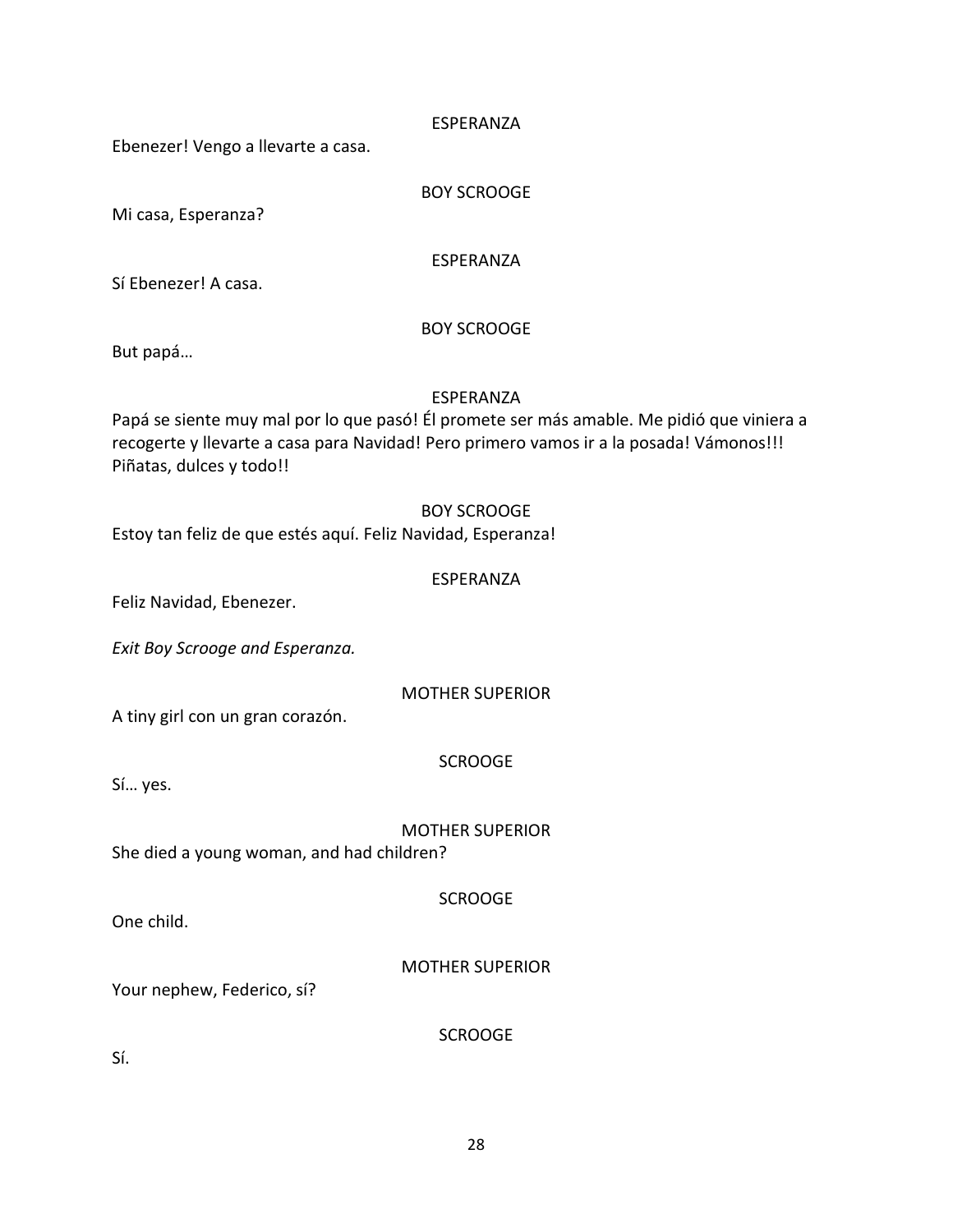ESPERANZA

Ebenezer! Vengo a llevarte a casa.

BOY SCROOGE

Mi casa, Esperanza?

ESPERANZA

Sí Ebenezer! A casa.

BOY SCROOGE

But papá…

ESPERANZA

Papá se siente muy mal por lo que pasó! Él promete ser más amable. Me pidió que viniera a recogerte y llevarte a casa para Navidad! Pero primero vamos ir a la posada! Vámonos!!! Piñatas, dulces y todo!!

BOY SCROOGE

Estoy tan feliz de que estés aquí. Feliz Navidad, Esperanza!

ESPERANZA

Feliz Navidad, Ebenezer.

*Exit Boy Scrooge and Esperanza.*

MOTHER SUPERIOR

A tiny girl con un gran corazón.

SCROOGE

Sí… yes.

MOTHER SUPERIOR

She died a young woman, and had children?

SCROOGE

One child.

MOTHER SUPERIOR

Your nephew, Federico, sí?

SCROOGE

Sí.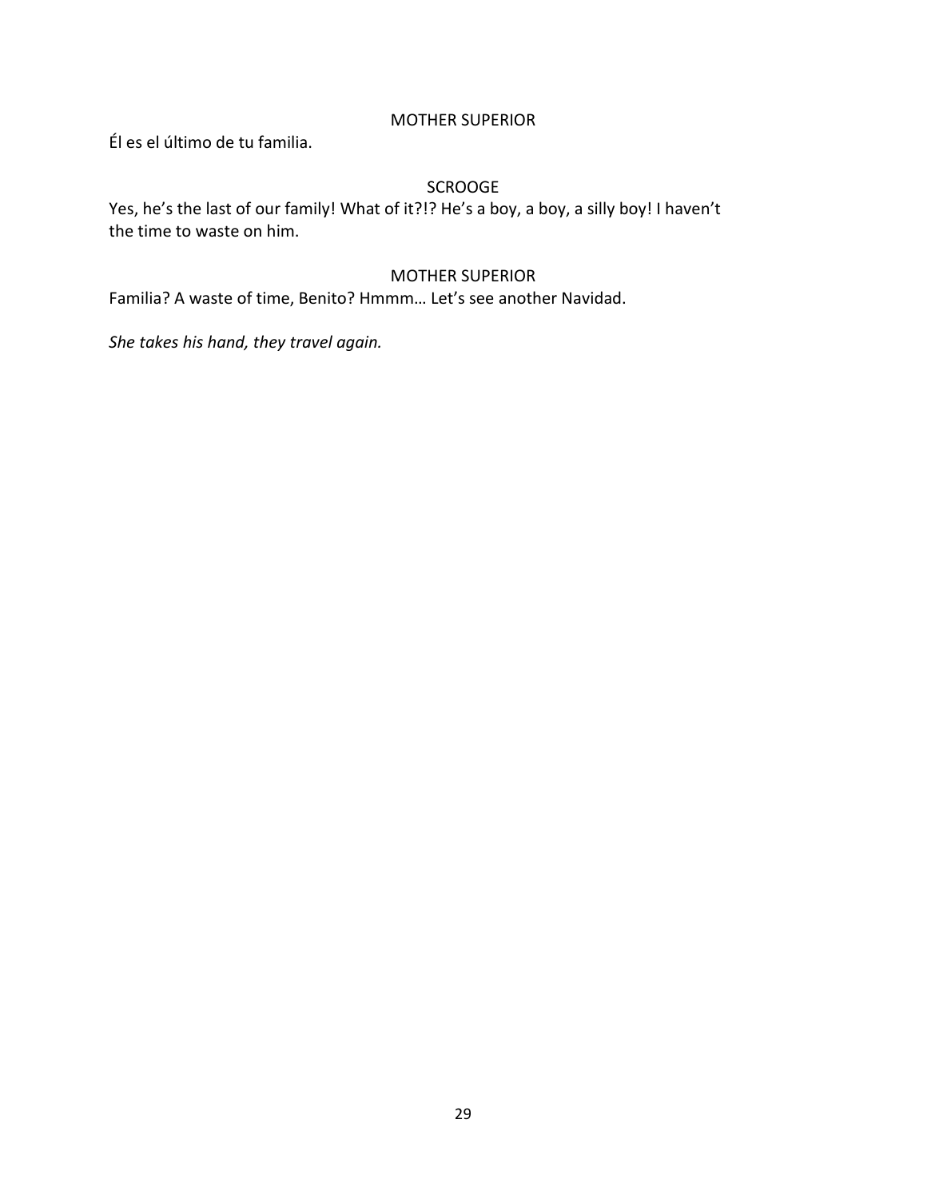MOTHER SUPERIOR

Él es el último de tu familia.

SCROOGE

Yes, he's the last of our family! What of it?!? He's a boy, a boy, a silly boy! I haven't the time to waste on him.

MOTHER SUPERIOR

Familia? A waste of time, Benito? Hmmm… Let's see another Navidad.

*She takes his hand, they travel again.*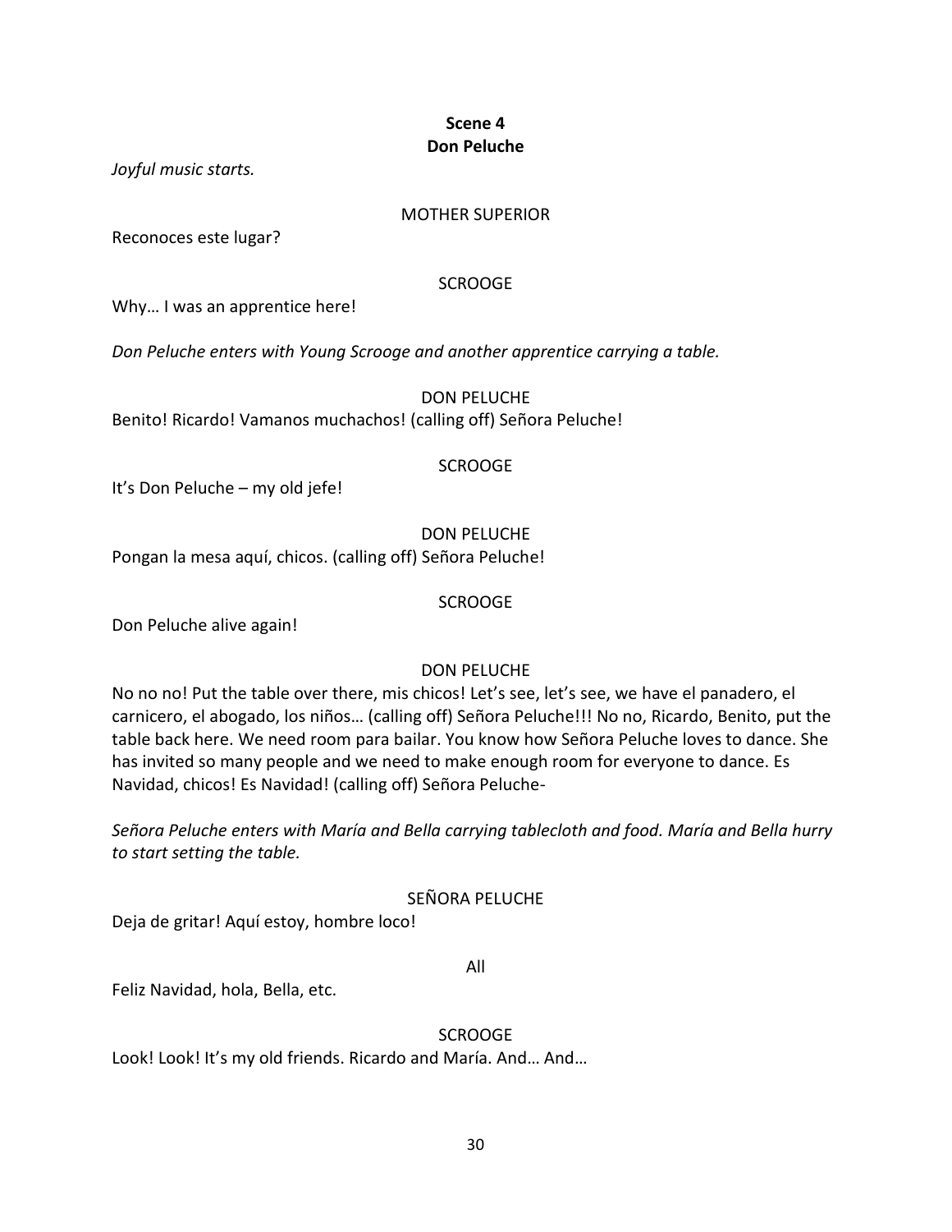**Scene 4**
**Don Peluche**

*Joyful music starts.*

MOTHER SUPERIOR

Reconoces este lugar?

SCROOGE

Why… I was an apprentice here!

*Don Peluche enters with Young Scrooge and another apprentice carrying a table.*

DON PELUCHE

Benito! Ricardo! Vamanos muchachos! (calling off) Señora Peluche!

SCROOGE

It's Don Peluche – my old jefe!

DON PELUCHE

Pongan la mesa aquí, chicos. (calling off) Señora Peluche!

SCROOGE

Don Peluche alive again!

DON PELUCHE

No no no! Put the table over there, mis chicos! Let's see, let's see, we have el panadero, el carnicero, el abogado, los niños… (calling off) Señora Peluche!!! No no, Ricardo, Benito, put the table back here. We need room para bailar. You know how Señora Peluche loves to dance. She has invited so many people and we need to make enough room for everyone to dance. Es Navidad, chicos! Es Navidad! (calling off) Señora Peluche-

*Señora Peluche enters with María and Bella carrying tablecloth and food. María and Bella hurry to start setting the table.*

SEÑORA PELUCHE

Deja de gritar! Aquí estoy, hombre loco!

All

Feliz Navidad, hola, Bella, etc.

SCROOGE

Look! Look! It's my old friends. Ricardo and María. And… And…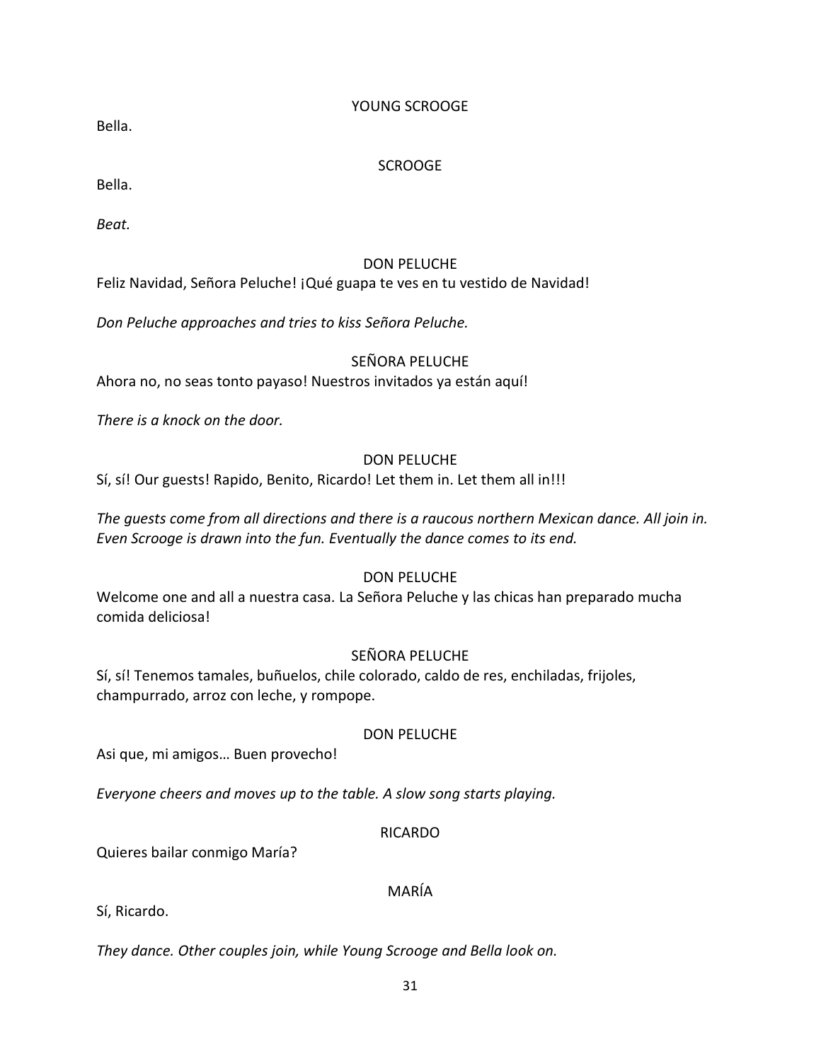YOUNG SCROOGE

Bella.

SCROOGE

Bella.

*Beat.*

DON PELUCHE

Feliz Navidad, Señora Peluche! ¡Qué guapa te ves en tu vestido de Navidad!

*Don Peluche approaches and tries to kiss Señora Peluche.*

SEÑORA PELUCHE

Ahora no, no seas tonto payaso! Nuestros invitados ya están aquí!

*There is a knock on the door.*

DON PELUCHE

Sí, sí! Our guests! Rapido, Benito, Ricardo! Let them in. Let them all in!!!

*The guests come from all directions and there is a raucous northern Mexican dance. All join in. Even Scrooge is drawn into the fun. Eventually the dance comes to its end.*

DON PELUCHE

Welcome one and all a nuestra casa. La Señora Peluche y las chicas han preparado mucha comida deliciosa!

SEÑORA PELUCHE

Sí, sí! Tenemos tamales, buñuelos, chile colorado, caldo de res, enchiladas, frijoles, champurrado, arroz con leche, y rompope.

DON PELUCHE

Asi que, mi amigos… Buen provecho!

*Everyone cheers and moves up to the table. A slow song starts playing.*

RICARDO

Quieres bailar conmigo María?

MARÍA

Sí, Ricardo.

*They dance. Other couples join, while Young Scrooge and Bella look on.*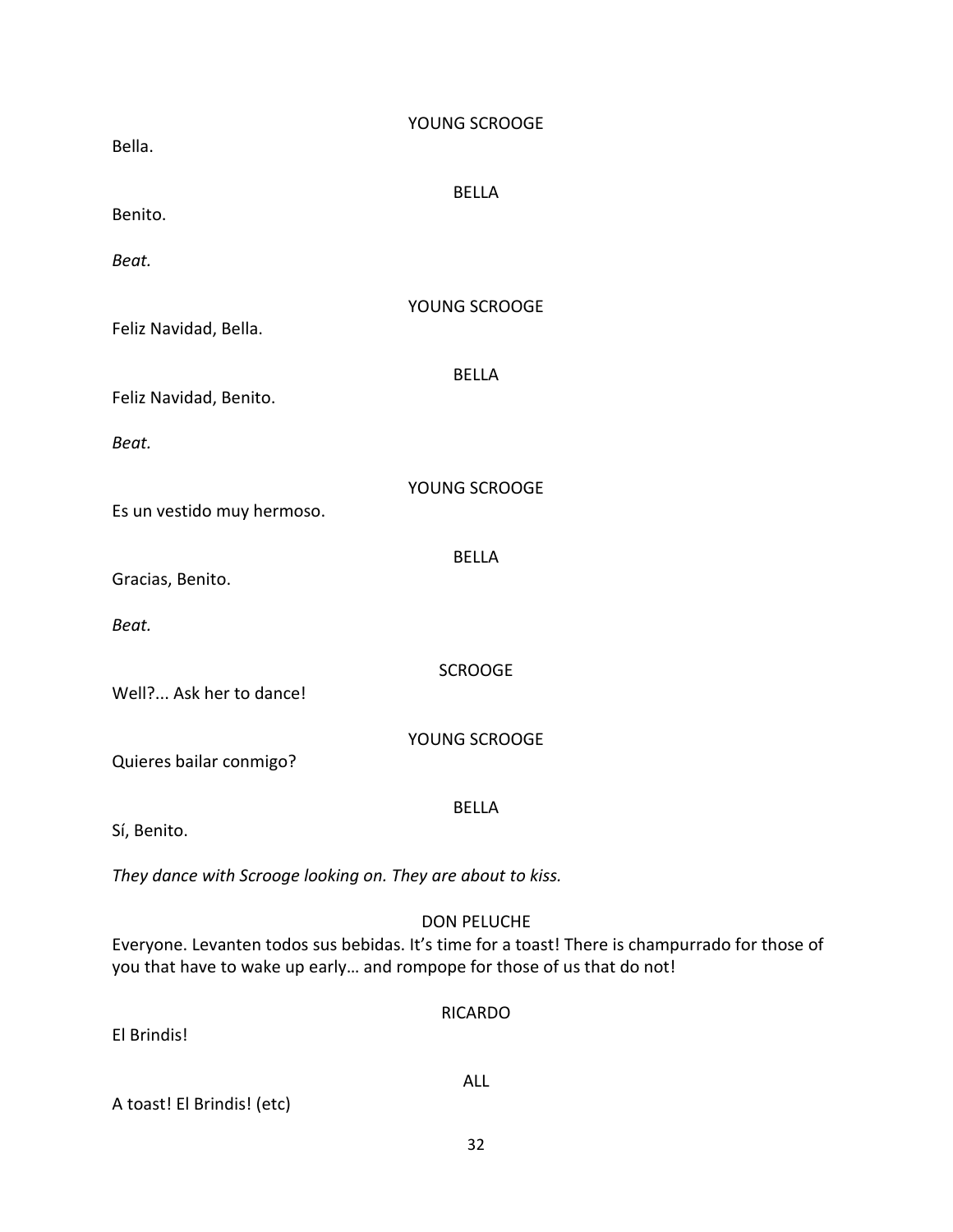YOUNG SCROOGE

Bella.

BELLA

Benito.

*Beat.*

YOUNG SCROOGE

Feliz Navidad, Bella.

BELLA

Feliz Navidad, Benito.

*Beat.*

YOUNG SCROOGE

Es un vestido muy hermoso.

BELLA

Gracias, Benito.

*Beat.*

SCROOGE

Well?... Ask her to dance!

YOUNG SCROOGE

Quieres bailar conmigo?

BELLA

Sí, Benito.

*They dance with Scrooge looking on. They are about to kiss.*

DON PELUCHE

Everyone. Levanten todos sus bebidas. It's time for a toast! There is champurrado for those of you that have to wake up early… and rompope for those of us that do not!

RICARDO

El Brindis!

ALL

A toast! El Brindis! (etc)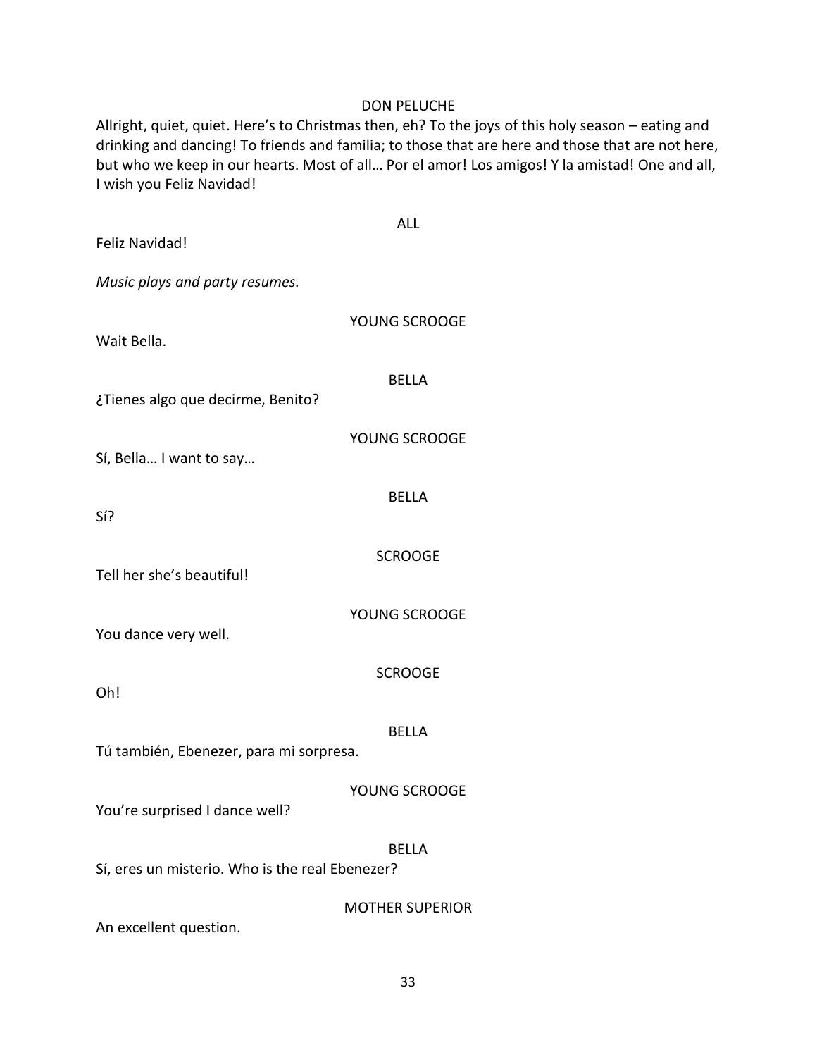DON PELUCHE

Allright, quiet, quiet. Here's to Christmas then, eh? To the joys of this holy season – eating and drinking and dancing! To friends and familia; to those that are here and those that are not here, but who we keep in our hearts. Most of all… Por el amor! Los amigos! Y la amistad! One and all, I wish you Feliz Navidad!

ALL

Feliz Navidad!

*Music plays and party resumes.*

YOUNG SCROOGE

Wait Bella.

BELLA

¿Tienes algo que decirme, Benito?

YOUNG SCROOGE

Sí, Bella… I want to say…

BELLA

Sí?

SCROOGE

Tell her she's beautiful!

YOUNG SCROOGE

You dance very well.

SCROOGE

Oh!

BELLA

Tú también, Ebenezer, para mi sorpresa.

YOUNG SCROOGE

You're surprised I dance well?

BELLA

Sí, eres un misterio. Who is the real Ebenezer?

MOTHER SUPERIOR

An excellent question.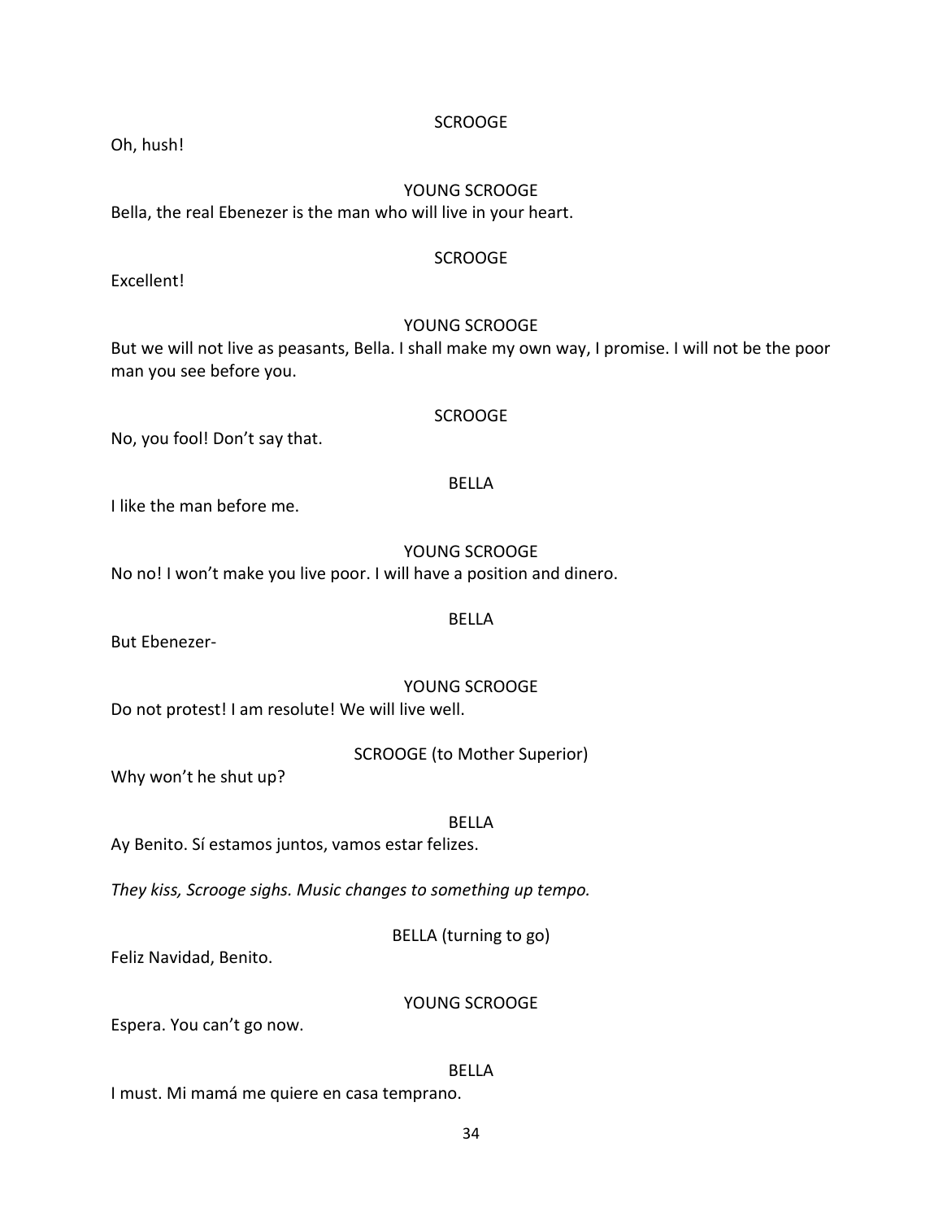SCROOGE

Oh, hush!

YOUNG SCROOGE

Bella, the real Ebenezer is the man who will live in your heart.

SCROOGE

Excellent!

YOUNG SCROOGE

But we will not live as peasants, Bella. I shall make my own way, I promise. I will not be the poor man you see before you.

SCROOGE

No, you fool! Don't say that.

BELLA

I like the man before me.

YOUNG SCROOGE

No no! I won't make you live poor. I will have a position and dinero.

BELLA

But Ebenezer-

YOUNG SCROOGE

Do not protest! I am resolute! We will live well.

SCROOGE (to Mother Superior)

Why won't he shut up?

BELLA

Ay Benito. Sí estamos juntos, vamos estar felizes.

*They kiss, Scrooge sighs. Music changes to something up tempo.*

BELLA (turning to go)

Feliz Navidad, Benito.

YOUNG SCROOGE

Espera. You can't go now.

BELLA

I must. Mi mamá me quiere en casa temprano.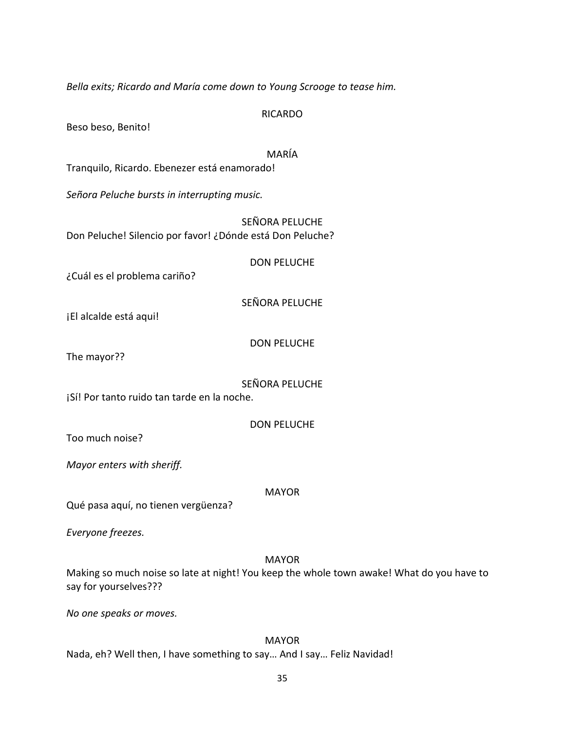*Bella exits; Ricardo and María come down to Young Scrooge to tease him.*

RICARDO

Beso beso, Benito!

MARÍA

Tranquilo, Ricardo. Ebenezer está enamorado!

*Señora Peluche bursts in interrupting music.*

SEÑORA PELUCHE

Don Peluche! Silencio por favor! ¿Dónde está Don Peluche?

DON PELUCHE

¿Cuál es el problema cariño?

SEÑORA PELUCHE

¡El alcalde está aqui!

DON PELUCHE

The mayor??

SEÑORA PELUCHE

¡Sí! Por tanto ruido tan tarde en la noche.

DON PELUCHE

Too much noise?

*Mayor enters with sheriff.*

MAYOR

Qué pasa aquí, no tienen vergüenza?

*Everyone freezes.*

MAYOR

Making so much noise so late at night! You keep the whole town awake! What do you have to say for yourselves???

*No one speaks or moves.*

MAYOR

Nada, eh? Well then, I have something to say… And I say… Feliz Navidad!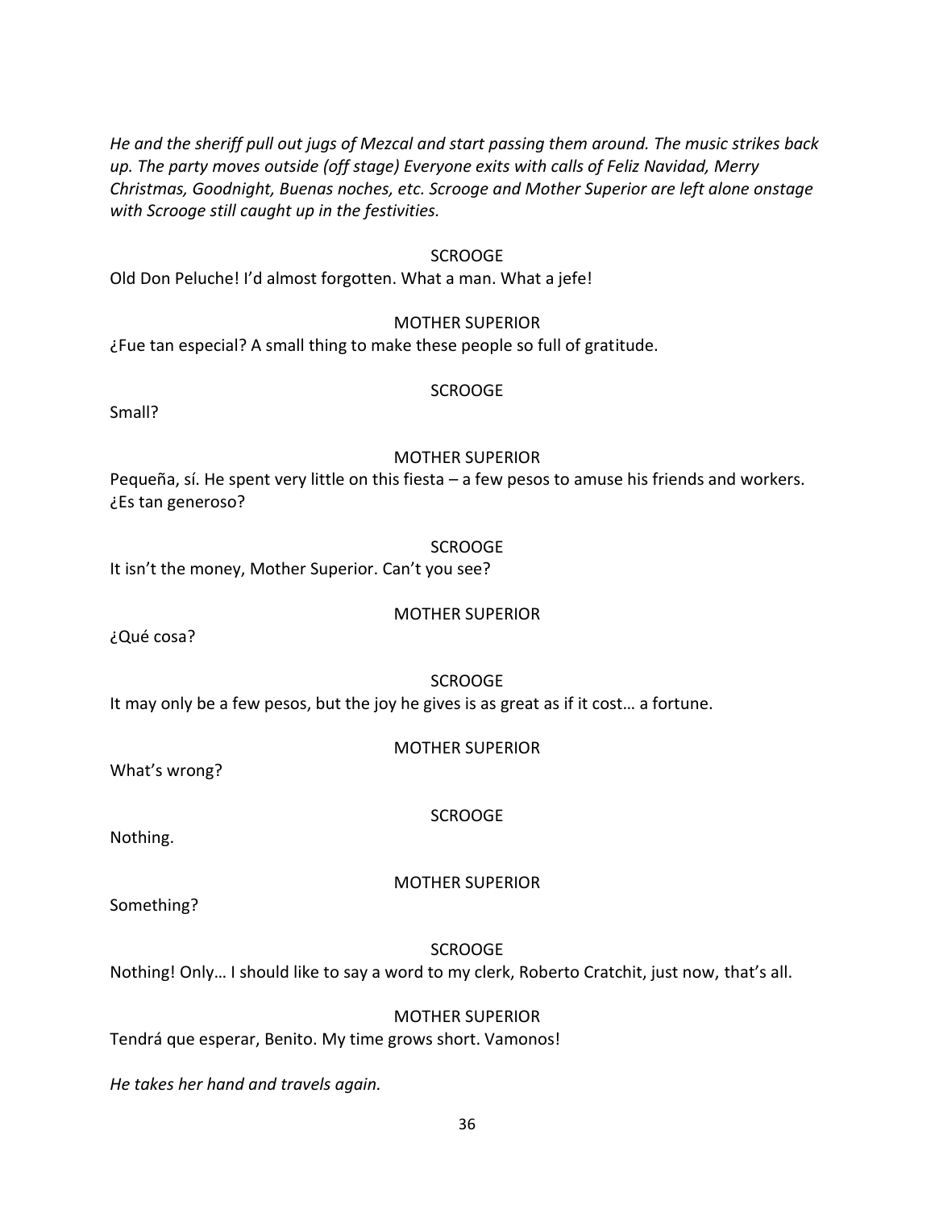*He and the sheriff pull out jugs of Mezcal and start passing them around. The music strikes back up. The party moves outside (off stage) Everyone exits with calls of Feliz Navidad, Merry Christmas, Goodnight, Buenas noches, etc. Scrooge and Mother Superior are left alone onstage with Scrooge still caught up in the festivities.*

SCROOGE

Old Don Peluche! I'd almost forgotten. What a man. What a jefe!

MOTHER SUPERIOR

¿Fue tan especial? A small thing to make these people so full of gratitude.

SCROOGE

Small?

MOTHER SUPERIOR

Pequeña, sí. He spent very little on this fiesta – a few pesos to amuse his friends and workers. ¿Es tan generoso?

SCROOGE

It isn't the money, Mother Superior. Can't you see?

MOTHER SUPERIOR

¿Qué cosa?

SCROOGE

It may only be a few pesos, but the joy he gives is as great as if it cost… a fortune.

MOTHER SUPERIOR

What's wrong?

SCROOGE

Nothing.

MOTHER SUPERIOR

Something?

SCROOGE

Nothing! Only… I should like to say a word to my clerk, Roberto Cratchit, just now, that's all.

MOTHER SUPERIOR

Tendrá que esperar, Benito. My time grows short. Vamonos!

*He takes her hand and travels again.*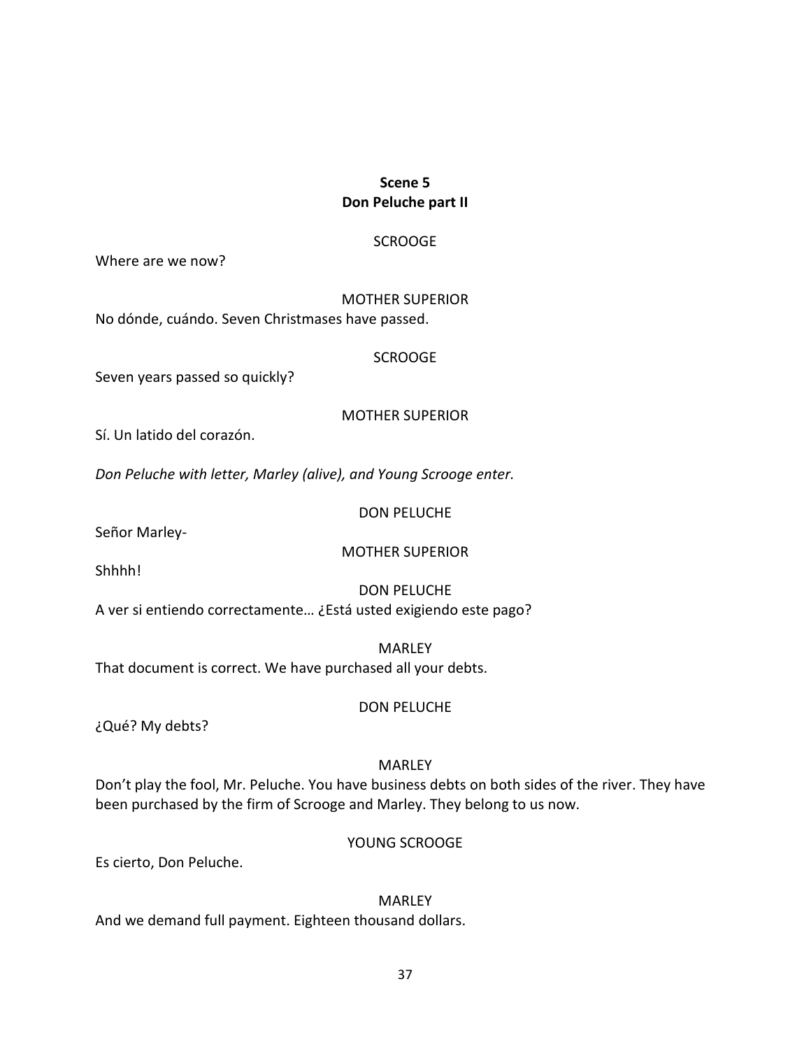**Scene 5**
**Don Peluche part II**

SCROOGE

Where are we now?

MOTHER SUPERIOR

No dónde, cuándo. Seven Christmases have passed.

SCROOGE

Seven years passed so quickly?

MOTHER SUPERIOR

Sí. Un latido del corazón.

*Don Peluche with letter, Marley (alive), and Young Scrooge enter.*

DON PELUCHE

Señor Marley-

MOTHER SUPERIOR

Shhhh!

DON PELUCHE

A ver si entiendo correctamente… ¿Está usted exigiendo este pago?

MARLEY

That document is correct. We have purchased all your debts.

DON PELUCHE

¿Qué? My debts?

MARLEY

Don't play the fool, Mr. Peluche. You have business debts on both sides of the river. They have been purchased by the firm of Scrooge and Marley. They belong to us now.

YOUNG SCROOGE

Es cierto, Don Peluche.

MARLEY

And we demand full payment. Eighteen thousand dollars.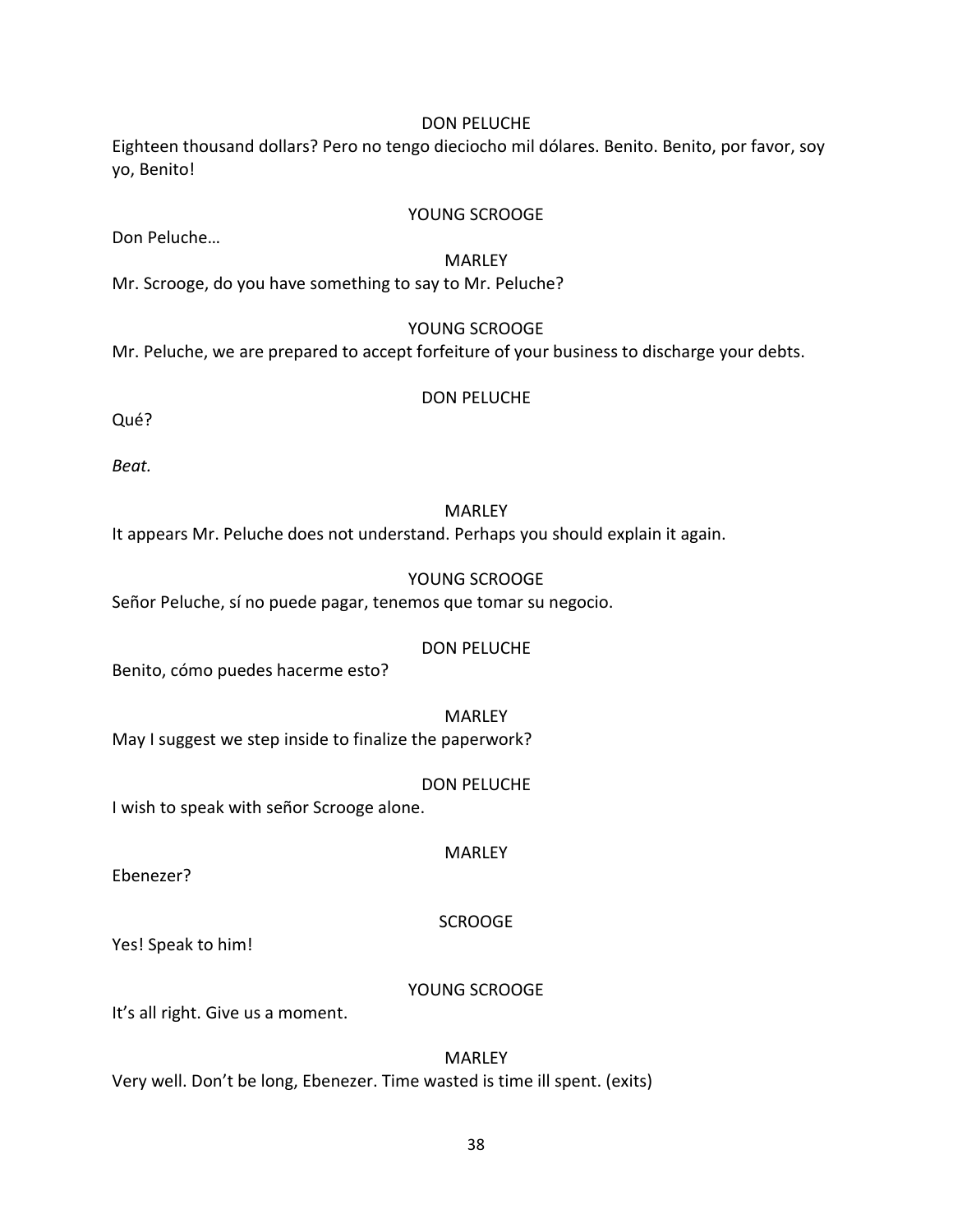DON PELUCHE

Eighteen thousand dollars? Pero no tengo dieciocho mil dólares. Benito. Benito, por favor, soy yo, Benito!

YOUNG SCROOGE

Don Peluche…

MARLEY

Mr. Scrooge, do you have something to say to Mr. Peluche?

YOUNG SCROOGE

Mr. Peluche, we are prepared to accept forfeiture of your business to discharge your debts.

DON PELUCHE

Qué?

*Beat.*

MARLEY

It appears Mr. Peluche does not understand. Perhaps you should explain it again.

YOUNG SCROOGE

Señor Peluche, sí no puede pagar, tenemos que tomar su negocio.

DON PELUCHE

Benito, cómo puedes hacerme esto?

MARLEY

May I suggest we step inside to finalize the paperwork?

DON PELUCHE

I wish to speak with señor Scrooge alone.

MARLEY

Ebenezer?

SCROOGE

Yes! Speak to him!

YOUNG SCROOGE

It's all right. Give us a moment.

MARLEY

Very well. Don't be long, Ebenezer. Time wasted is time ill spent. (exits)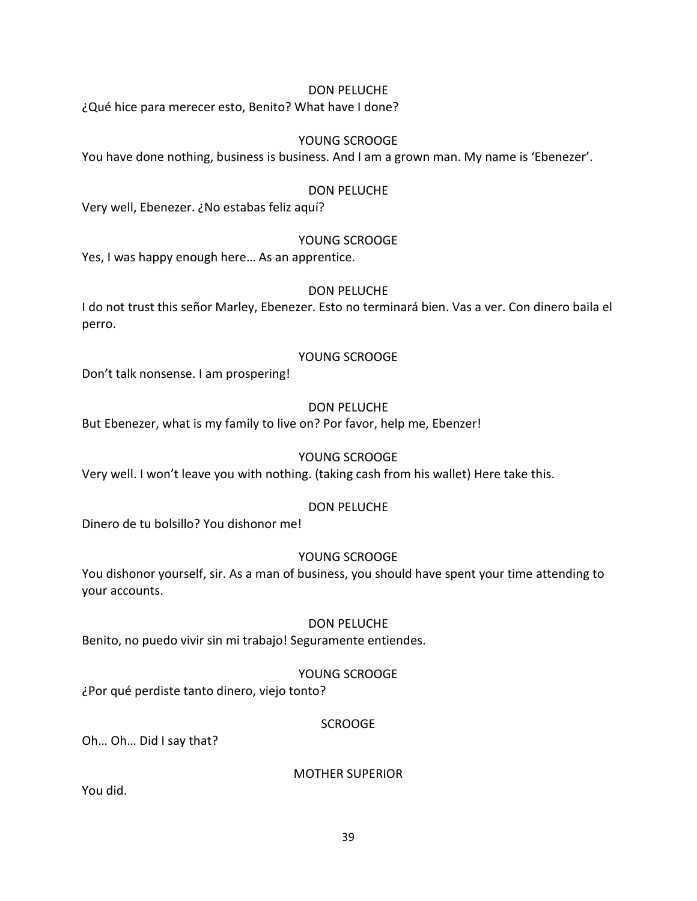DON PELUCHE

¿Qué hice para merecer esto, Benito? What have I done?

YOUNG SCROOGE

You have done nothing, business is business. And I am a grown man. My name is 'Ebenezer'.

DON PELUCHE

Very well, Ebenezer. ¿No estabas feliz aquí?

YOUNG SCROOGE

Yes, I was happy enough here… As an apprentice.

DON PELUCHE

I do not trust this señor Marley, Ebenezer. Esto no terminará bien. Vas a ver. Con dinero baila el perro.

YOUNG SCROOGE

Don't talk nonsense. I am prospering!

DON PELUCHE

But Ebenezer, what is my family to live on? Por favor, help me, Ebenzer!

YOUNG SCROOGE

Very well. I won't leave you with nothing. (taking cash from his wallet) Here take this.

DON PELUCHE

Dinero de tu bolsillo? You dishonor me!

YOUNG SCROOGE

You dishonor yourself, sir. As a man of business, you should have spent your time attending to your accounts.

DON PELUCHE

Benito, no puedo vivir sin mi trabajo! Seguramente entiendes.

YOUNG SCROOGE

¿Por qué perdiste tanto dinero, viejo tonto?

SCROOGE

Oh… Oh… Did I say that?

MOTHER SUPERIOR

You did.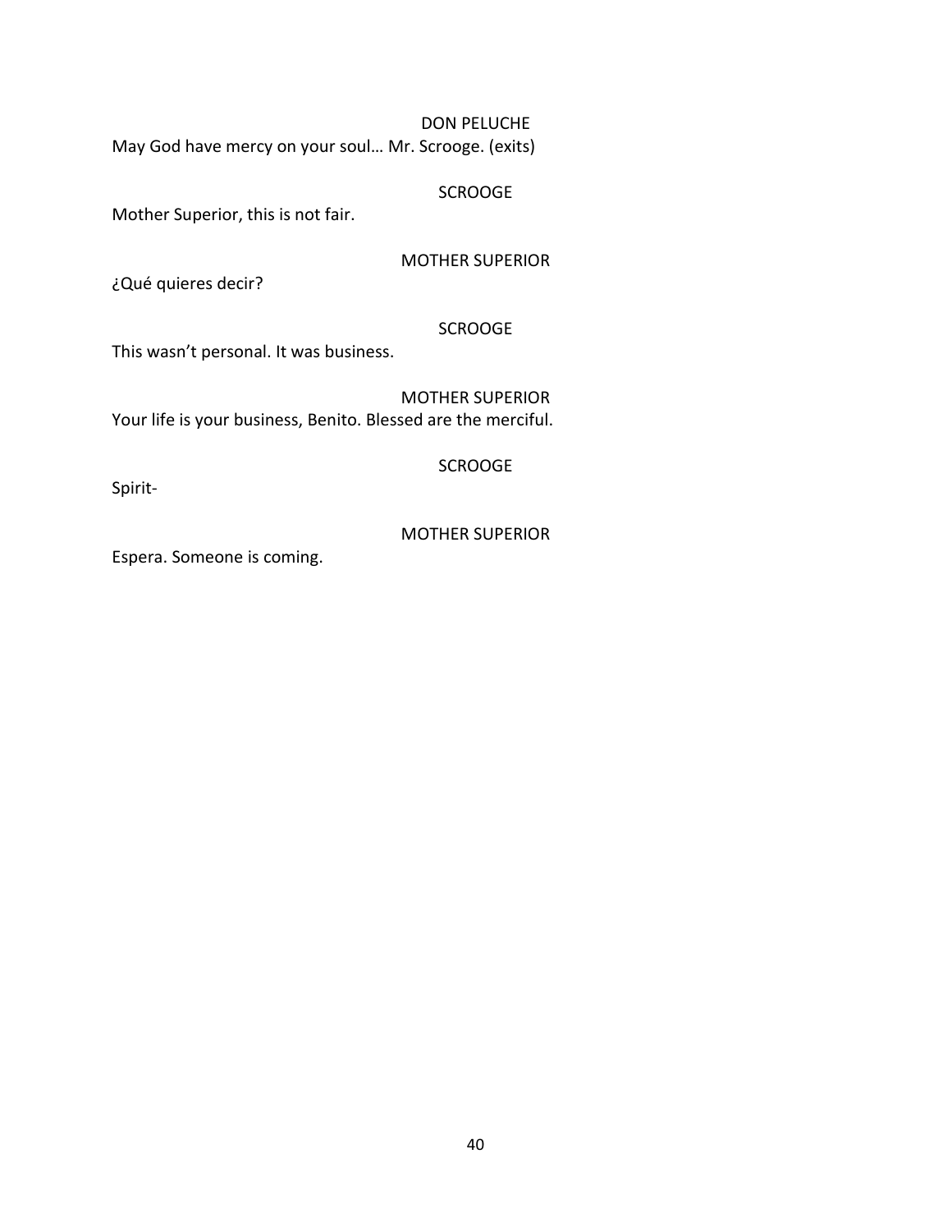DON PELUCHE

May God have mercy on your soul… Mr. Scrooge. (exits)

SCROOGE

Mother Superior, this is not fair.

MOTHER SUPERIOR

¿Qué quieres decir?

SCROOGE

This wasn’t personal. It was business.

MOTHER SUPERIOR

Your life is your business, Benito. Blessed are the merciful.

SCROOGE

Spirit-

MOTHER SUPERIOR

Espera. Someone is coming.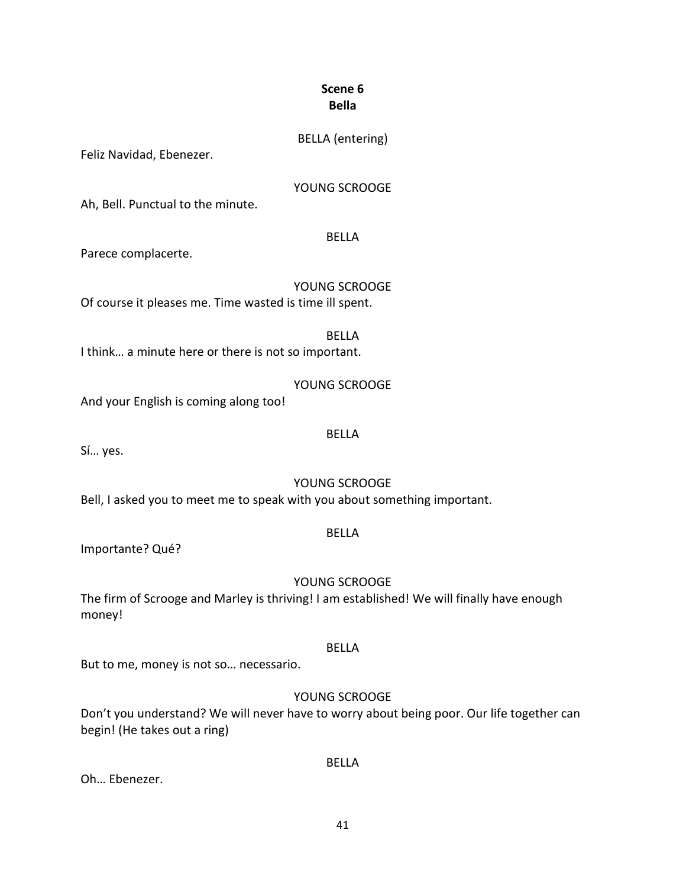**Scene 6**
**Bella**

BELLA (entering)

Feliz Navidad, Ebenezer.

YOUNG SCROOGE

Ah, Bell. Punctual to the minute.

BELLA

Parece complacerte.

YOUNG SCROOGE

Of course it pleases me. Time wasted is time ill spent.

BELLA

I think… a minute here or there is not so important.

YOUNG SCROOGE

And your English is coming along too!

BELLA

Sí… yes.

YOUNG SCROOGE

Bell, I asked you to meet me to speak with you about something important.

BELLA

Importante? Qué?

YOUNG SCROOGE

The firm of Scrooge and Marley is thriving! I am established! We will finally have enough money!

BELLA

But to me, money is not so… necessario.

YOUNG SCROOGE

Don't you understand? We will never have to worry about being poor. Our life together can begin! (He takes out a ring)

BELLA

Oh… Ebenezer.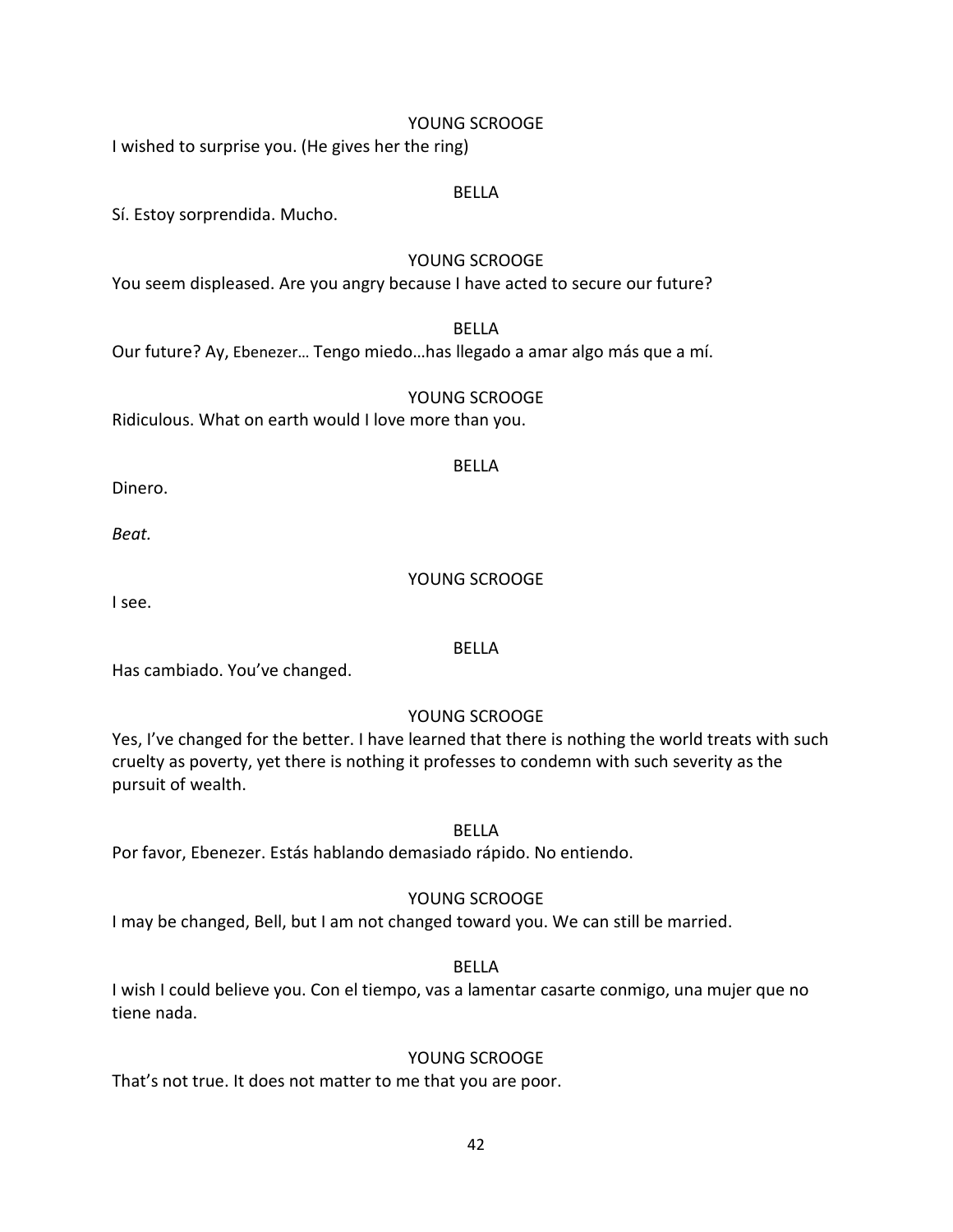YOUNG SCROOGE

I wished to surprise you. (He gives her the ring)

BELLA

Sí. Estoy sorprendida. Mucho.

YOUNG SCROOGE

You seem displeased. Are you angry because I have acted to secure our future?

BELLA

Our future? Ay, Ebenezer… Tengo miedo…has llegado a amar algo más que a mí.

YOUNG SCROOGE

Ridiculous. What on earth would I love more than you.

BELLA

Dinero.

*Beat.*

YOUNG SCROOGE

I see.

BELLA

Has cambiado. You've changed.

YOUNG SCROOGE

Yes, I've changed for the better. I have learned that there is nothing the world treats with such cruelty as poverty, yet there is nothing it professes to condemn with such severity as the pursuit of wealth.

BELLA

Por favor, Ebenezer. Estás hablando demasiado rápido. No entiendo.

YOUNG SCROOGE

I may be changed, Bell, but I am not changed toward you. We can still be married.

BELLA

I wish I could believe you. Con el tiempo, vas a lamentar casarte conmigo, una mujer que no tiene nada.

YOUNG SCROOGE

That's not true. It does not matter to me that you are poor.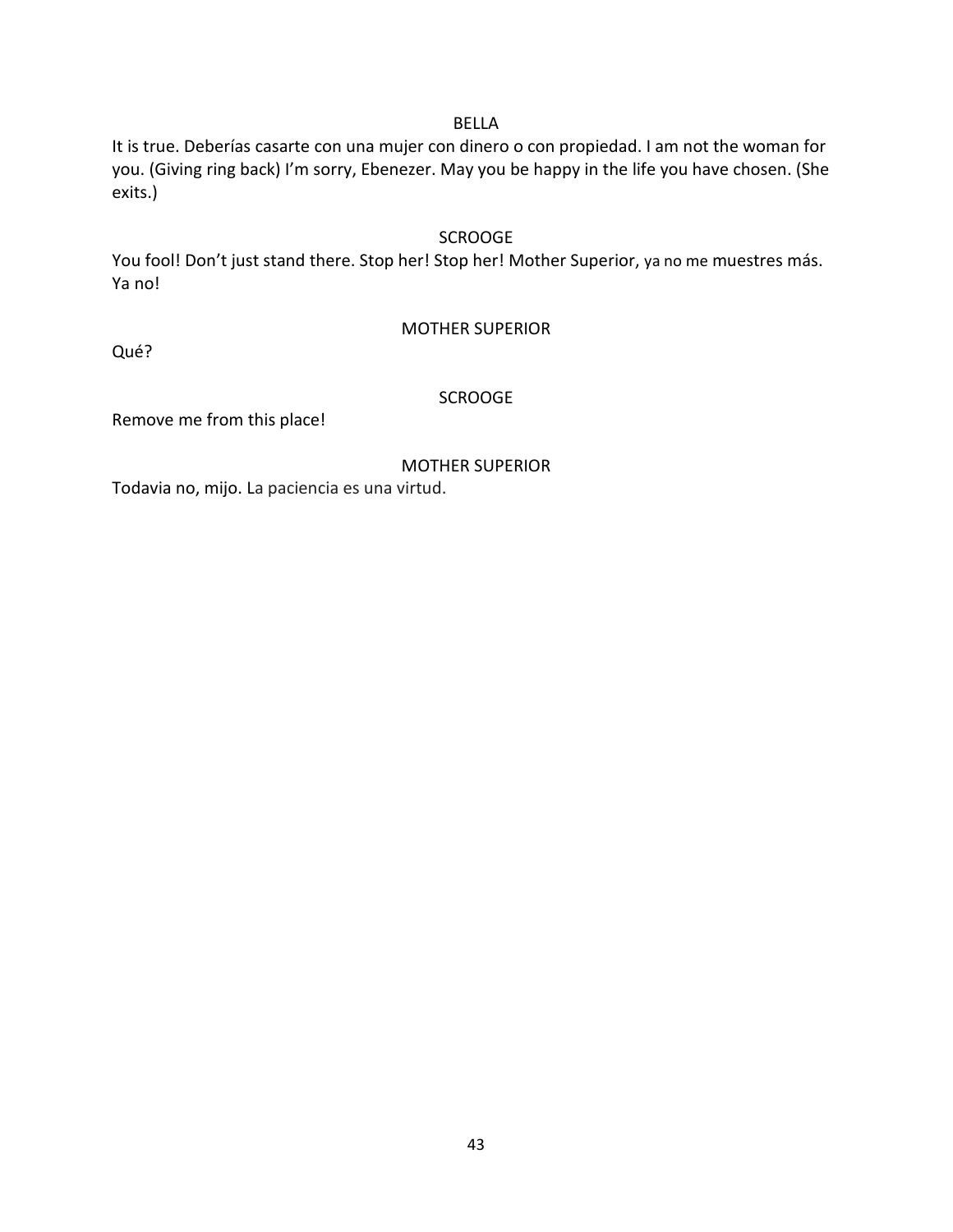BELLA

It is true. Deberías casarte con una mujer con dinero o con propiedad. I am not the woman for you. (Giving ring back) I'm sorry, Ebenezer. May you be happy in the life you have chosen. (She exits.)

SCROOGE

You fool! Don't just stand there. Stop her! Stop her! Mother Superior, ya no me muestres más. Ya no!

MOTHER SUPERIOR

Qué?

SCROOGE

Remove me from this place!

MOTHER SUPERIOR

Todavia no, mijo. La paciencia es una virtud.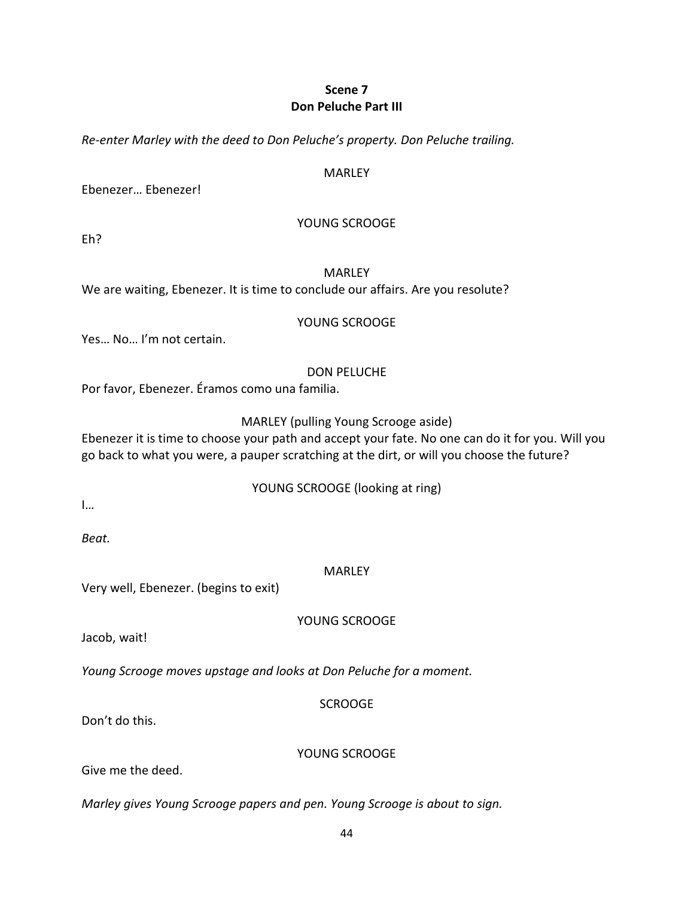**Scene 7**
**Don Peluche Part III**

*Re-enter Marley with the deed to Don Peluche's property. Don Peluche trailing.*

MARLEY

Ebenezer… Ebenezer!

YOUNG SCROOGE

Eh?

MARLEY

We are waiting, Ebenezer. It is time to conclude our affairs. Are you resolute?

YOUNG SCROOGE

Yes… No… I'm not certain.

DON PELUCHE

Por favor, Ebenezer. Éramos como una familia.

MARLEY (pulling Young Scrooge aside)

Ebenezer it is time to choose your path and accept your fate. No one can do it for you. Will you go back to what you were, a pauper scratching at the dirt, or will you choose the future?

YOUNG SCROOGE (looking at ring)

I…

*Beat.*

MARLEY

Very well, Ebenezer. (begins to exit)

YOUNG SCROOGE

Jacob, wait!

*Young Scrooge moves upstage and looks at Don Peluche for a moment.*

SCROOGE

Don't do this.

YOUNG SCROOGE

Give me the deed.

*Marley gives Young Scrooge papers and pen. Young Scrooge is about to sign.*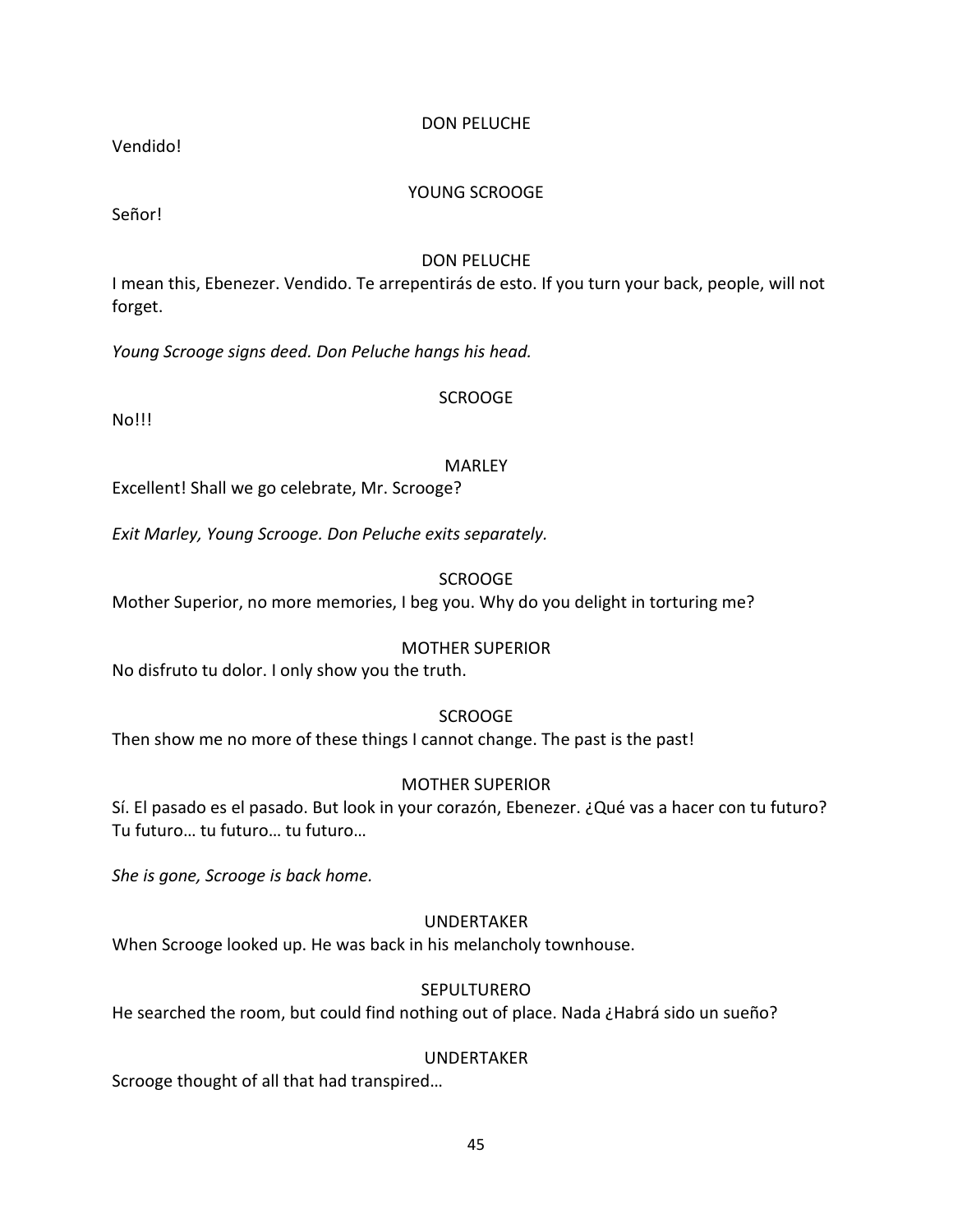DON PELUCHE

Vendido!

YOUNG SCROOGE

Señor!

DON PELUCHE

I mean this, Ebenezer. Vendido. Te arrepentirás de esto. If you turn your back, people, will not forget.

*Young Scrooge signs deed. Don Peluche hangs his head.*

SCROOGE

No!!!

MARLEY

Excellent! Shall we go celebrate, Mr. Scrooge?

*Exit Marley, Young Scrooge. Don Peluche exits separately.*

SCROOGE

Mother Superior, no more memories, I beg you. Why do you delight in torturing me?

MOTHER SUPERIOR

No disfruto tu dolor. I only show you the truth.

SCROOGE

Then show me no more of these things I cannot change. The past is the past!

MOTHER SUPERIOR

Sí. El pasado es el pasado. But look in your corazón, Ebenezer. ¿Qué vas a hacer con tu futuro? Tu futuro… tu futuro… tu futuro…

*She is gone, Scrooge is back home.*

UNDERTAKER

When Scrooge looked up. He was back in his melancholy townhouse.

SEPULTURERO

He searched the room, but could find nothing out of place. Nada ¿Habrá sido un sueño?

UNDERTAKER

Scrooge thought of all that had transpired…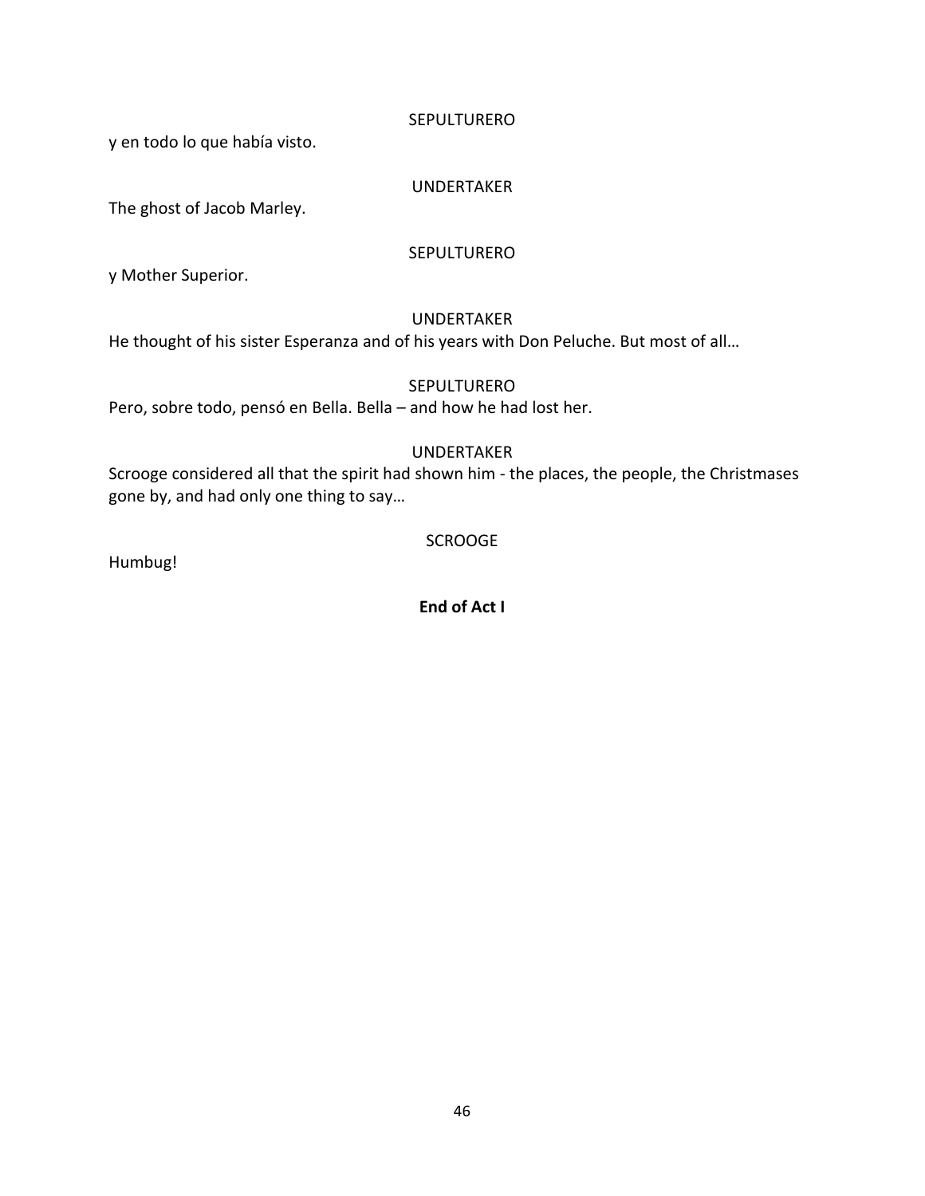SEPULTURERO

y en todo lo que había visto.

UNDERTAKER

The ghost of Jacob Marley.

SEPULTURERO

y Mother Superior.

UNDERTAKER

He thought of his sister Esperanza and of his years with Don Peluche. But most of all…

SEPULTURERO

Pero, sobre todo, pensó en Bella. Bella – and how he had lost her.

UNDERTAKER

Scrooge considered all that the spirit had shown him - the places, the people, the Christmases gone by, and had only one thing to say…

SCROOGE

Humbug!

**End of Act I**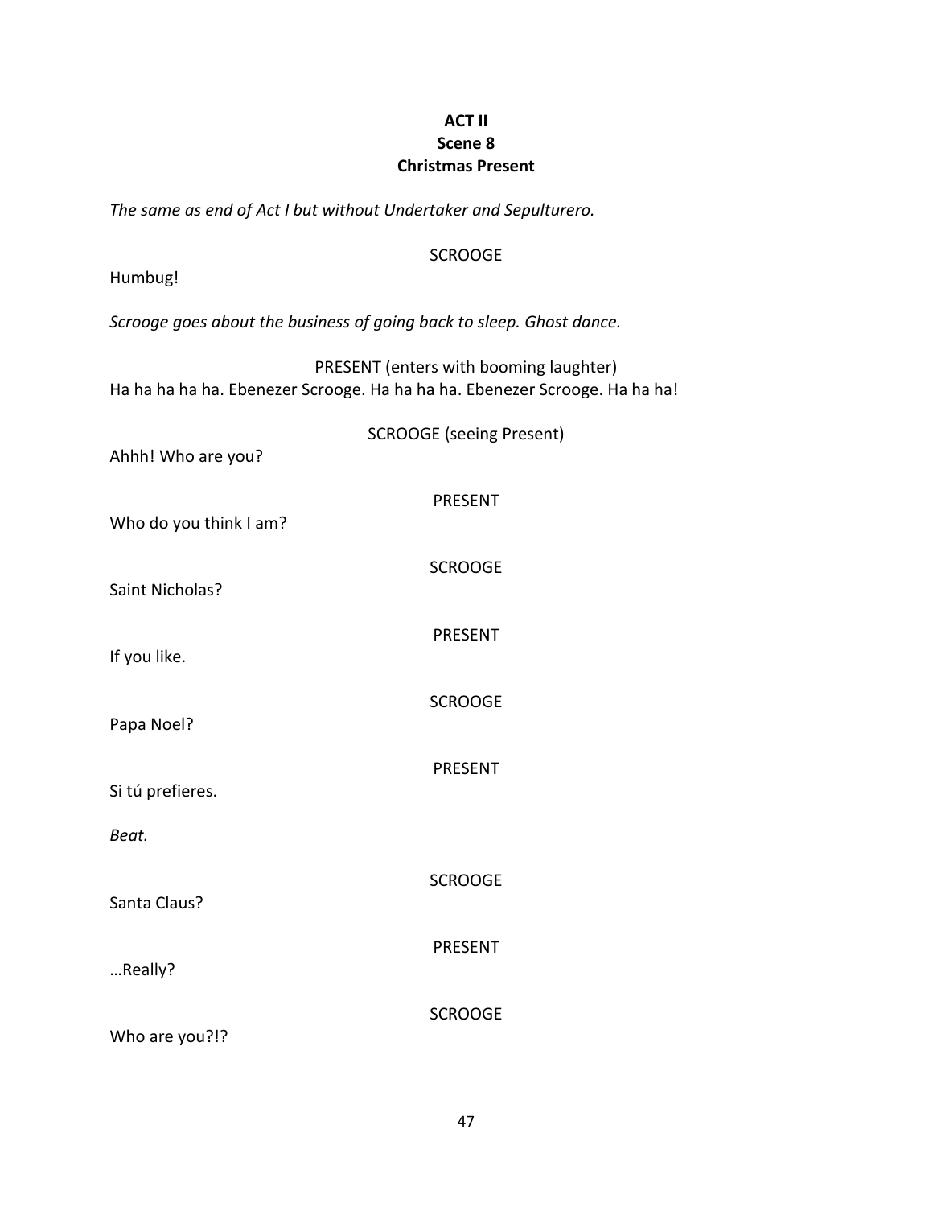**ACT II**
**Scene 8**
**Christmas Present**

*The same as end of Act I but without Undertaker and Sepulturero.*

SCROOGE

Humbug!

*Scrooge goes about the business of going back to sleep. Ghost dance.*

PRESENT (enters with booming laughter)

Ha ha ha ha ha. Ebenezer Scrooge. Ha ha ha ha. Ebenezer Scrooge. Ha ha ha!

SCROOGE (seeing Present)

Ahhh! Who are you?

PRESENT

Who do you think I am?

SCROOGE

Saint Nicholas?

PRESENT

If you like.

SCROOGE

Papa Noel?

PRESENT

Si tú prefieres.

*Beat.*

SCROOGE

Santa Claus?

PRESENT

…Really?

SCROOGE

Who are you?!?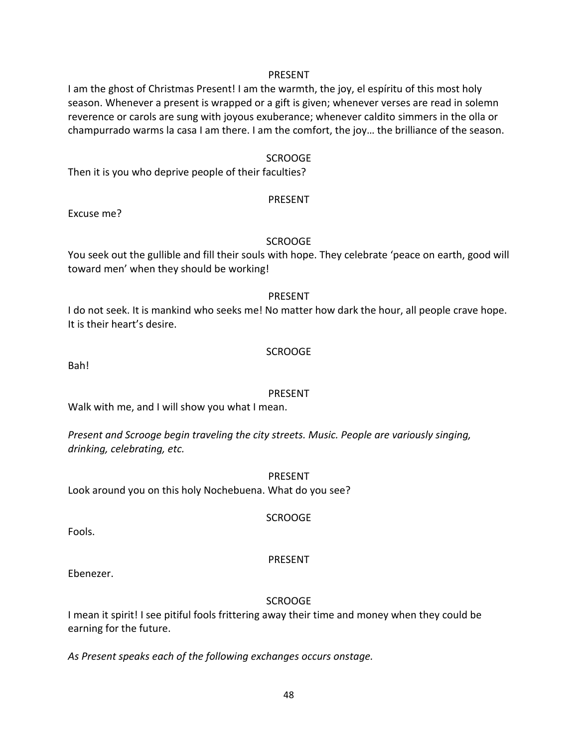PRESENT

I am the ghost of Christmas Present! I am the warmth, the joy, el espíritu of this most holy season. Whenever a present is wrapped or a gift is given; whenever verses are read in solemn reverence or carols are sung with joyous exuberance; whenever caldito simmers in the olla or champurrado warms la casa I am there. I am the comfort, the joy… the brilliance of the season.

SCROOGE

Then it is you who deprive people of their faculties?

PRESENT

Excuse me?

SCROOGE

You seek out the gullible and fill their souls with hope. They celebrate 'peace on earth, good will toward men' when they should be working!

PRESENT

I do not seek. It is mankind who seeks me! No matter how dark the hour, all people crave hope. It is their heart's desire.

SCROOGE

Bah!

PRESENT

Walk with me, and I will show you what I mean.

*Present and Scrooge begin traveling the city streets. Music. People are variously singing, drinking, celebrating, etc.*

PRESENT

Look around you on this holy Nochebuena. What do you see?

SCROOGE

Fools.

PRESENT

Ebenezer.

SCROOGE

I mean it spirit! I see pitiful fools frittering away their time and money when they could be earning for the future.

*As Present speaks each of the following exchanges occurs onstage.*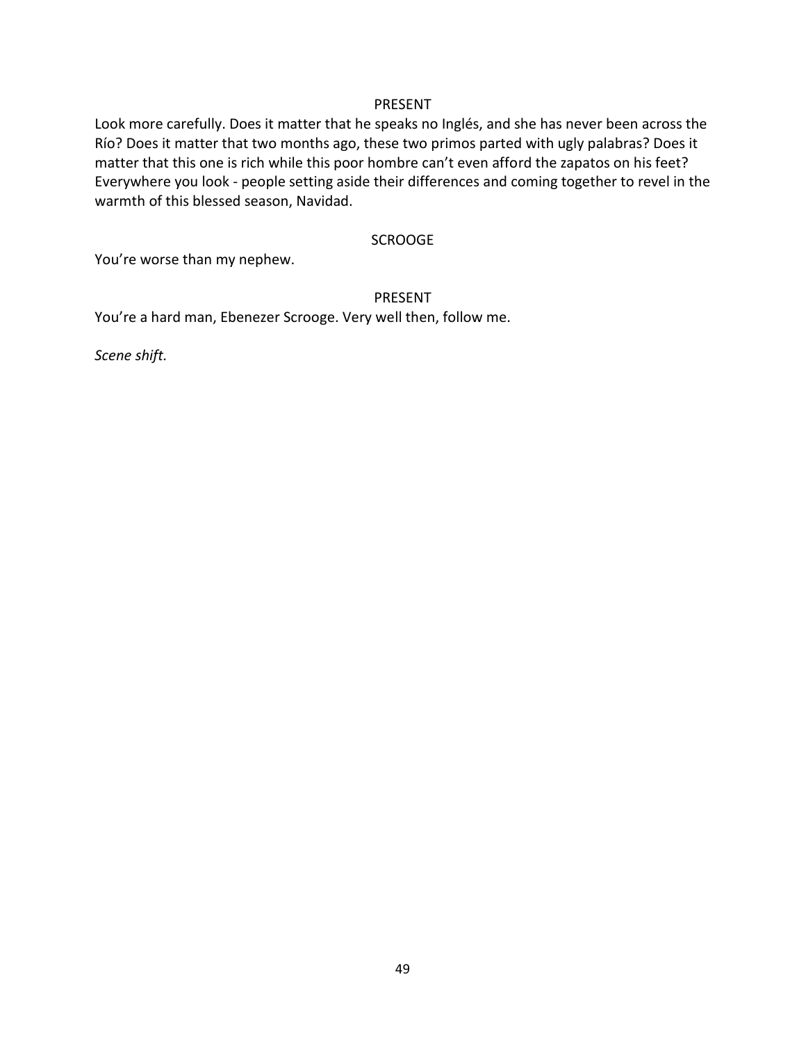PRESENT

Look more carefully. Does it matter that he speaks no Inglés, and she has never been across the Río? Does it matter that two months ago, these two primos parted with ugly palabras? Does it matter that this one is rich while this poor hombre can't even afford the zapatos on his feet? Everywhere you look - people setting aside their differences and coming together to revel in the warmth of this blessed season, Navidad.

SCROOGE

You're worse than my nephew.

PRESENT

You're a hard man, Ebenezer Scrooge. Very well then, follow me.

*Scene shift.*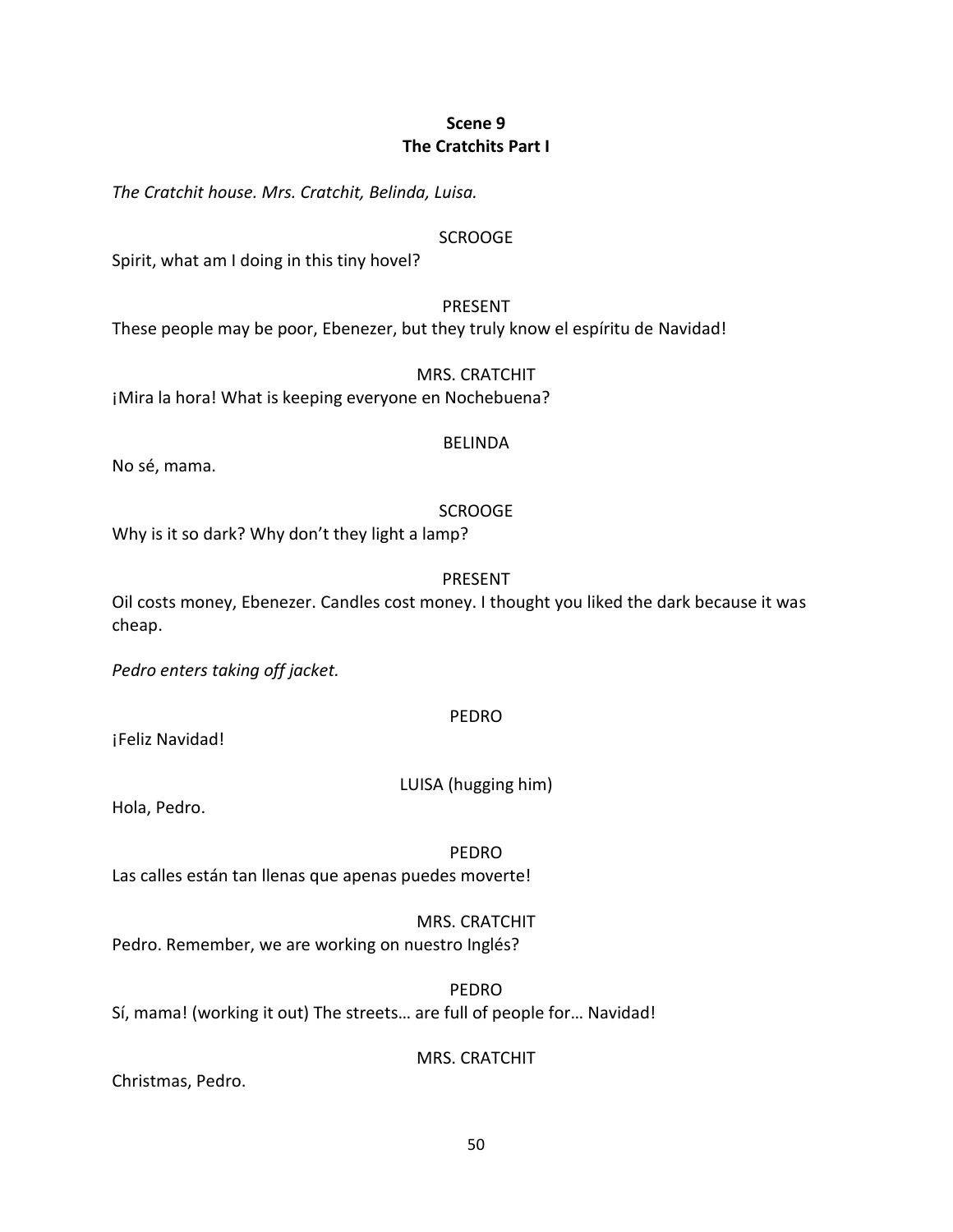**Scene 9**
**The Cratchits Part I**

*The Cratchit house. Mrs. Cratchit, Belinda, Luisa.*

SCROOGE

Spirit, what am I doing in this tiny hovel?

PRESENT

These people may be poor, Ebenezer, but they truly know el espíritu de Navidad!

MRS. CRATCHIT

¡Mira la hora! What is keeping everyone en Nochebuena?

BELINDA

No sé, mama.

SCROOGE

Why is it so dark? Why don't they light a lamp?

PRESENT

Oil costs money, Ebenezer. Candles cost money. I thought you liked the dark because it was cheap.

*Pedro enters taking off jacket.*

PEDRO

¡Feliz Navidad!

LUISA (hugging him)

Hola, Pedro.

PEDRO

Las calles están tan llenas que apenas puedes moverte!

MRS. CRATCHIT

Pedro. Remember, we are working on nuestro Inglés?

PEDRO

Sí, mama! (working it out) The streets… are full of people for… Navidad!

MRS. CRATCHIT

Christmas, Pedro.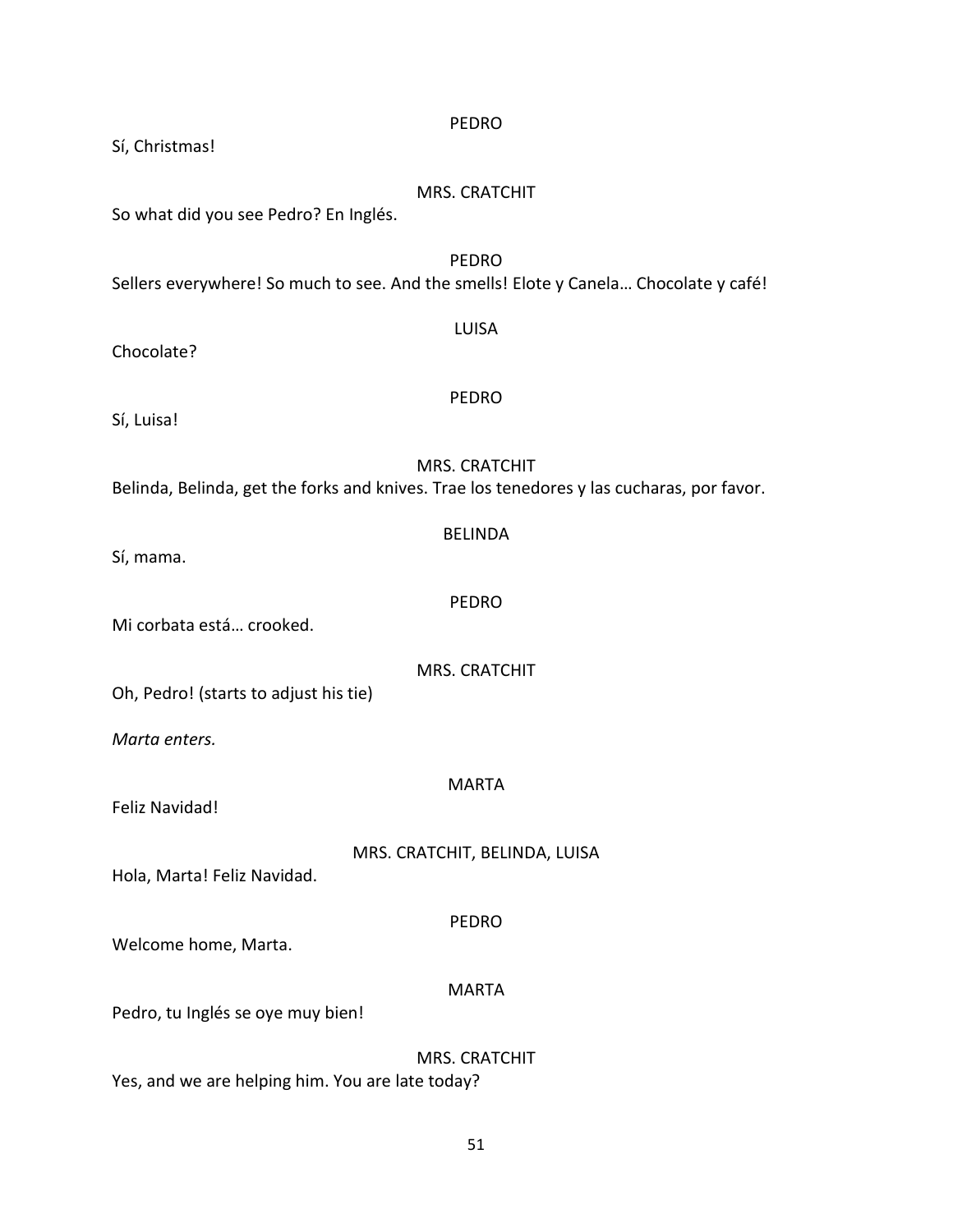PEDRO

Sí, Christmas!

MRS. CRATCHIT

So what did you see Pedro? En Inglés.

PEDRO

Sellers everywhere! So much to see. And the smells! Elote y Canela… Chocolate y café!

LUISA

Chocolate?

PEDRO

Sí, Luisa!

MRS. CRATCHIT

Belinda, Belinda, get the forks and knives. Trae los tenedores y las cucharas, por favor.

BELINDA

Sí, mama.

PEDRO

Mi corbata está… crooked.

MRS. CRATCHIT

Oh, Pedro! (starts to adjust his tie)

*Marta enters.*

MARTA

Feliz Navidad!

MRS. CRATCHIT, BELINDA, LUISA

Hola, Marta! Feliz Navidad.

PEDRO

Welcome home, Marta.

MARTA

Pedro, tu Inglés se oye muy bien!

MRS. CRATCHIT

Yes, and we are helping him. You are late today?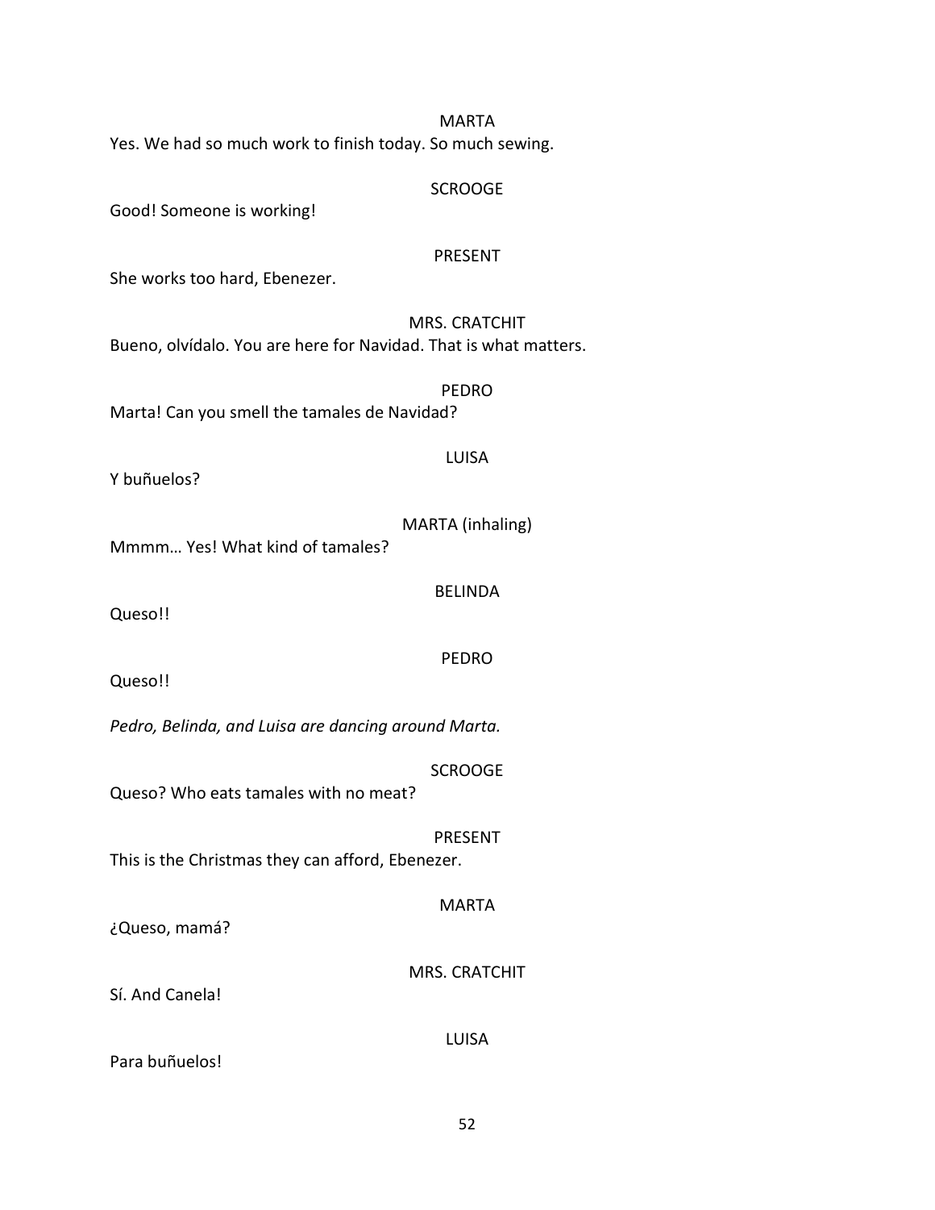MARTA

Yes. We had so much work to finish today. So much sewing.

SCROOGE

Good! Someone is working!

PRESENT

She works too hard, Ebenezer.

MRS. CRATCHIT

Bueno, olvídalo. You are here for Navidad. That is what matters.

PEDRO

Marta! Can you smell the tamales de Navidad?

LUISA

Y buñuelos?

MARTA (inhaling)

Mmmm… Yes! What kind of tamales?

BELINDA

Queso!!

PEDRO

Queso!!

*Pedro, Belinda, and Luisa are dancing around Marta.*

SCROOGE

Queso? Who eats tamales with no meat?

PRESENT

This is the Christmas they can afford, Ebenezer.

MARTA

¿Queso, mamá?

MRS. CRATCHIT

Sí. And Canela!

LUISA

Para buñuelos!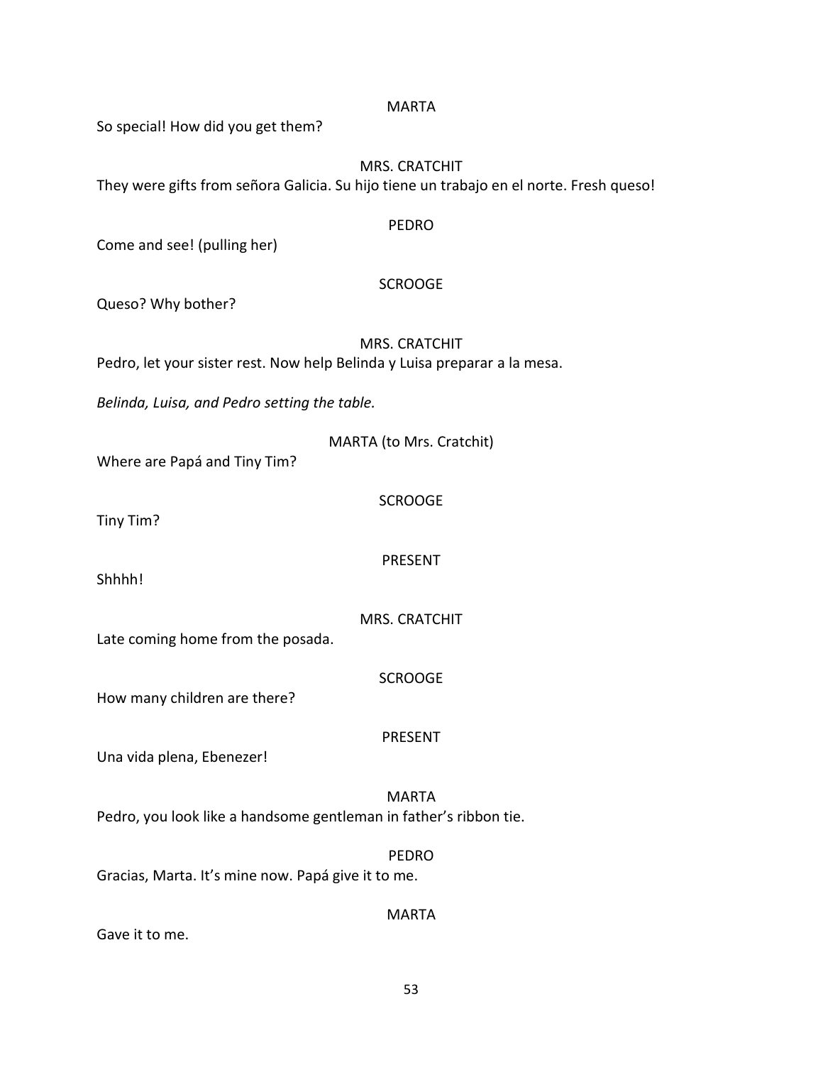MARTA

So special! How did you get them?

MRS. CRATCHIT

They were gifts from señora Galicia. Su hijo tiene un trabajo en el norte. Fresh queso!

PEDRO

Come and see! (pulling her)

SCROOGE

Queso? Why bother?

MRS. CRATCHIT

Pedro, let your sister rest. Now help Belinda y Luisa preparar a la mesa.

*Belinda, Luisa, and Pedro setting the table.*

MARTA (to Mrs. Cratchit)

Where are Papá and Tiny Tim?

SCROOGE

Tiny Tim?

PRESENT

Shhhh!

MRS. CRATCHIT

Late coming home from the posada.

SCROOGE

How many children are there?

PRESENT

Una vida plena, Ebenezer!

MARTA

Pedro, you look like a handsome gentleman in father's ribbon tie.

PEDRO

Gracias, Marta. It's mine now. Papá give it to me.

MARTA

Gave it to me.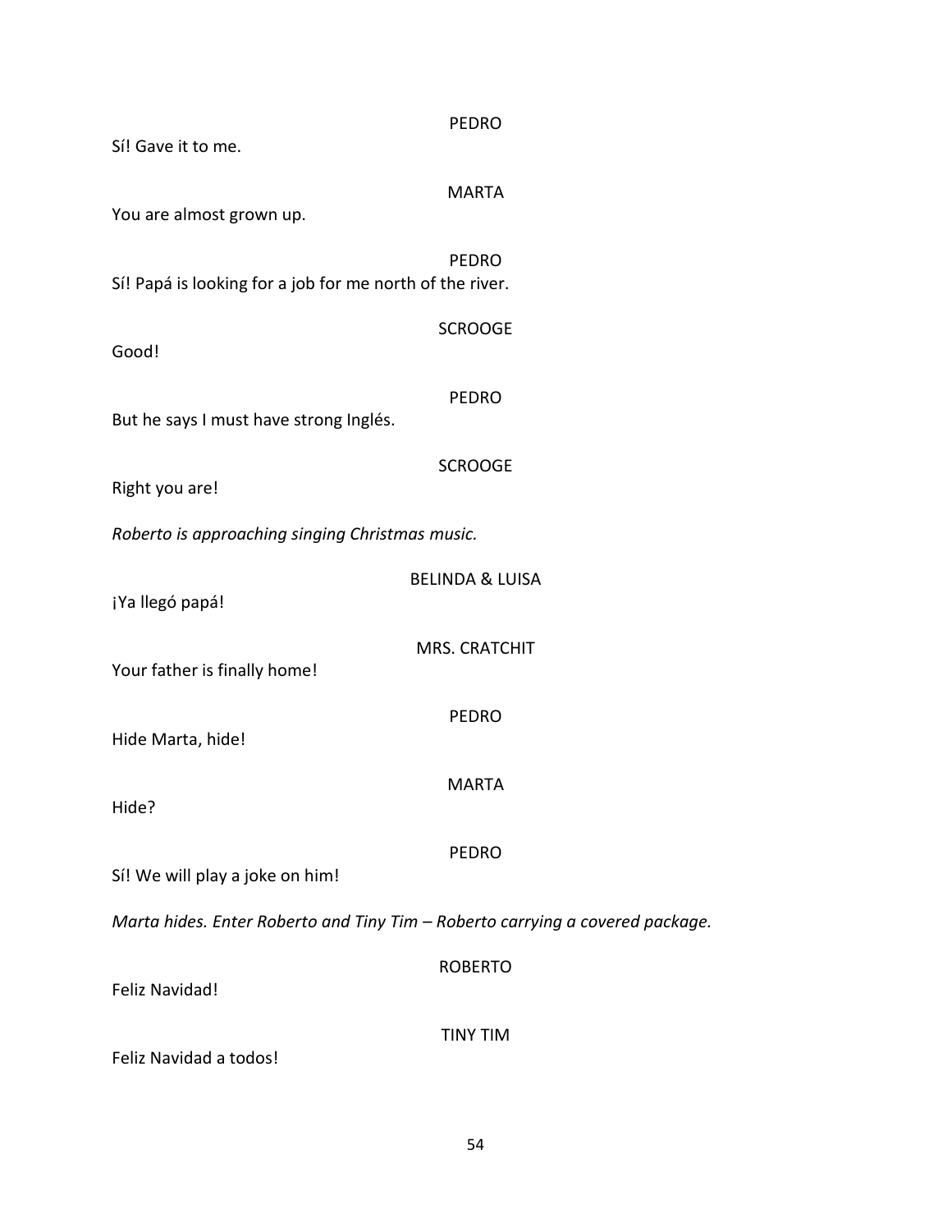PEDRO

Sí! Gave it to me.

MARTA

You are almost grown up.

PEDRO

Sí! Papá is looking for a job for me north of the river.

SCROOGE

Good!

PEDRO

But he says I must have strong Inglés.

SCROOGE

Right you are!

*Roberto is approaching singing Christmas music.*

BELINDA & LUISA

¡Ya llegó papá!

MRS. CRATCHIT

Your father is finally home!

PEDRO

Hide Marta, hide!

MARTA

Hide?

PEDRO

Sí! We will play a joke on him!

*Marta hides. Enter Roberto and Tiny Tim – Roberto carrying a covered package.*

ROBERTO

Feliz Navidad!

TINY TIM

Feliz Navidad a todos!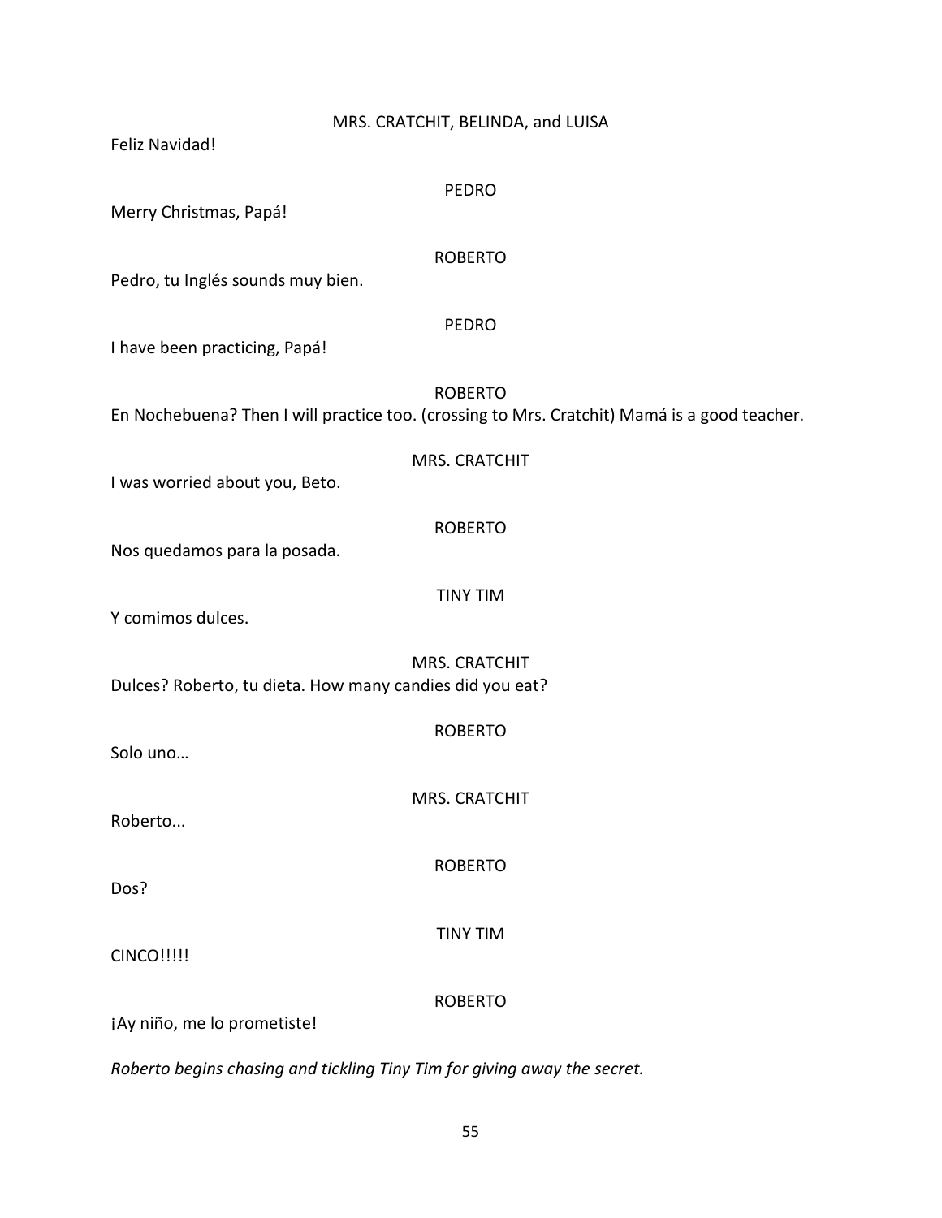MRS. CRATCHIT, BELINDA, and LUISA

Feliz Navidad!

PEDRO

Merry Christmas, Papá!

ROBERTO

Pedro, tu Inglés sounds muy bien.

PEDRO

I have been practicing, Papá!

ROBERTO

En Nochebuena? Then I will practice too. (crossing to Mrs. Cratchit) Mamá is a good teacher.

MRS. CRATCHIT

I was worried about you, Beto.

ROBERTO

Nos quedamos para la posada.

TINY TIM

Y comimos dulces.

MRS. CRATCHIT

Dulces? Roberto, tu dieta. How many candies did you eat?

ROBERTO

Solo uno…

MRS. CRATCHIT

Roberto...

ROBERTO

Dos?

TINY TIM

CINCO!!!!!

ROBERTO

¡Ay niño, me lo prometiste!

*Roberto begins chasing and tickling Tiny Tim for giving away the secret.*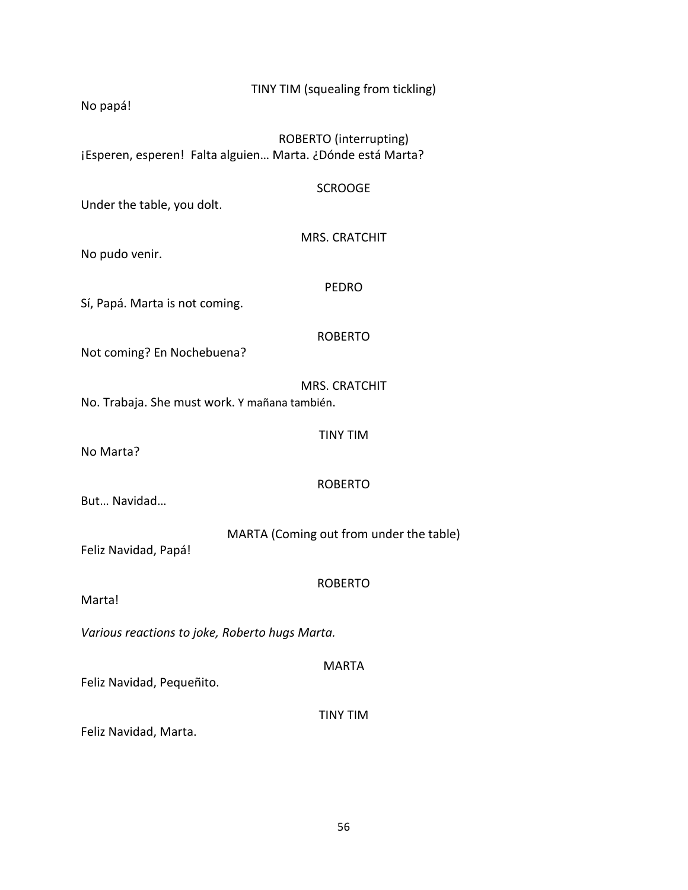TINY TIM (squealing from tickling)

No papá!

ROBERTO (interrupting)

¡Esperen, esperen! Falta alguien… Marta. ¿Dónde está Marta?

SCROOGE

Under the table, you dolt.

MRS. CRATCHIT

No pudo venir.

PEDRO

Sí, Papá. Marta is not coming.

ROBERTO

Not coming? En Nochebuena?

MRS. CRATCHIT

No. Trabaja. She must work. Y mañana también.

TINY TIM

No Marta?

ROBERTO

But… Navidad…

MARTA (Coming out from under the table)

Feliz Navidad, Papá!

ROBERTO

Marta!

*Various reactions to joke, Roberto hugs Marta.*

MARTA

Feliz Navidad, Pequeñito.

TINY TIM

Feliz Navidad, Marta.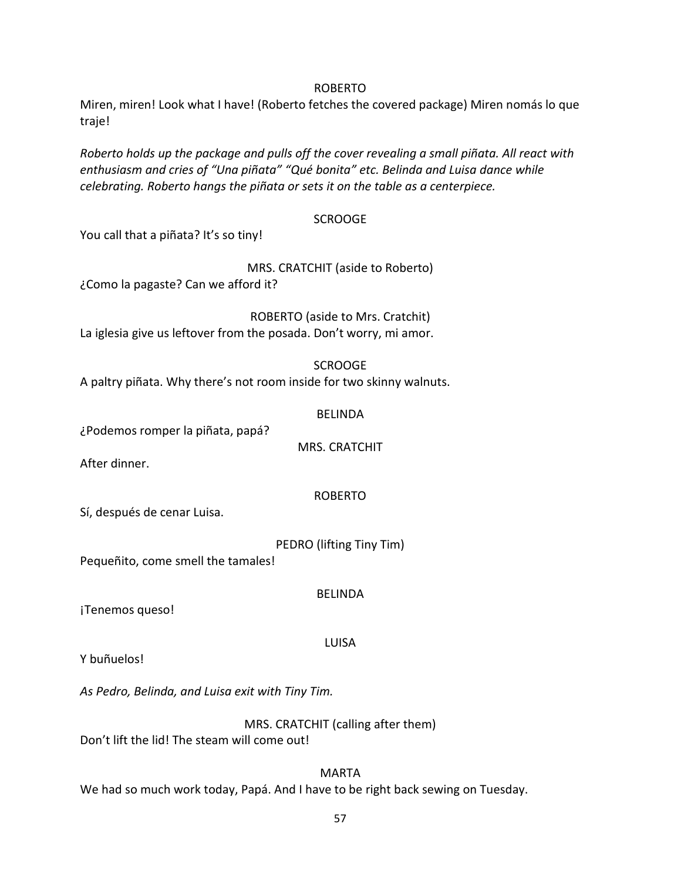ROBERTO

Miren, miren! Look what I have! (Roberto fetches the covered package) Miren nomás lo que traje!

*Roberto holds up the package and pulls off the cover revealing a small piñata. All react with enthusiasm and cries of "Una piñata" "Qué bonita" etc. Belinda and Luisa dance while celebrating. Roberto hangs the piñata or sets it on the table as a centerpiece.*

SCROOGE

You call that a piñata? It's so tiny!

MRS. CRATCHIT (aside to Roberto)

¿Como la pagaste? Can we afford it?

ROBERTO (aside to Mrs. Cratchit)

La iglesia give us leftover from the posada. Don't worry, mi amor.

SCROOGE

A paltry piñata. Why there's not room inside for two skinny walnuts.

BELINDA

¿Podemos romper la piñata, papá?

MRS. CRATCHIT

After dinner.

ROBERTO

Sí, después de cenar Luisa.

PEDRO (lifting Tiny Tim)

Pequeñito, come smell the tamales!

BELINDA

¡Tenemos queso!

LUISA

Y buñuelos!

*As Pedro, Belinda, and Luisa exit with Tiny Tim.*

MRS. CRATCHIT (calling after them)

Don't lift the lid! The steam will come out!

MARTA

We had so much work today, Papá. And I have to be right back sewing on Tuesday.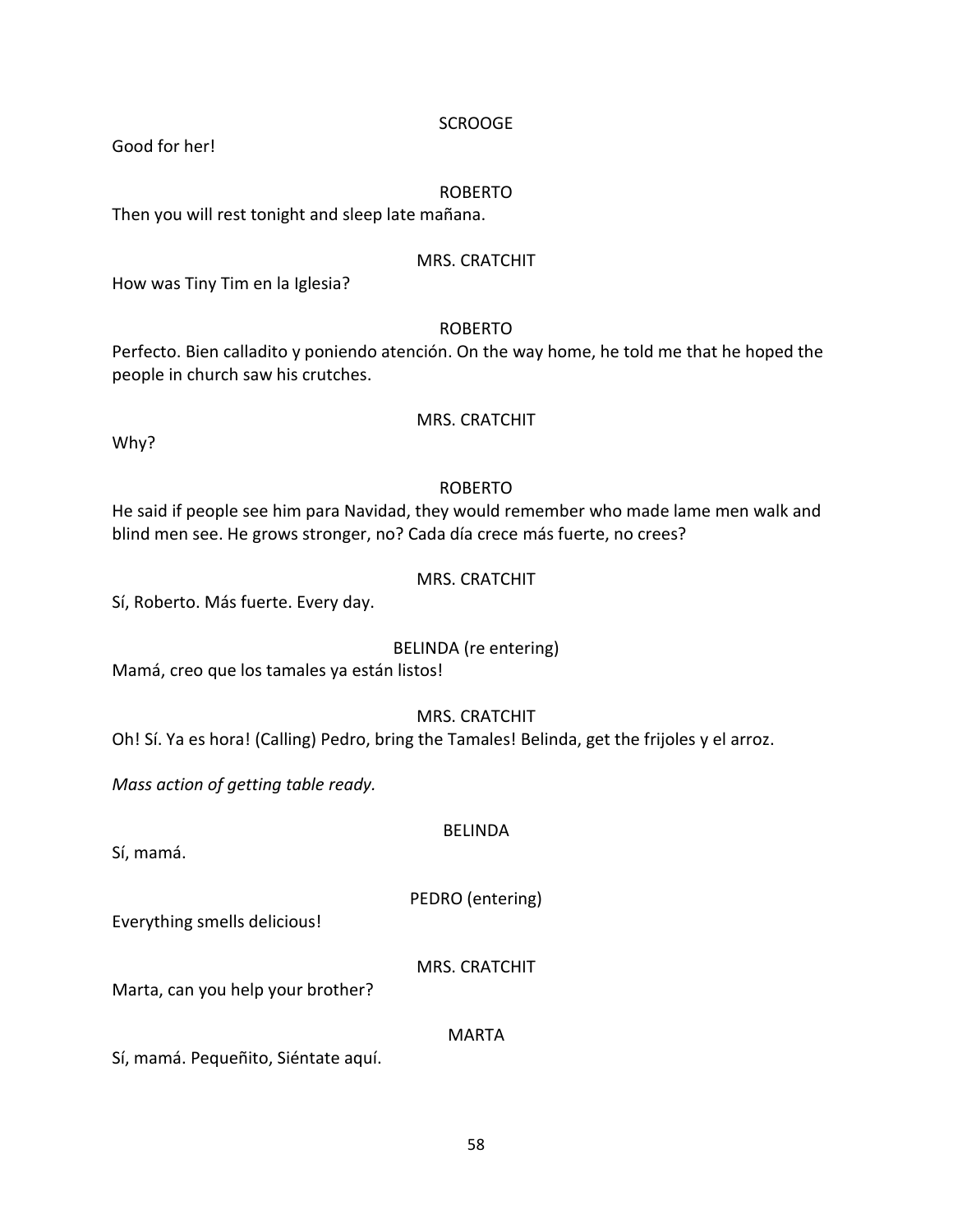SCROOGE

Good for her!

ROBERTO

Then you will rest tonight and sleep late mañana.

MRS. CRATCHIT

How was Tiny Tim en la Iglesia?

ROBERTO

Perfecto. Bien calladito y poniendo atención. On the way home, he told me that he hoped the people in church saw his crutches.

MRS. CRATCHIT

Why?

ROBERTO

He said if people see him para Navidad, they would remember who made lame men walk and blind men see. He grows stronger, no? Cada día crece más fuerte, no crees?

MRS. CRATCHIT

Sí, Roberto. Más fuerte. Every day.

BELINDA (re entering)

Mamá, creo que los tamales ya están listos!

MRS. CRATCHIT

Oh! Sí. Ya es hora! (Calling) Pedro, bring the Tamales! Belinda, get the frijoles y el arroz.

*Mass action of getting table ready.*

BELINDA

Sí, mamá.

PEDRO (entering)

Everything smells delicious!

MRS. CRATCHIT

Marta, can you help your brother?

MARTA

Sí, mamá. Pequeñito, Siéntate aquí.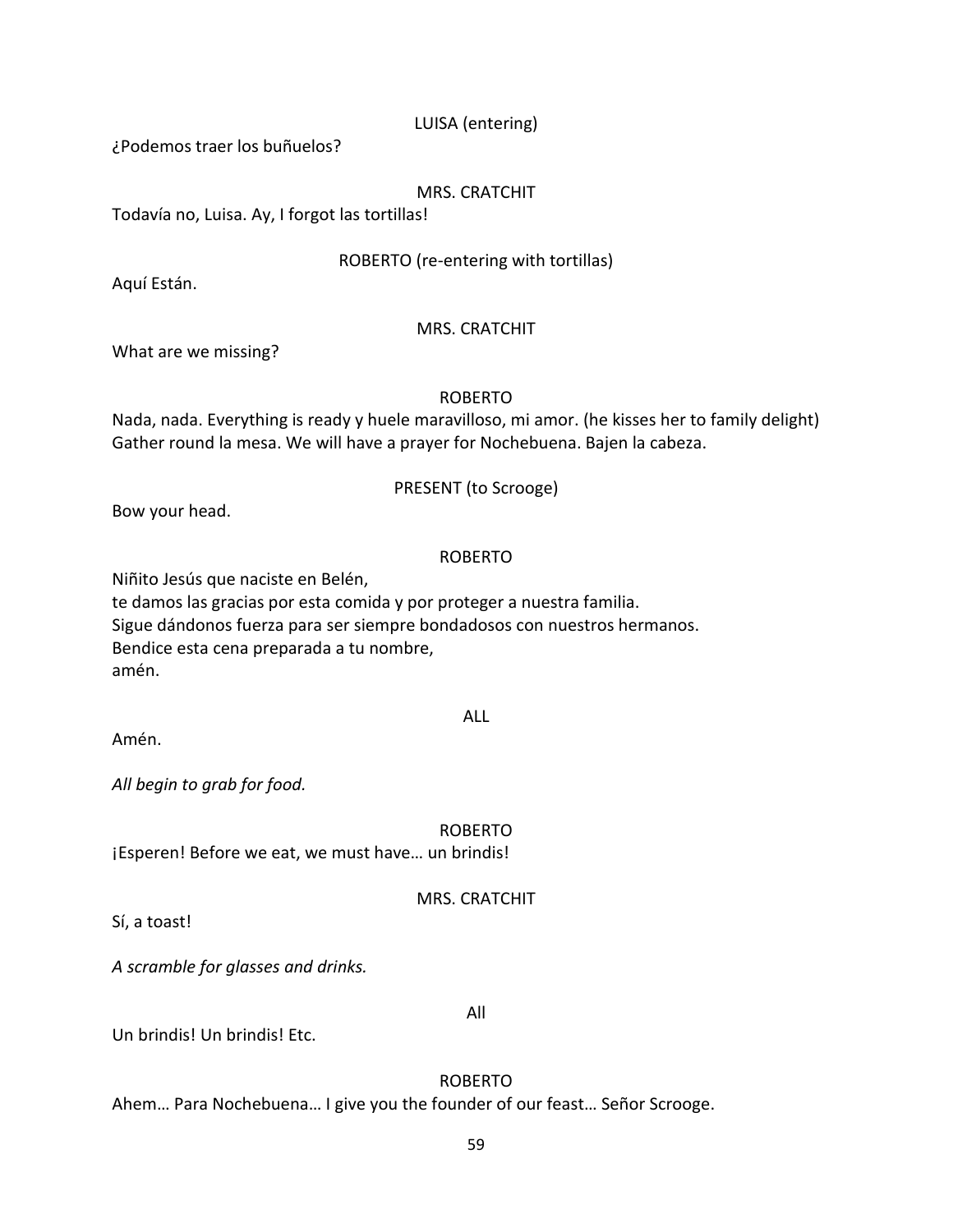LUISA (entering)

¿Podemos traer los buñuelos?

MRS. CRATCHIT

Todavía no, Luisa. Ay, I forgot las tortillas!

ROBERTO (re-entering with tortillas)

Aquí Están.

MRS. CRATCHIT

What are we missing?

ROBERTO

Nada, nada. Everything is ready y huele maravilloso, mi amor. (he kisses her to family delight) Gather round la mesa. We will have a prayer for Nochebuena. Bajen la cabeza.

PRESENT (to Scrooge)

Bow your head.

ROBERTO

Niñito Jesús que naciste en Belén,
te damos las gracias por esta comida y por proteger a nuestra familia.
Sigue dándonos fuerza para ser siempre bondadosos con nuestros hermanos.
Bendice esta cena preparada a tu nombre,
amén.

ALL

Amén.

*All begin to grab for food.*

ROBERTO

¡Esperen! Before we eat, we must have… un brindis!

MRS. CRATCHIT

Sí, a toast!

*A scramble for glasses and drinks.*

All

Un brindis! Un brindis! Etc.

ROBERTO

Ahem… Para Nochebuena… I give you the founder of our feast… Señor Scrooge.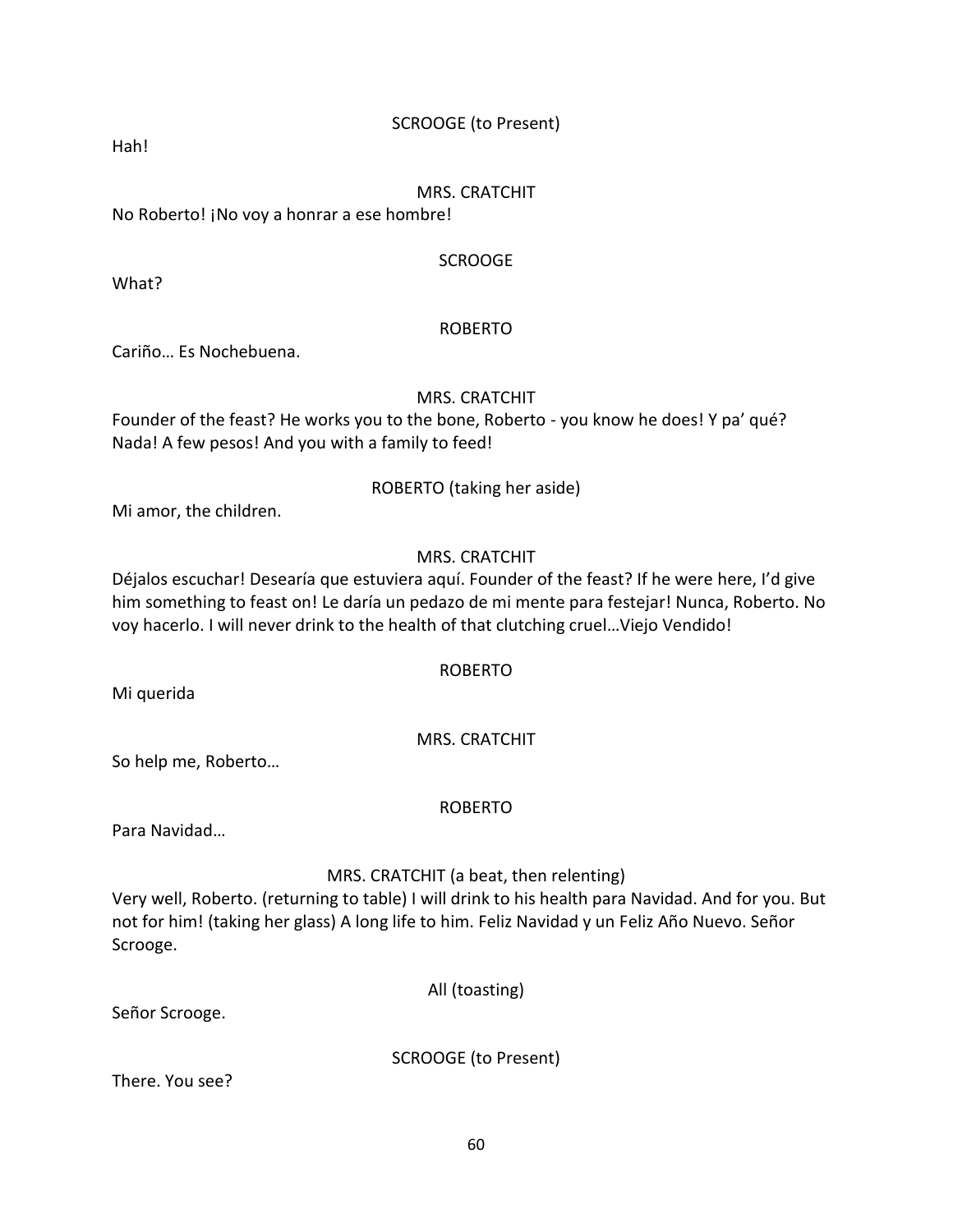SCROOGE (to Present)

Hah!

MRS. CRATCHIT

No Roberto! ¡No voy a honrar a ese hombre!

SCROOGE

What?

ROBERTO

Cariño… Es Nochebuena.

MRS. CRATCHIT

Founder of the feast? He works you to the bone, Roberto - you know he does! Y pa' qué? Nada! A few pesos! And you with a family to feed!

ROBERTO (taking her aside)

Mi amor, the children.

MRS. CRATCHIT

Déjalos escuchar! Desearía que estuviera aquí. Founder of the feast? If he were here, I'd give him something to feast on! Le daría un pedazo de mi mente para festejar! Nunca, Roberto. No voy hacerlo. I will never drink to the health of that clutching cruel…Viejo Vendido!

ROBERTO

Mi querida

MRS. CRATCHIT

So help me, Roberto…

ROBERTO

Para Navidad…

MRS. CRATCHIT (a beat, then relenting)

Very well, Roberto. (returning to table) I will drink to his health para Navidad. And for you. But not for him! (taking her glass) A long life to him. Feliz Navidad y un Feliz Año Nuevo. Señor Scrooge.

All (toasting)

Señor Scrooge.

SCROOGE (to Present)

There. You see?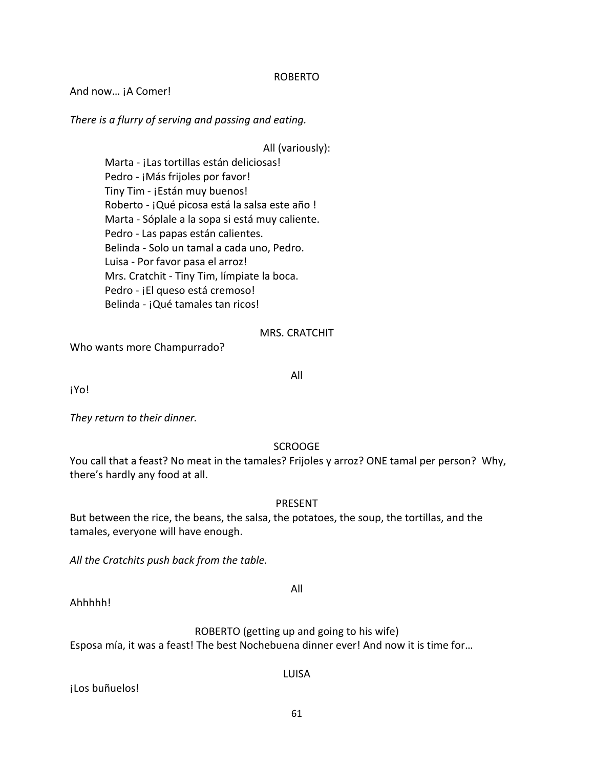ROBERTO

And now… ¡A Comer!

*There is a flurry of serving and passing and eating.*

All (variously):

Marta - ¡Las tortillas están deliciosas!
Pedro - ¡Más frijoles por favor!
Tiny Tim - ¡Están muy buenos!
Roberto - ¡Qué picosa está la salsa este año !
Marta - Sóplale a la sopa si está muy caliente.
Pedro - Las papas están calientes.
Belinda - Solo un tamal a cada uno, Pedro.
Luisa - Por favor pasa el arroz!
Mrs. Cratchit - Tiny Tim, límpiate la boca.
Pedro - ¡El queso está cremoso!
Belinda - ¡Qué tamales tan ricos!

MRS. CRATCHIT

Who wants more Champurrado?

All

¡Yo!

*They return to their dinner.*

SCROOGE

You call that a feast? No meat in the tamales? Frijoles y arroz? ONE tamal per person? Why, there's hardly any food at all.

PRESENT

But between the rice, the beans, the salsa, the potatoes, the soup, the tortillas, and the tamales, everyone will have enough.

*All the Cratchits push back from the table.*

All

Ahhhhh!

ROBERTO (getting up and going to his wife)

Esposa mía, it was a feast! The best Nochebuena dinner ever! And now it is time for…

LUISA

¡Los buñuelos!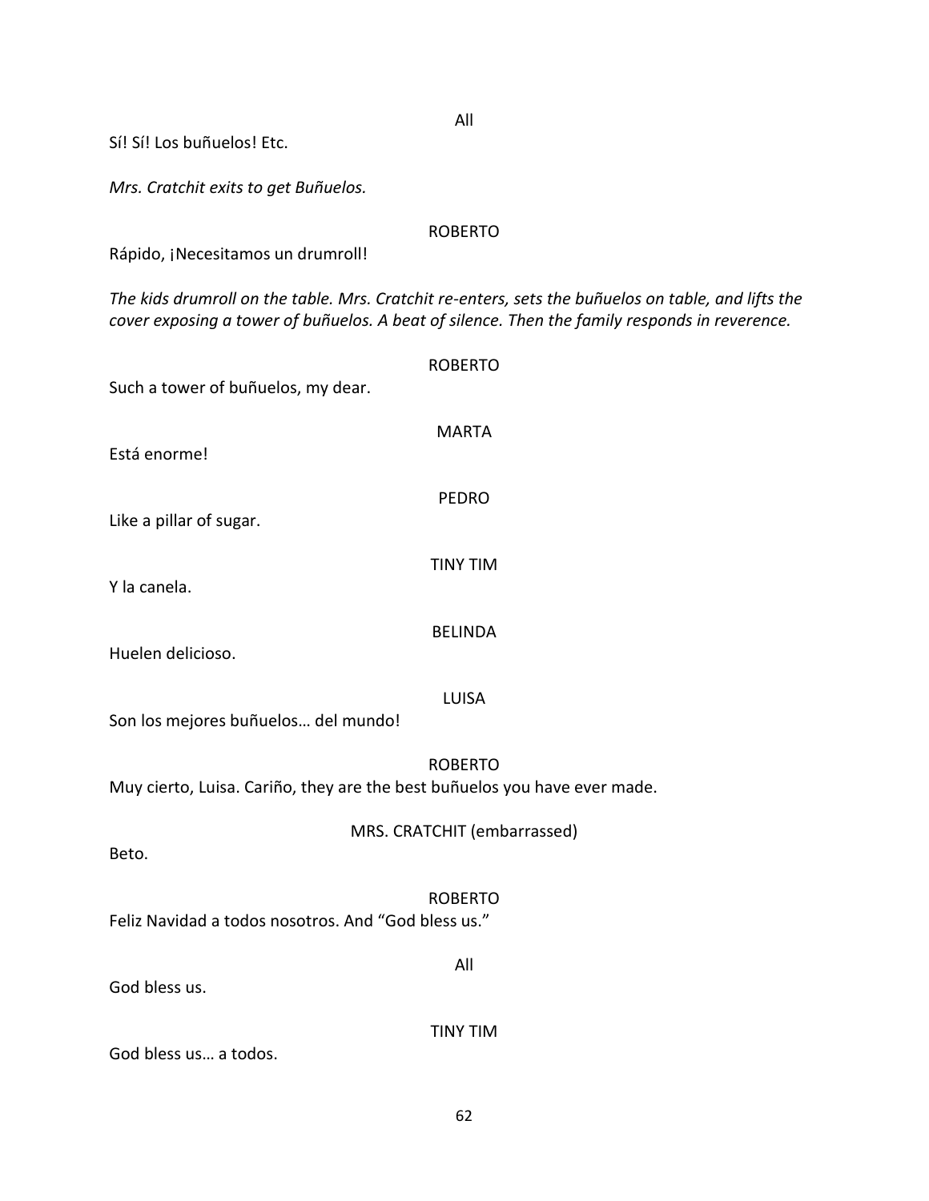All

Sí! Sí! Los buñuelos! Etc.

*Mrs. Cratchit exits to get Buñuelos.*

ROBERTO

Rápido, ¡Necesitamos un drumroll!

*The kids drumroll on the table. Mrs. Cratchit re-enters, sets the buñuelos on table, and lifts the cover exposing a tower of buñuelos. A beat of silence. Then the family responds in reverence.*

ROBERTO

Such a tower of buñuelos, my dear.

MARTA

Está enorme!

PEDRO

Like a pillar of sugar.

TINY TIM

Y la canela.

BELINDA

Huelen delicioso.

LUISA

Son los mejores buñuelos… del mundo!

ROBERTO

Muy cierto, Luisa. Cariño, they are the best buñuelos you have ever made.

MRS. CRATCHIT (embarrassed)

Beto.

ROBERTO

Feliz Navidad a todos nosotros. And "God bless us."

All

God bless us.

TINY TIM

God bless us… a todos.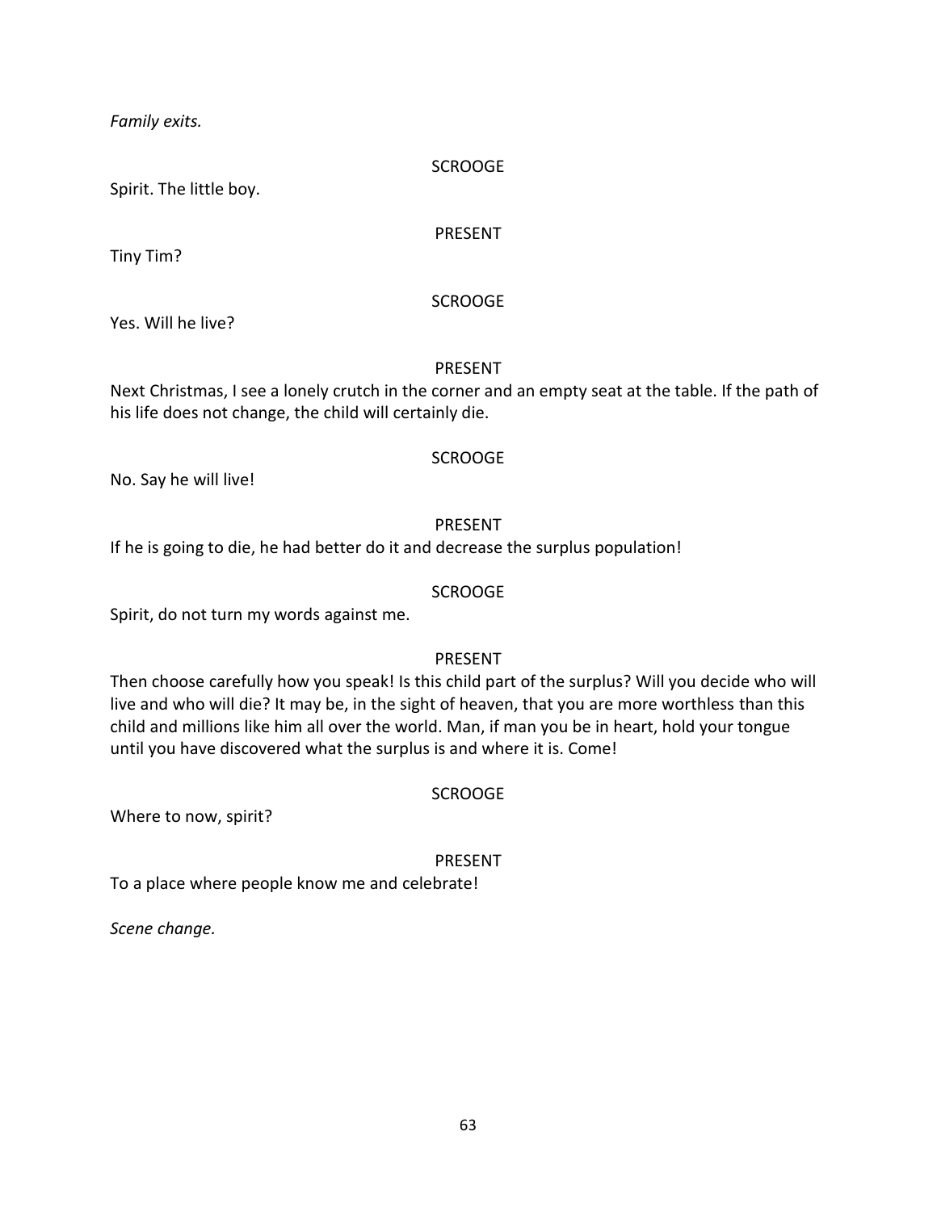*Family exits.*

SCROOGE

Spirit. The little boy.

PRESENT

Tiny Tim?

SCROOGE

Yes. Will he live?

PRESENT

Next Christmas, I see a lonely crutch in the corner and an empty seat at the table. If the path of his life does not change, the child will certainly die.

SCROOGE

No. Say he will live!

PRESENT

If he is going to die, he had better do it and decrease the surplus population!

SCROOGE

Spirit, do not turn my words against me.

PRESENT

Then choose carefully how you speak! Is this child part of the surplus? Will you decide who will live and who will die? It may be, in the sight of heaven, that you are more worthless than this child and millions like him all over the world. Man, if man you be in heart, hold your tongue until you have discovered what the surplus is and where it is. Come!

SCROOGE

Where to now, spirit?

PRESENT

To a place where people know me and celebrate!

*Scene change.*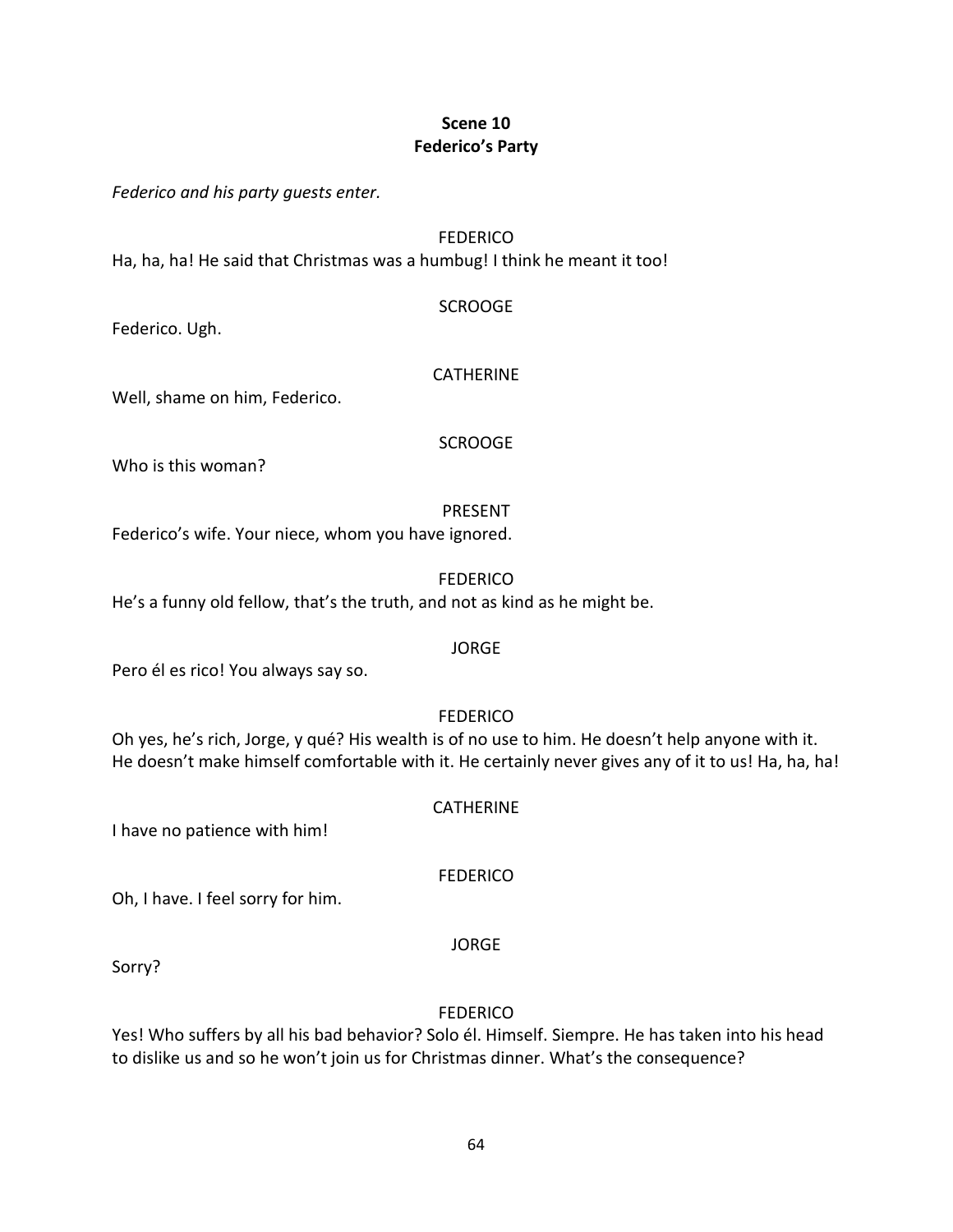**Scene 10**
**Federico's Party**

*Federico and his party guests enter.*

FEDERICO
Ha, ha, ha! He said that Christmas was a humbug! I think he meant it too!

SCROOGE
Federico. Ugh.

CATHERINE
Well, shame on him, Federico.

SCROOGE
Who is this woman?

PRESENT
Federico's wife. Your niece, whom you have ignored.

FEDERICO
He's a funny old fellow, that's the truth, and not as kind as he might be.

JORGE
Pero él es rico! You always say so.

FEDERICO
Oh yes, he's rich, Jorge, y qué? His wealth is of no use to him. He doesn't help anyone with it. He doesn't make himself comfortable with it. He certainly never gives any of it to us! Ha, ha, ha!

CATHERINE
I have no patience with him!

FEDERICO
Oh, I have. I feel sorry for him.

JORGE
Sorry?

FEDERICO
Yes! Who suffers by all his bad behavior? Solo él. Himself. Siempre. He has taken into his head to dislike us and so he won't join us for Christmas dinner. What's the consequence?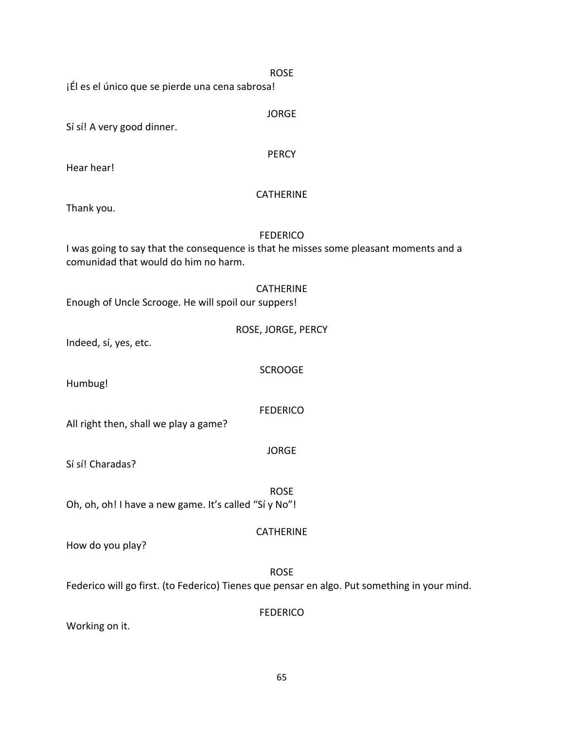ROSE

¡Él es el único que se pierde una cena sabrosa!

JORGE

Sí sí! A very good dinner.

PERCY

Hear hear!

CATHERINE

Thank you.

FEDERICO

I was going to say that the consequence is that he misses some pleasant moments and a comunidad that would do him no harm.

CATHERINE

Enough of Uncle Scrooge. He will spoil our suppers!

ROSE, JORGE, PERCY

Indeed, sí, yes, etc.

SCROOGE

Humbug!

FEDERICO

All right then, shall we play a game?

JORGE

Sí sí! Charadas?

ROSE

Oh, oh, oh! I have a new game. It's called "Sí y No"!

CATHERINE

How do you play?

ROSE

Federico will go first. (to Federico) Tienes que pensar en algo. Put something in your mind.

FEDERICO

Working on it.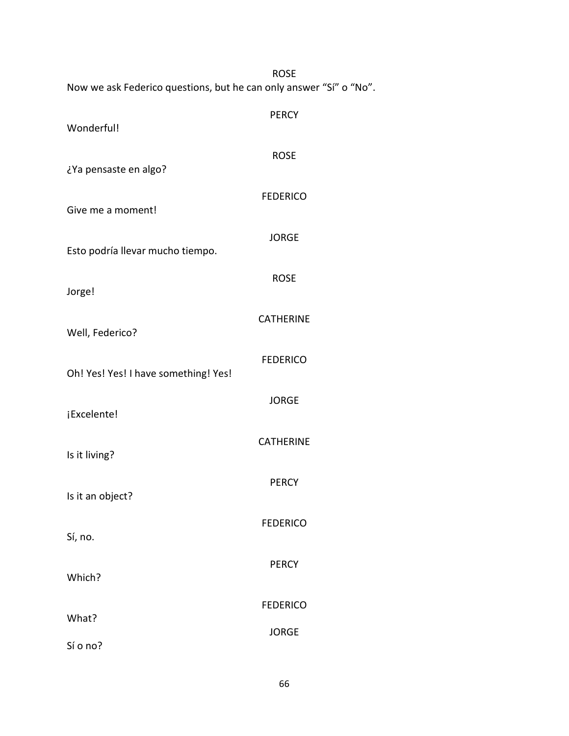ROSE

Now we ask Federico questions, but he can only answer "Sí" o "No".

PERCY

Wonderful!

ROSE

¿Ya pensaste en algo?

FEDERICO

Give me a moment!

JORGE

Esto podría llevar mucho tiempo.

ROSE

Jorge!

CATHERINE

Well, Federico?

FEDERICO

Oh! Yes! Yes! I have something! Yes!

JORGE

¡Excelente!

CATHERINE

Is it living?

PERCY

Is it an object?

FEDERICO

Sí, no.

PERCY

Which?

FEDERICO

What?

JORGE

Sí o no?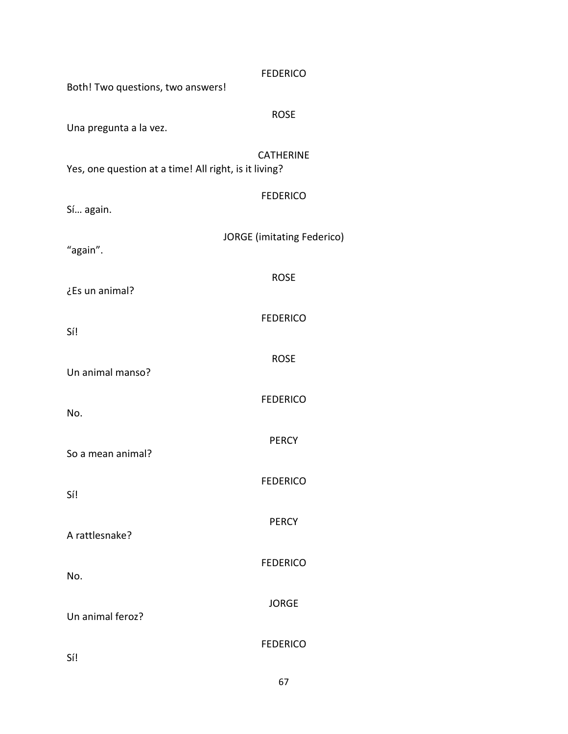FEDERICO

Both! Two questions, two answers!

ROSE

Una pregunta a la vez.

CATHERINE

Yes, one question at a time! All right, is it living?

FEDERICO

Sí… again.

JORGE (imitating Federico)

"again".

ROSE

¿Es un animal?

FEDERICO

Sí!

ROSE

Un animal manso?

FEDERICO

No.

PERCY

So a mean animal?

FEDERICO

Sí!

PERCY

A rattlesnake?

FEDERICO

No.

JORGE

Un animal feroz?

FEDERICO

Sí!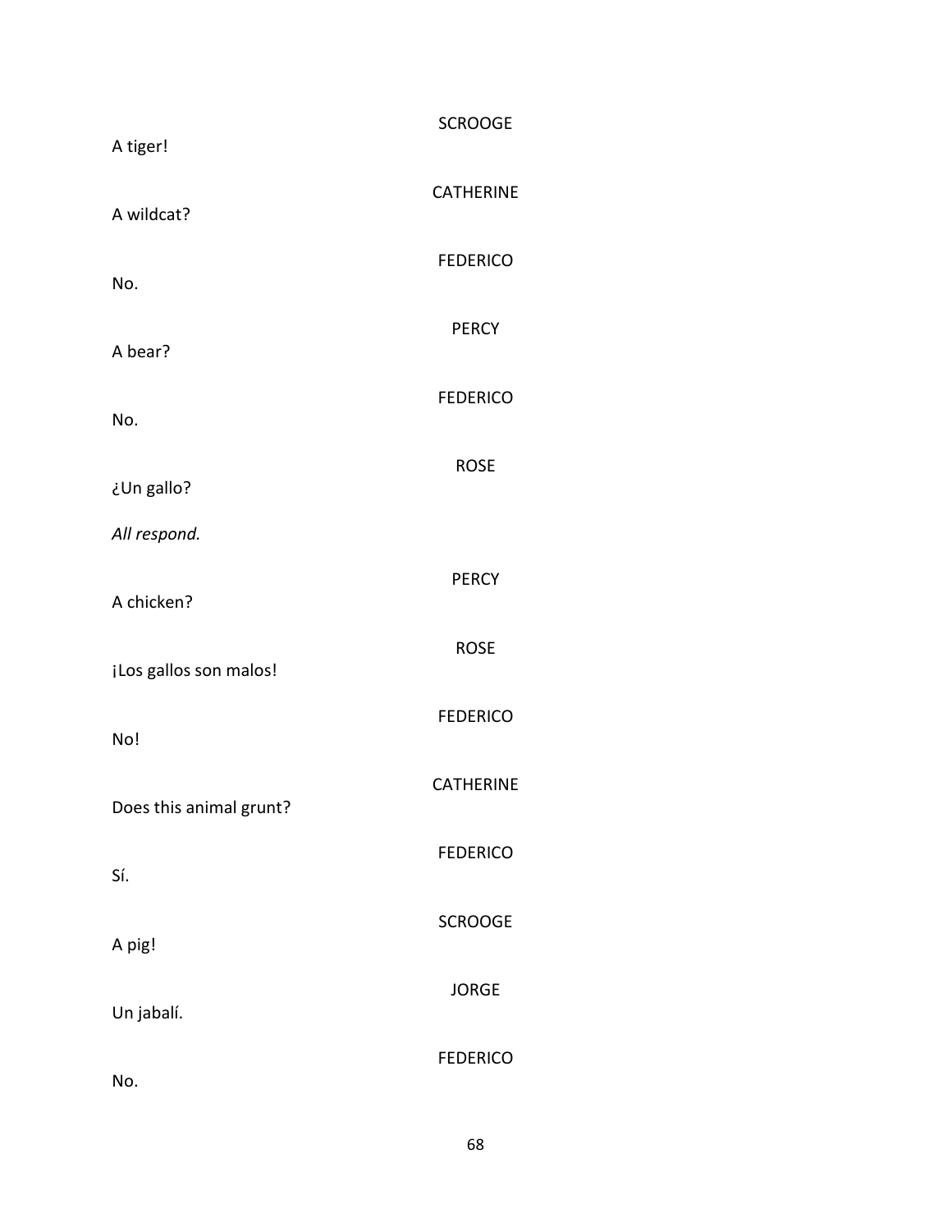SCROOGE

A tiger!

CATHERINE

A wildcat?

FEDERICO

No.

PERCY

A bear?

FEDERICO

No.

ROSE

¿Un gallo?

*All respond.*

PERCY

A chicken?

ROSE

¡Los gallos son malos!

FEDERICO

No!

CATHERINE

Does this animal grunt?

FEDERICO

Sí.

SCROOGE

A pig!

JORGE

Un jabalí.

FEDERICO

No.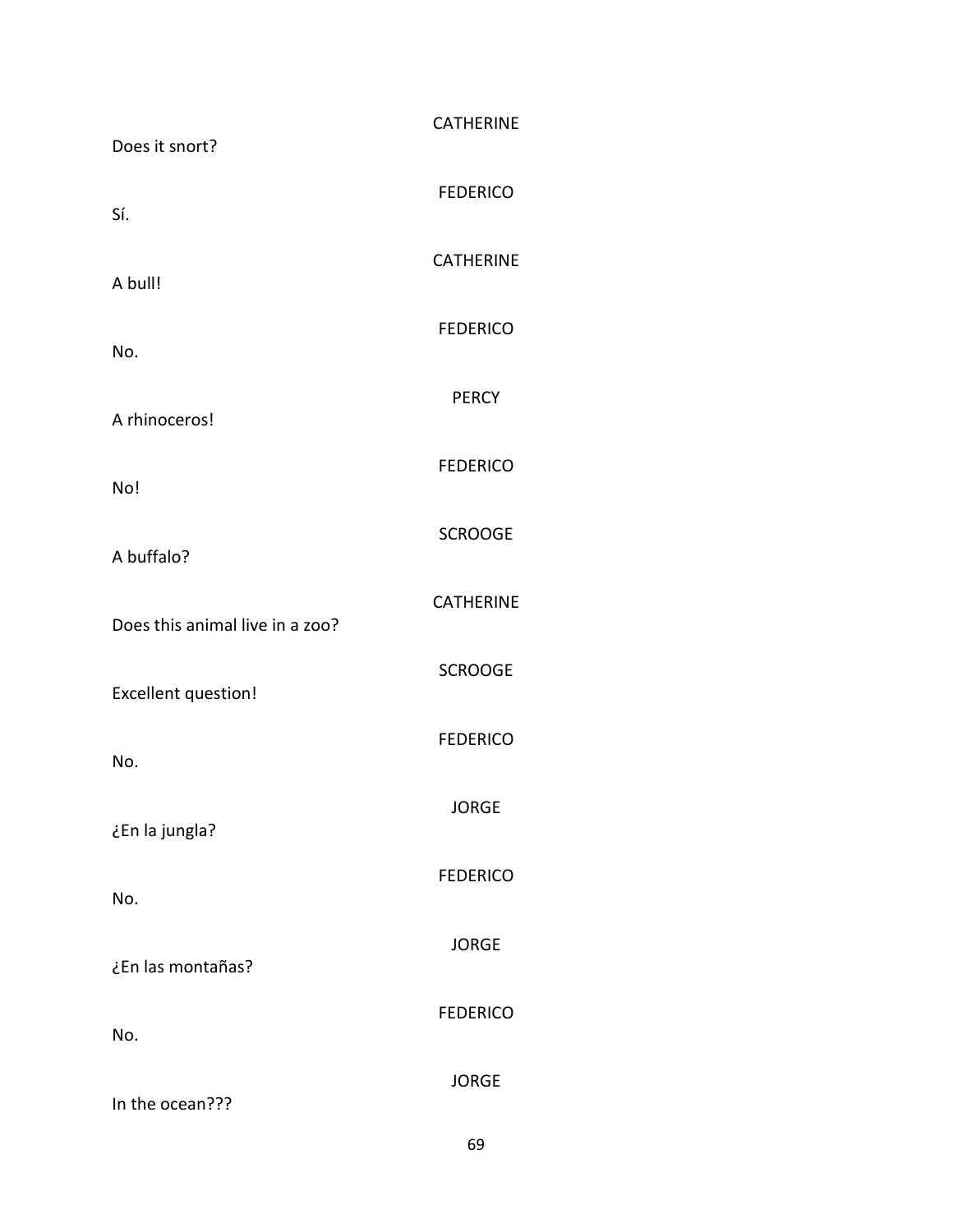CATHERINE

Does it snort?

FEDERICO

Sí.

CATHERINE

A bull!

FEDERICO

No.

PERCY

A rhinoceros!

FEDERICO

No!

SCROOGE

A buffalo?

CATHERINE

Does this animal live in a zoo?

SCROOGE

Excellent question!

FEDERICO

No.

JORGE

¿En la jungla?

FEDERICO

No.

JORGE

¿En las montañas?

FEDERICO

No.

JORGE

In the ocean???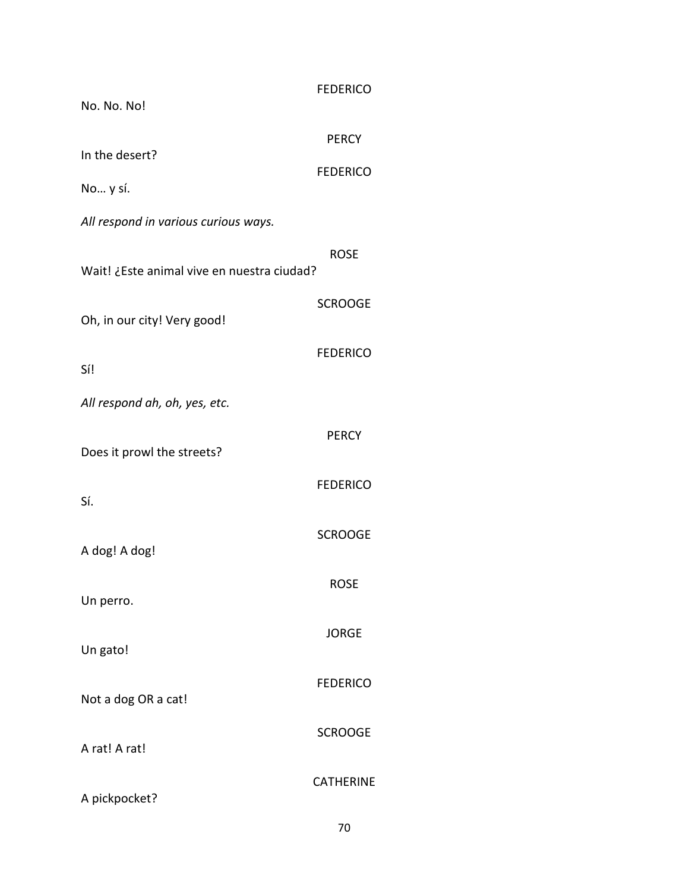FEDERICO

No. No. No!

PERCY

In the desert?

FEDERICO

No… y sí.

*All respond in various curious ways.*

ROSE

Wait! ¿Este animal vive en nuestra ciudad?

SCROOGE

Oh, in our city! Very good!

FEDERICO

Sí!

*All respond ah, oh, yes, etc.*

PERCY

Does it prowl the streets?

FEDERICO

Sí.

SCROOGE

A dog! A dog!

ROSE

Un perro.

JORGE

Un gato!

FEDERICO

Not a dog OR a cat!

SCROOGE

A rat! A rat!

CATHERINE

A pickpocket?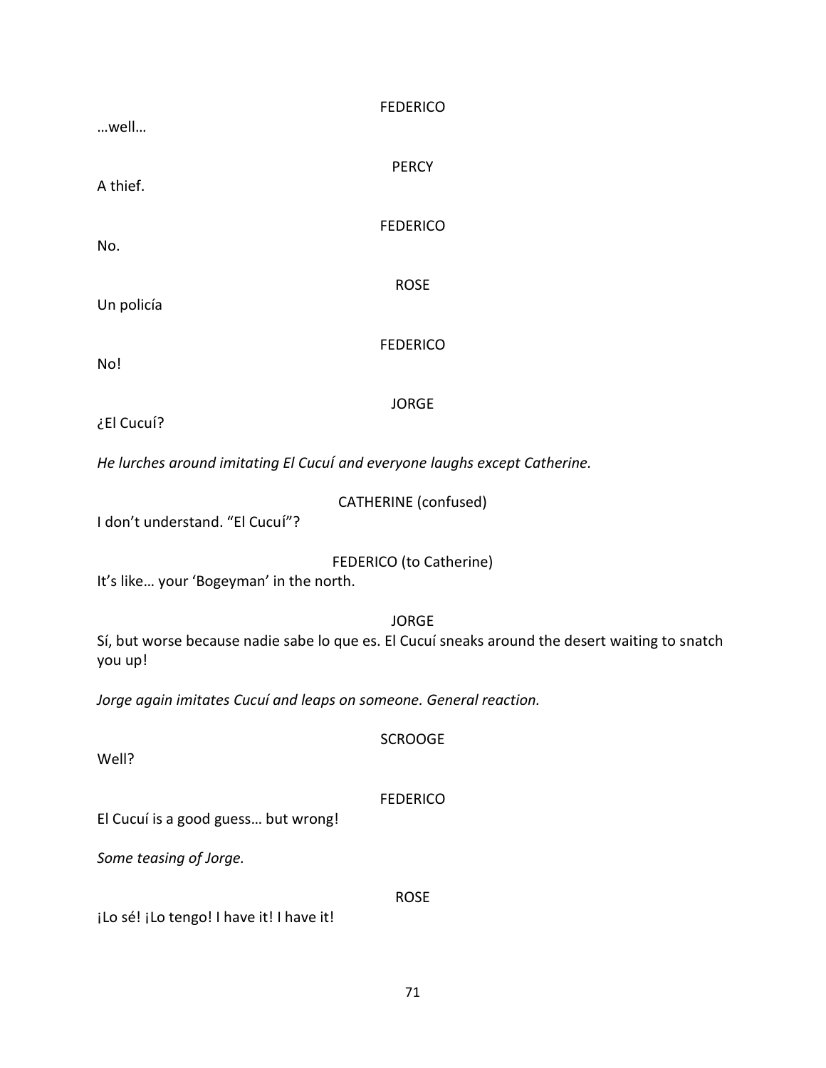FEDERICO

…well…

PERCY

A thief.

FEDERICO

No.

ROSE

Un policía

FEDERICO

No!

JORGE

¿El Cucuí?

*He lurches around imitating El Cucuí and everyone laughs except Catherine.*

CATHERINE (confused)

I don't understand. "El Cucuí"?

FEDERICO (to Catherine)

It's like… your 'Bogeyman' in the north.

JORGE

Sí, but worse because nadie sabe lo que es. El Cucuí sneaks around the desert waiting to snatch you up!

*Jorge again imitates Cucuí and leaps on someone. General reaction.*

SCROOGE

Well?

FEDERICO

El Cucuí is a good guess… but wrong!

*Some teasing of Jorge.*

ROSE

¡Lo sé! ¡Lo tengo! I have it! I have it!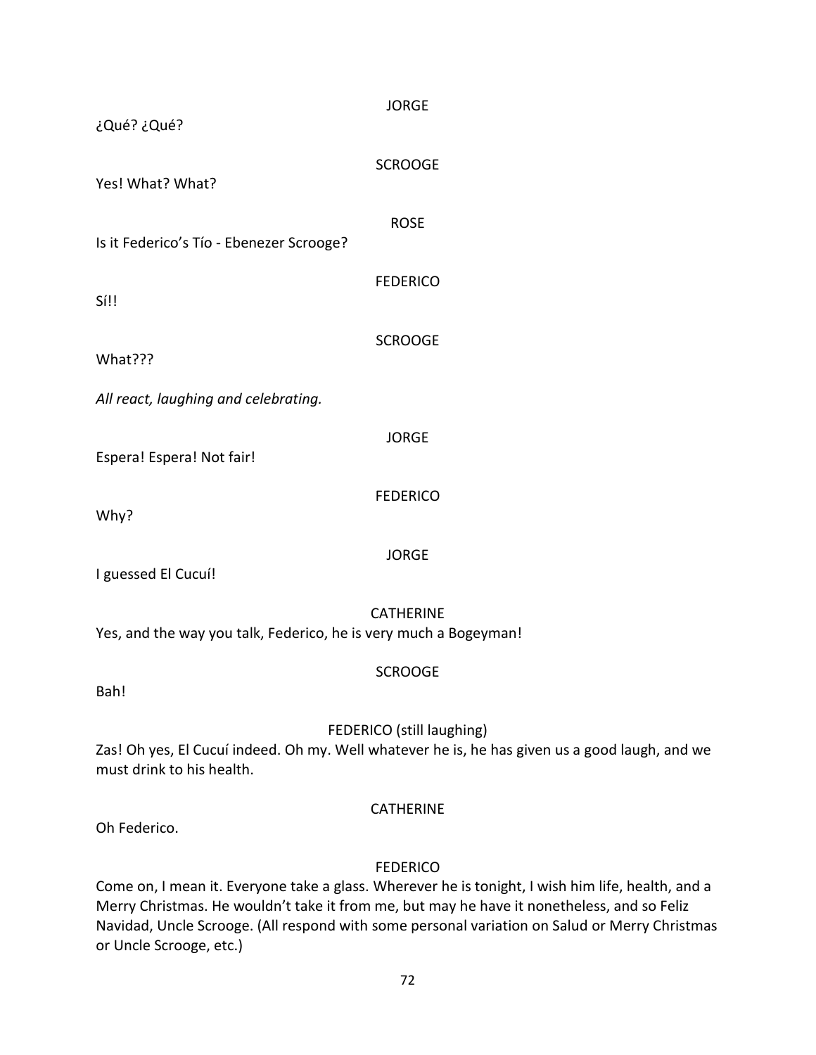JORGE

¿Qué? ¿Qué?

SCROOGE

Yes! What? What?

ROSE

Is it Federico's Tío - Ebenezer Scrooge?

FEDERICO

Sí!!

SCROOGE

What???

*All react, laughing and celebrating.*

JORGE

Espera! Espera! Not fair!

FEDERICO

Why?

JORGE

I guessed El Cucuí!

CATHERINE

Yes, and the way you talk, Federico, he is very much a Bogeyman!

SCROOGE

Bah!

FEDERICO (still laughing)

Zas! Oh yes, El Cucuí indeed. Oh my. Well whatever he is, he has given us a good laugh, and we must drink to his health.

CATHERINE

Oh Federico.

FEDERICO

Come on, I mean it. Everyone take a glass. Wherever he is tonight, I wish him life, health, and a Merry Christmas. He wouldn't take it from me, but may he have it nonetheless, and so Feliz Navidad, Uncle Scrooge. (All respond with some personal variation on Salud or Merry Christmas or Uncle Scrooge, etc.)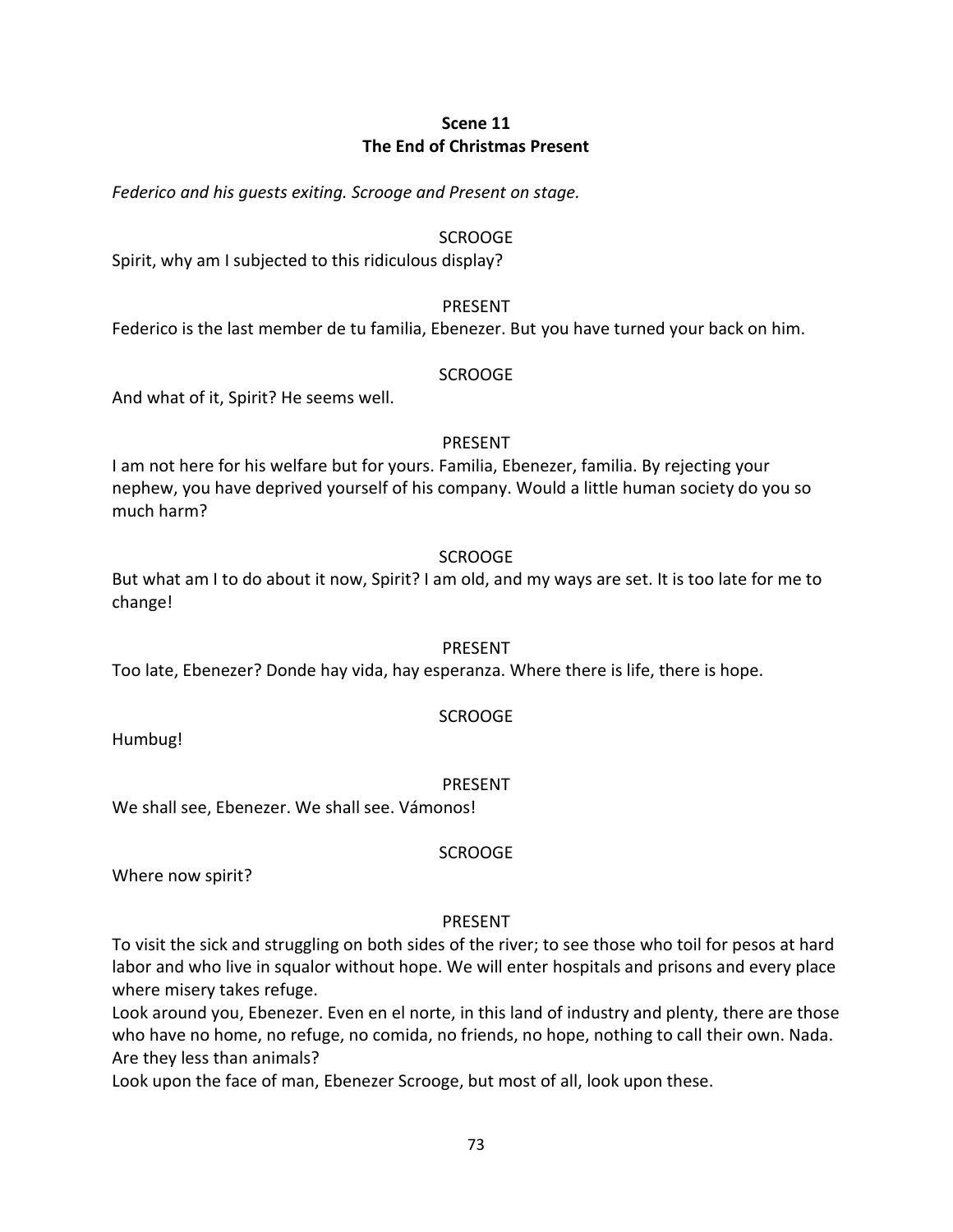## Scene 11
## The End of Christmas Present

*Federico and his guests exiting. Scrooge and Present on stage.*

SCROOGE

Spirit, why am I subjected to this ridiculous display?

PRESENT

Federico is the last member de tu familia, Ebenezer. But you have turned your back on him.

SCROOGE

And what of it, Spirit? He seems well.

PRESENT

I am not here for his welfare but for yours. Familia, Ebenezer, familia. By rejecting your nephew, you have deprived yourself of his company. Would a little human society do you so much harm?

SCROOGE

But what am I to do about it now, Spirit? I am old, and my ways are set. It is too late for me to change!

PRESENT

Too late, Ebenezer? Donde hay vida, hay esperanza. Where there is life, there is hope.

SCROOGE

Humbug!

PRESENT

We shall see, Ebenezer. We shall see. Vámonos!

SCROOGE

Where now spirit?

PRESENT

To visit the sick and struggling on both sides of the river; to see those who toil for pesos at hard labor and who live in squalor without hope. We will enter hospitals and prisons and every place where misery takes refuge.

Look around you, Ebenezer. Even en el norte, in this land of industry and plenty, there are those who have no home, no refuge, no comida, no friends, no hope, nothing to call their own. Nada. Are they less than animals?

Look upon the face of man, Ebenezer Scrooge, but most of all, look upon these.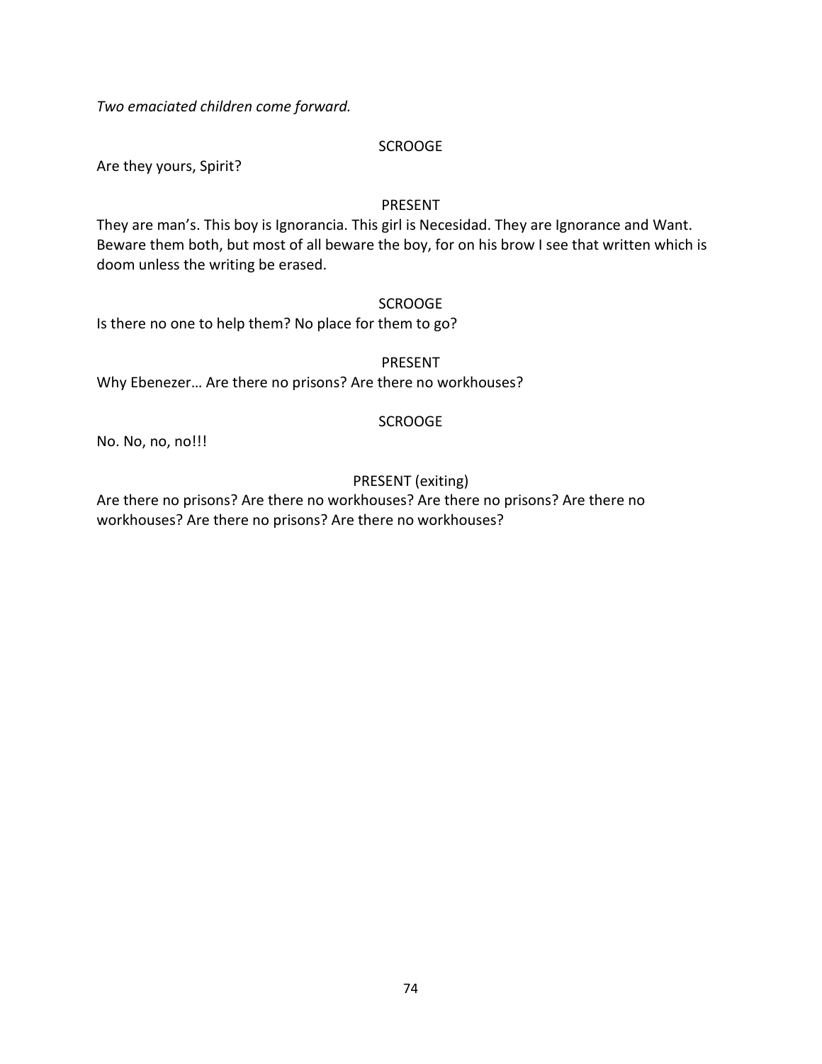*Two emaciated children come forward.*

SCROOGE

Are they yours, Spirit?

PRESENT

They are man's. This boy is Ignorancia. This girl is Necesidad. They are Ignorance and Want. Beware them both, but most of all beware the boy, for on his brow I see that written which is doom unless the writing be erased.

SCROOGE

Is there no one to help them? No place for them to go?

PRESENT

Why Ebenezer… Are there no prisons? Are there no workhouses?

SCROOGE

No. No, no, no!!!

PRESENT (exiting)

Are there no prisons? Are there no workhouses? Are there no prisons? Are there no workhouses? Are there no prisons? Are there no workhouses?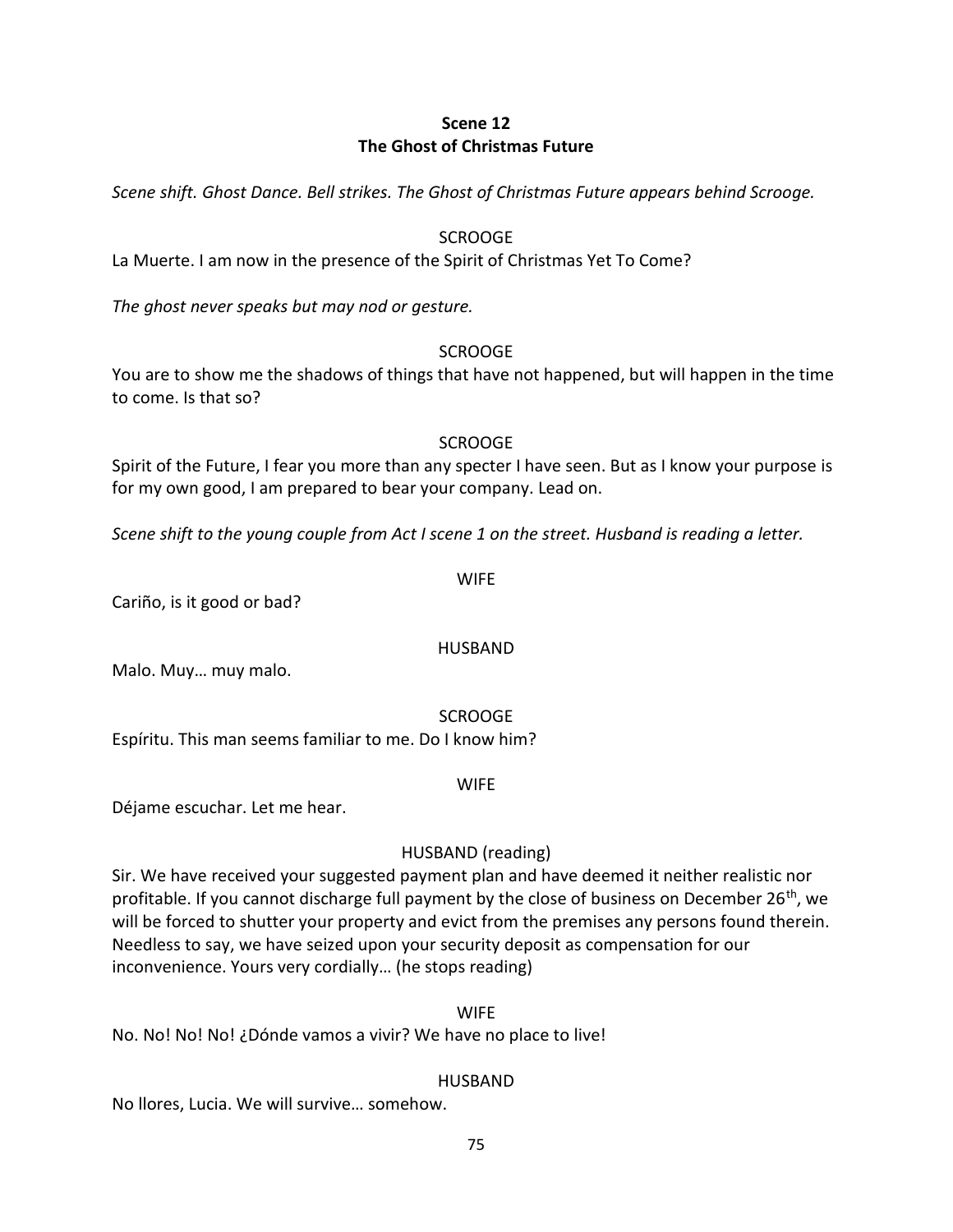## Scene 12
## The Ghost of Christmas Future

*Scene shift. Ghost Dance. Bell strikes. The Ghost of Christmas Future appears behind Scrooge.*

SCROOGE

La Muerte. I am now in the presence of the Spirit of Christmas Yet To Come?

*The ghost never speaks but may nod or gesture.*

SCROOGE

You are to show me the shadows of things that have not happened, but will happen in the time to come. Is that so?

SCROOGE

Spirit of the Future, I fear you more than any specter I have seen. But as I know your purpose is for my own good, I am prepared to bear your company. Lead on.

*Scene shift to the young couple from Act I scene 1 on the street. Husband is reading a letter.*

WIFE

Cariño, is it good or bad?

HUSBAND

Malo. Muy… muy malo.

SCROOGE

Espíritu. This man seems familiar to me. Do I know him?

WIFE

Déjame escuchar. Let me hear.

HUSBAND (reading)

Sir. We have received your suggested payment plan and have deemed it neither realistic nor profitable. If you cannot discharge full payment by the close of business on December 26th, we will be forced to shutter your property and evict from the premises any persons found therein. Needless to say, we have seized upon your security deposit as compensation for our inconvenience. Yours very cordially… (he stops reading)

WIFE

No. No! No! No! ¿Dónde vamos a vivir? We have no place to live!

HUSBAND

No llores, Lucia. We will survive… somehow.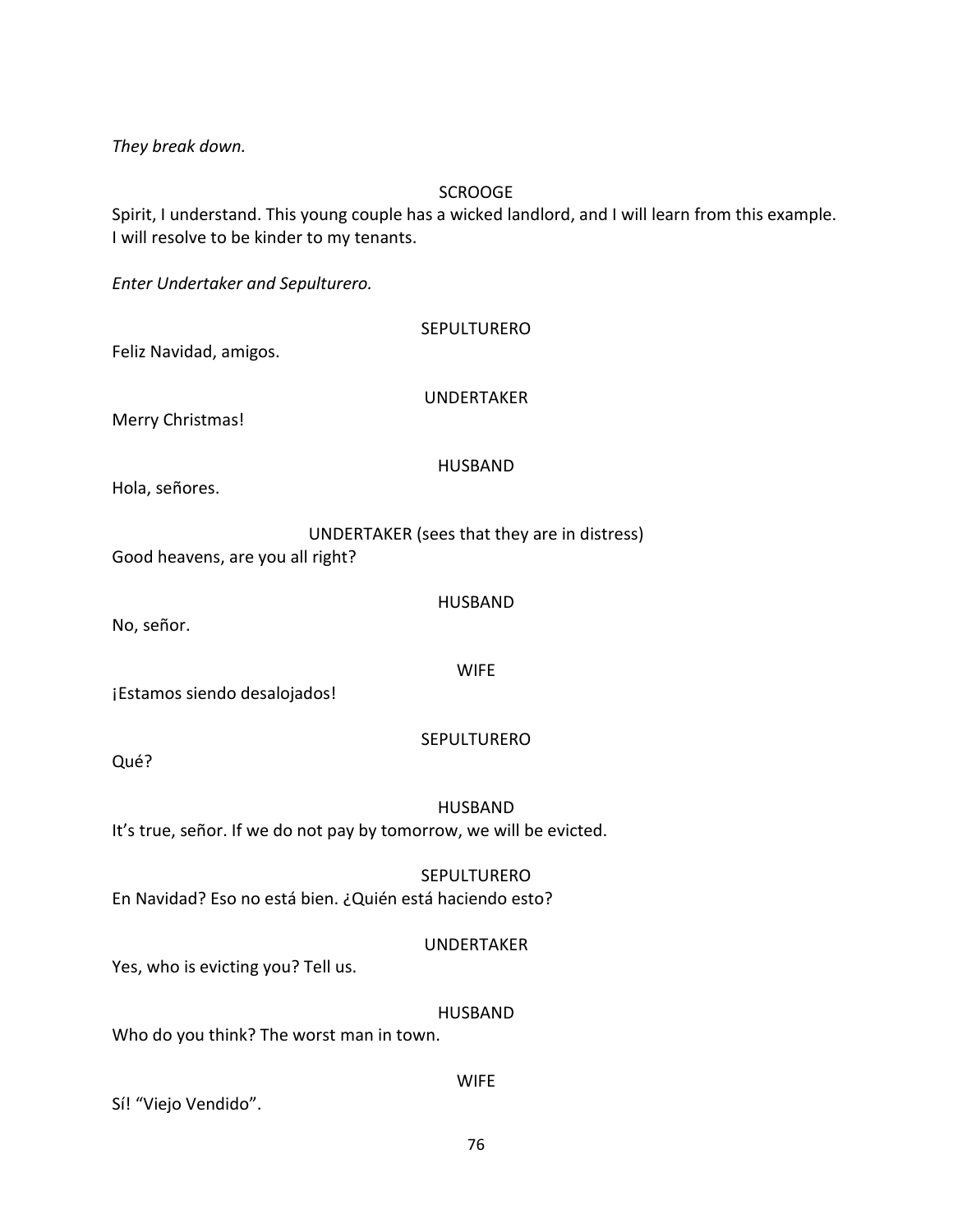*They break down.*

SCROOGE

Spirit, I understand. This young couple has a wicked landlord, and I will learn from this example. I will resolve to be kinder to my tenants.

*Enter Undertaker and Sepulturero.*

SEPULTURERO

Feliz Navidad, amigos.

UNDERTAKER

Merry Christmas!

HUSBAND

Hola, señores.

UNDERTAKER (sees that they are in distress)

Good heavens, are you all right?

HUSBAND

No, señor.

WIFE

¡Estamos siendo desalojados!

SEPULTURERO

Qué?

HUSBAND

It's true, señor. If we do not pay by tomorrow, we will be evicted.

SEPULTURERO

En Navidad? Eso no está bien. ¿Quién está haciendo esto?

UNDERTAKER

Yes, who is evicting you? Tell us.

HUSBAND

Who do you think? The worst man in town.

WIFE

Sí! "Viejo Vendido".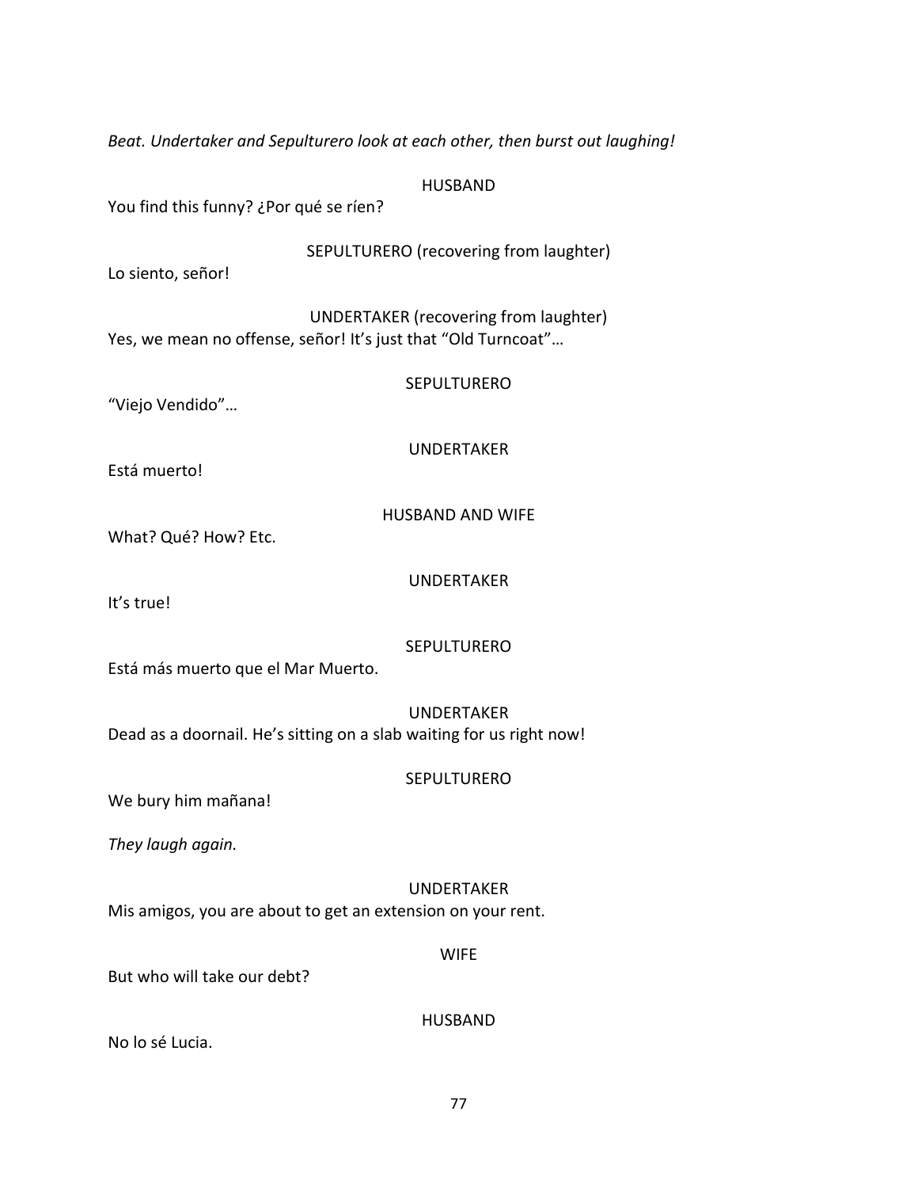*Beat. Undertaker and Sepulturero look at each other, then burst out laughing!*

HUSBAND

You find this funny? ¿Por qué se ríen?

SEPULTURERO (recovering from laughter)

Lo siento, señor!

UNDERTAKER (recovering from laughter)

Yes, we mean no offense, señor! It's just that "Old Turncoat"…

SEPULTURERO

"Viejo Vendido"…

UNDERTAKER

Está muerto!

HUSBAND AND WIFE

What? Qué? How? Etc.

UNDERTAKER

It's true!

SEPULTURERO

Está más muerto que el Mar Muerto.

UNDERTAKER

Dead as a doornail. He's sitting on a slab waiting for us right now!

SEPULTURERO

We bury him mañana!

*They laugh again.*

UNDERTAKER

Mis amigos, you are about to get an extension on your rent.

WIFE

But who will take our debt?

HUSBAND

No lo sé Lucia.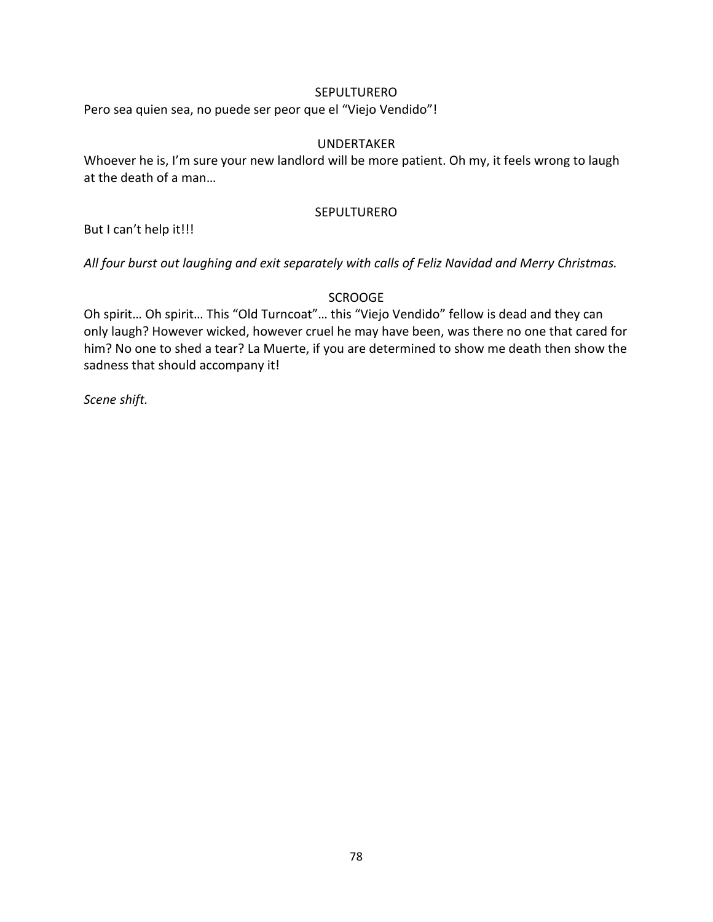SEPULTURERO

Pero sea quien sea, no puede ser peor que el "Viejo Vendido"!

UNDERTAKER

Whoever he is, I'm sure your new landlord will be more patient. Oh my, it feels wrong to laugh at the death of a man…

SEPULTURERO

But I can't help it!!!

*All four burst out laughing and exit separately with calls of Feliz Navidad and Merry Christmas.*

SCROOGE

Oh spirit… Oh spirit… This "Old Turncoat"… this "Viejo Vendido" fellow is dead and they can only laugh? However wicked, however cruel he may have been, was there no one that cared for him? No one to shed a tear? La Muerte, if you are determined to show me death then show the sadness that should accompany it!

*Scene shift.*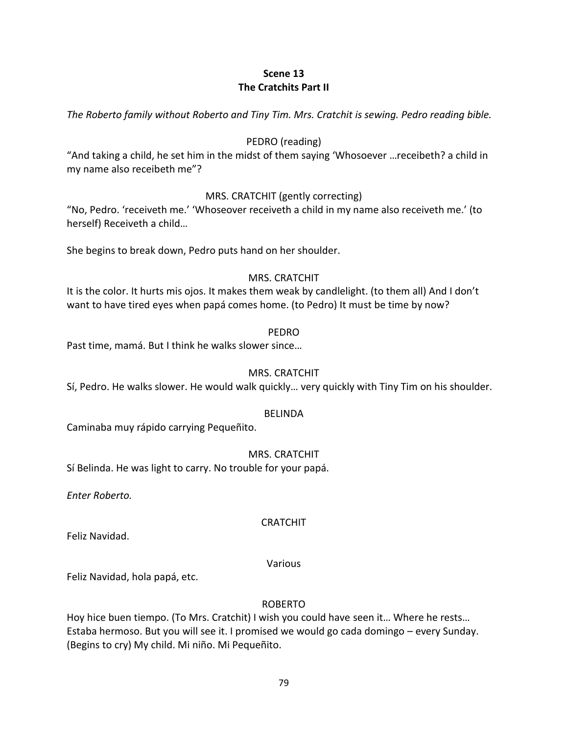**Scene 13**
**The Cratchits Part II**

*The Roberto family without Roberto and Tiny Tim. Mrs. Cratchit is sewing. Pedro reading bible.*

PEDRO (reading)

"And taking a child, he set him in the midst of them saying 'Whosoever …receibeth? a child in my name also receibeth me"?

MRS. CRATCHIT (gently correcting)

"No, Pedro. 'receiveth me.' 'Whoseover receiveth a child in my name also receiveth me.' (to herself) Receiveth a child…

She begins to break down, Pedro puts hand on her shoulder.

MRS. CRATCHIT

It is the color. It hurts mis ojos. It makes them weak by candlelight. (to them all) And I don't want to have tired eyes when papá comes home. (to Pedro) It must be time by now?

PEDRO

Past time, mamá. But I think he walks slower since…

MRS. CRATCHIT

Sí, Pedro. He walks slower. He would walk quickly… very quickly with Tiny Tim on his shoulder.

BELINDA

Caminaba muy rápido carrying Pequeñito.

MRS. CRATCHIT

Sí Belinda. He was light to carry. No trouble for your papá.

*Enter Roberto.*

CRATCHIT

Feliz Navidad.

Various

Feliz Navidad, hola papá, etc.

ROBERTO

Hoy hice buen tiempo. (To Mrs. Cratchit) I wish you could have seen it… Where he rests… Estaba hermoso. But you will see it. I promised we would go cada domingo – every Sunday. (Begins to cry) My child. Mi niño. Mi Pequeñito.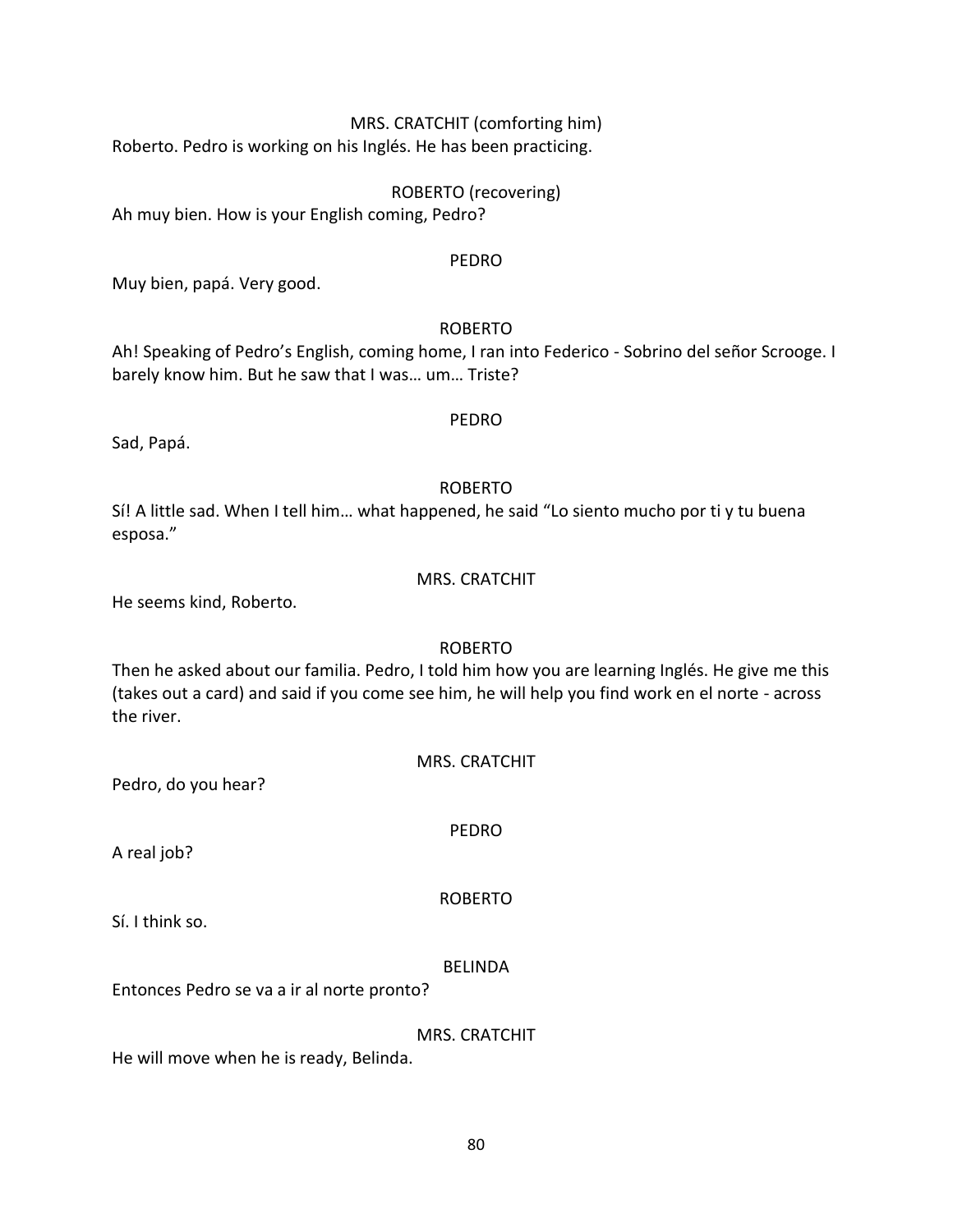MRS. CRATCHIT (comforting him)

Roberto. Pedro is working on his Inglés. He has been practicing.

ROBERTO (recovering)

Ah muy bien. How is your English coming, Pedro?

PEDRO

Muy bien, papá. Very good.

ROBERTO

Ah! Speaking of Pedro's English, coming home, I ran into Federico - Sobrino del señor Scrooge. I barely know him. But he saw that I was… um… Triste?

PEDRO

Sad, Papá.

ROBERTO

Sí! A little sad. When I tell him… what happened, he said "Lo siento mucho por ti y tu buena esposa."

MRS. CRATCHIT

He seems kind, Roberto.

ROBERTO

Then he asked about our familia. Pedro, I told him how you are learning Inglés. He give me this (takes out a card) and said if you come see him, he will help you find work en el norte - across the river.

MRS. CRATCHIT

Pedro, do you hear?

PEDRO

A real job?

ROBERTO

Sí. I think so.

BELINDA

Entonces Pedro se va a ir al norte pronto?

MRS. CRATCHIT

He will move when he is ready, Belinda.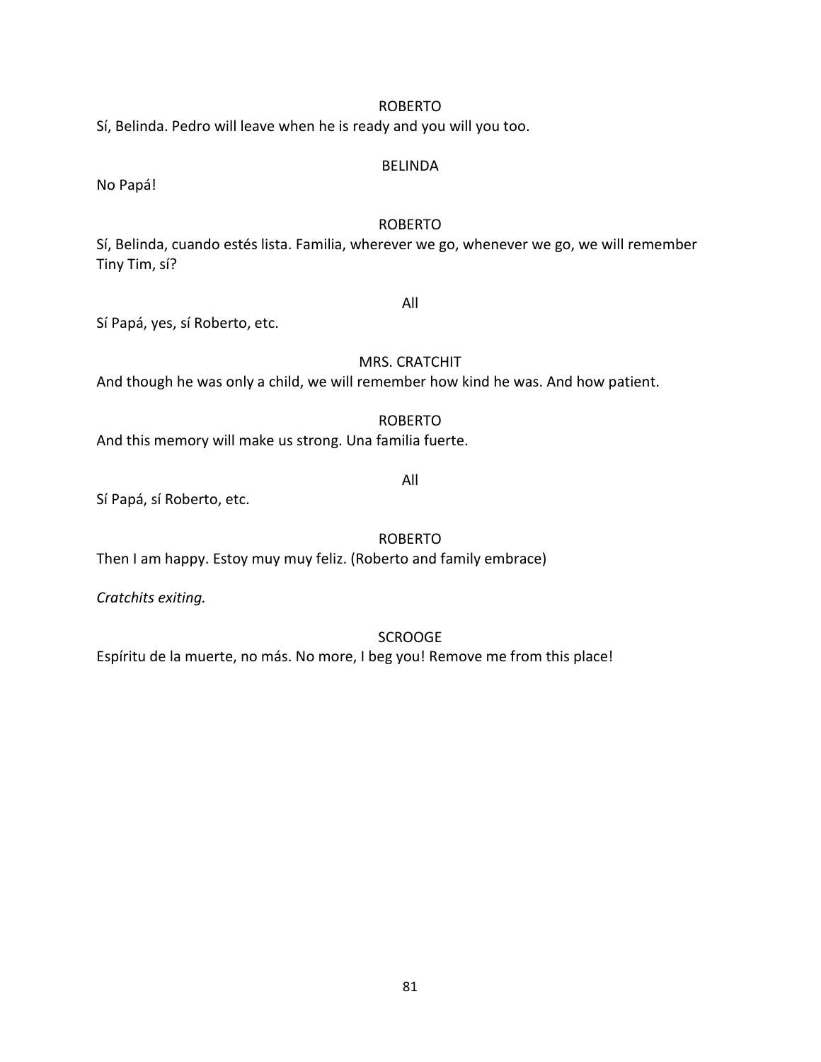ROBERTO

Sí, Belinda. Pedro will leave when he is ready and you will you too.

BELINDA

No Papá!

ROBERTO

Sí, Belinda, cuando estés lista. Familia, wherever we go, whenever we go, we will remember Tiny Tim, sí?

All

Sí Papá, yes, sí Roberto, etc.

MRS. CRATCHIT

And though he was only a child, we will remember how kind he was. And how patient.

ROBERTO

And this memory will make us strong. Una familia fuerte.

All

Sí Papá, sí Roberto, etc.

ROBERTO

Then I am happy. Estoy muy muy feliz. (Roberto and family embrace)

*Cratchits exiting.*

SCROOGE

Espíritu de la muerte, no más. No more, I beg you! Remove me from this place!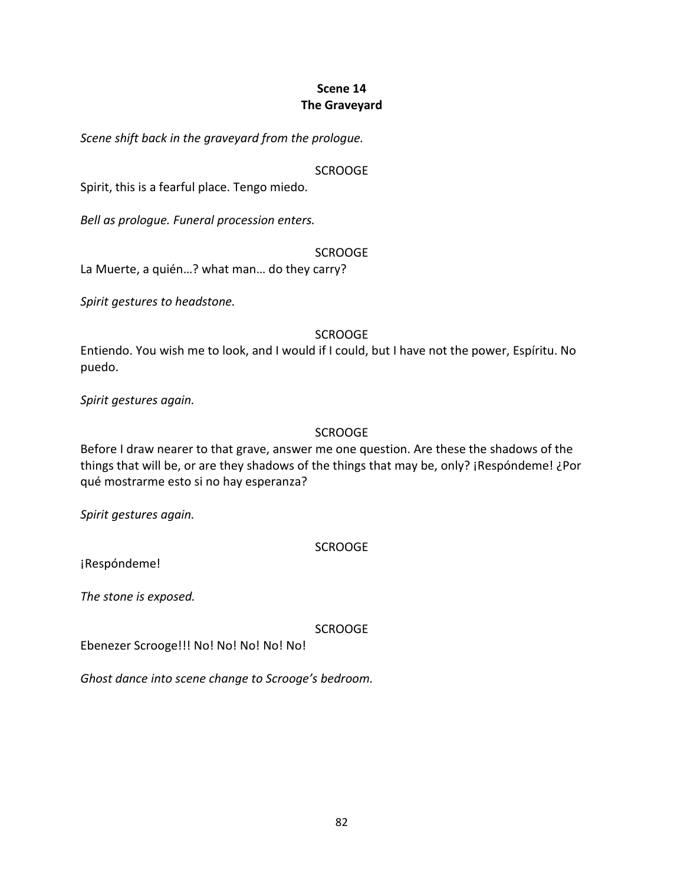**Scene 14**
**The Graveyard**

*Scene shift back in the graveyard from the prologue.*

SCROOGE

Spirit, this is a fearful place. Tengo miedo.

*Bell as prologue. Funeral procession enters.*

SCROOGE

La Muerte, a quién…? what man… do they carry?

*Spirit gestures to headstone.*

SCROOGE

Entiendo. You wish me to look, and I would if I could, but I have not the power, Espíritu. No puedo.

*Spirit gestures again.*

SCROOGE

Before I draw nearer to that grave, answer me one question. Are these the shadows of the things that will be, or are they shadows of the things that may be, only? ¡Respóndeme! ¿Por qué mostrarme esto si no hay esperanza?

*Spirit gestures again.*

SCROOGE

¡Respóndeme!

*The stone is exposed.*

SCROOGE

Ebenezer Scrooge!!! No! No! No! No! No!

*Ghost dance into scene change to Scrooge's bedroom.*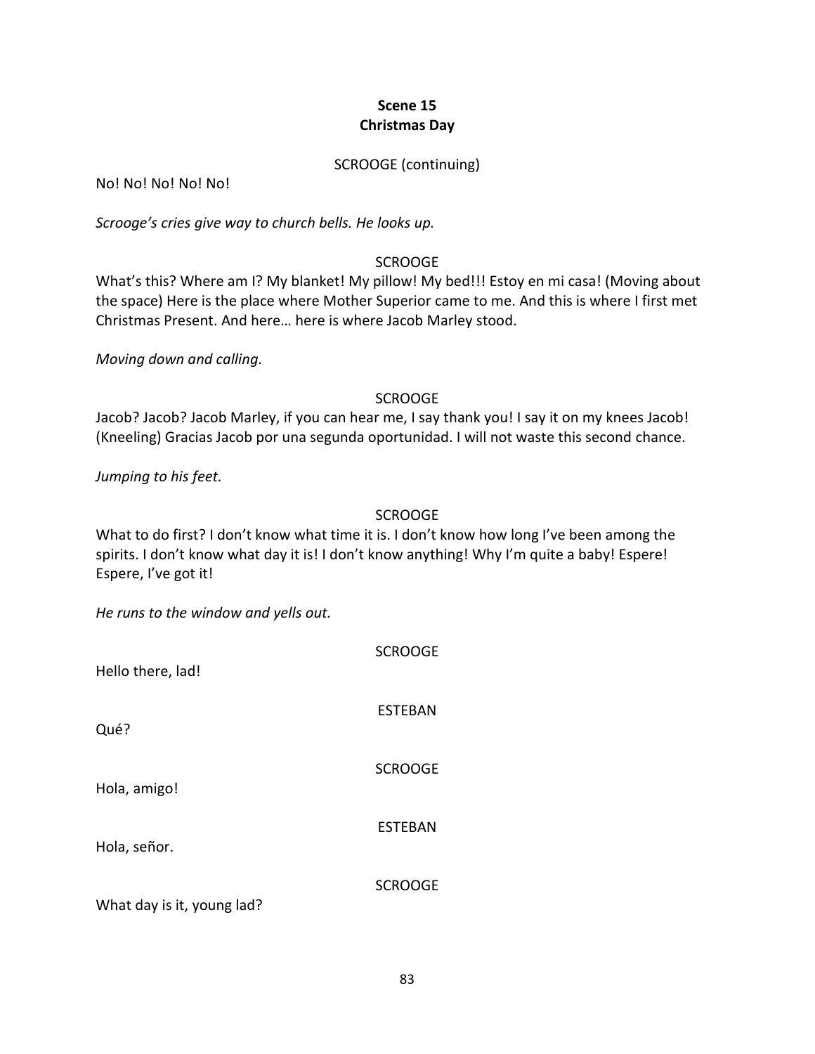**Scene 15**
**Christmas Day**

SCROOGE (continuing)

No! No! No! No! No!

*Scrooge's cries give way to church bells. He looks up.*

SCROOGE

What's this? Where am I? My blanket! My pillow! My bed!!! Estoy en mi casa! (Moving about the space) Here is the place where Mother Superior came to me. And this is where I first met Christmas Present. And here… here is where Jacob Marley stood.

*Moving down and calling.*

SCROOGE

Jacob? Jacob? Jacob Marley, if you can hear me, I say thank you! I say it on my knees Jacob! (Kneeling) Gracias Jacob por una segunda oportunidad. I will not waste this second chance.

*Jumping to his feet.*

SCROOGE

What to do first? I don't know what time it is. I don't know how long I've been among the spirits. I don't know what day it is! I don't know anything! Why I'm quite a baby! Espere! Espere, I've got it!

*He runs to the window and yells out.*

SCROOGE

Hello there, lad!

ESTEBAN

Qué?

SCROOGE

Hola, amigo!

ESTEBAN

Hola, señor.

SCROOGE

What day is it, young lad?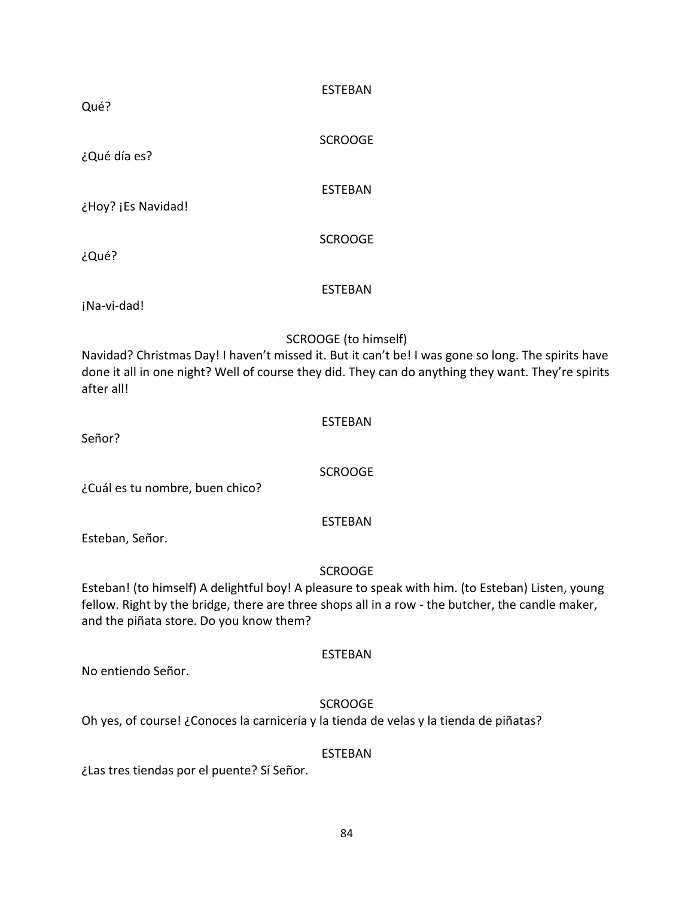ESTEBAN

Qué?

SCROOGE

¿Qué día es?

ESTEBAN

¿Hoy? ¡Es Navidad!

SCROOGE

¿Qué?

ESTEBAN

¡Na-vi-dad!

SCROOGE (to himself)

Navidad? Christmas Day! I haven't missed it. But it can't be! I was gone so long. The spirits have done it all in one night? Well of course they did. They can do anything they want. They're spirits after all!

ESTEBAN

Señor?

SCROOGE

¿Cuál es tu nombre, buen chico?

ESTEBAN

Esteban, Señor.

SCROOGE

Esteban! (to himself) A delightful boy! A pleasure to speak with him. (to Esteban) Listen, young fellow. Right by the bridge, there are three shops all in a row - the butcher, the candle maker, and the piñata store. Do you know them?

ESTEBAN

No entiendo Señor.

SCROOGE

Oh yes, of course! ¿Conoces la carnicería y la tienda de velas y la tienda de piñatas?

ESTEBAN

¿Las tres tiendas por el puente? Sí Señor.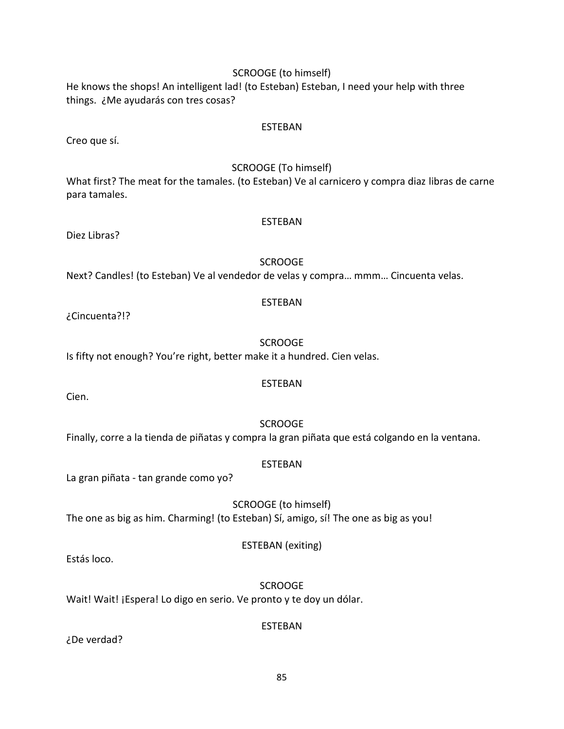SCROOGE (to himself)

He knows the shops! An intelligent lad! (to Esteban) Esteban, I need your help with three things. ¿Me ayudarás con tres cosas?

ESTEBAN

Creo que sí.

SCROOGE (To himself)

What first? The meat for the tamales. (to Esteban) Ve al carnicero y compra diaz libras de carne para tamales.

ESTEBAN

Diez Libras?

SCROOGE

Next? Candles! (to Esteban) Ve al vendedor de velas y compra… mmm… Cincuenta velas.

ESTEBAN

¿Cincuenta?!?

SCROOGE

Is fifty not enough? You're right, better make it a hundred. Cien velas.

ESTEBAN

Cien.

SCROOGE

Finally, corre a la tienda de piñatas y compra la gran piñata que está colgando en la ventana.

ESTEBAN

La gran piñata - tan grande como yo?

SCROOGE (to himself)

The one as big as him. Charming! (to Esteban) Sí, amigo, sí! The one as big as you!

ESTEBAN (exiting)

Estás loco.

SCROOGE

Wait! Wait! ¡Espera! Lo digo en serio. Ve pronto y te doy un dólar.

ESTEBAN

¿De verdad?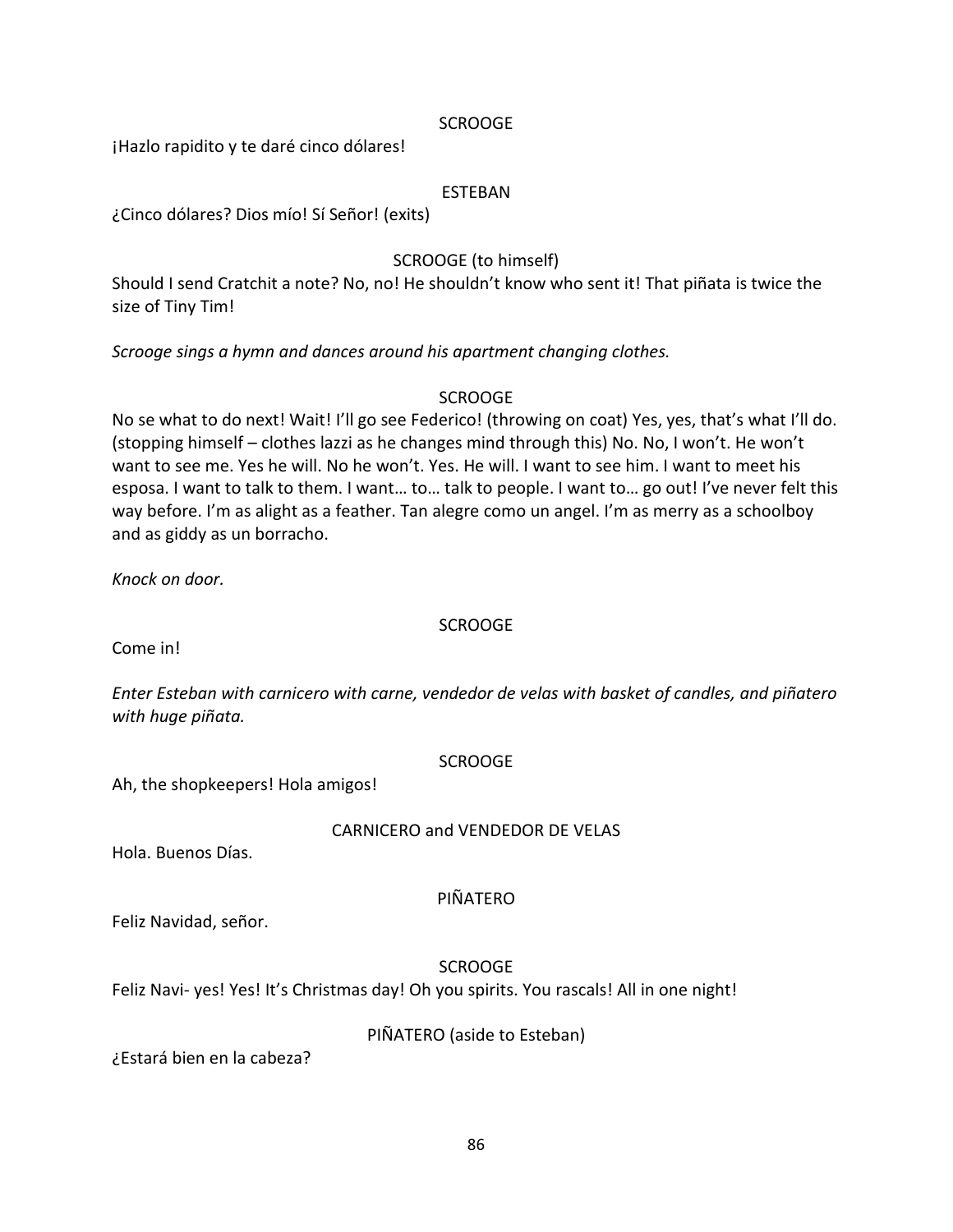SCROOGE

¡Hazlo rapidito y te daré cinco dólares!

ESTEBAN

¿Cinco dólares? Dios mío! Sí Señor! (exits)

SCROOGE (to himself)

Should I send Cratchit a note? No, no! He shouldn't know who sent it! That piñata is twice the size of Tiny Tim!

*Scrooge sings a hymn and dances around his apartment changing clothes.*

SCROOGE

No se what to do next! Wait! I'll go see Federico! (throwing on coat) Yes, yes, that's what I'll do. (stopping himself – clothes lazzi as he changes mind through this) No. No, I won't. He won't want to see me. Yes he will. No he won't. Yes. He will. I want to see him. I want to meet his esposa. I want to talk to them. I want… to… talk to people. I want to… go out! I've never felt this way before. I'm as alight as a feather. Tan alegre como un angel. I'm as merry as a schoolboy and as giddy as un borracho.

*Knock on door.*

SCROOGE

Come in!

*Enter Esteban with carnicero with carne, vendedor de velas with basket of candles, and piñatero with huge piñata.*

SCROOGE

Ah, the shopkeepers! Hola amigos!

CARNICERO and VENDEDOR DE VELAS

Hola. Buenos Días.

PIÑATERO

Feliz Navidad, señor.

SCROOGE

Feliz Navi- yes! Yes! It's Christmas day! Oh you spirits. You rascals! All in one night!

PIÑATERO (aside to Esteban)

¿Estará bien en la cabeza?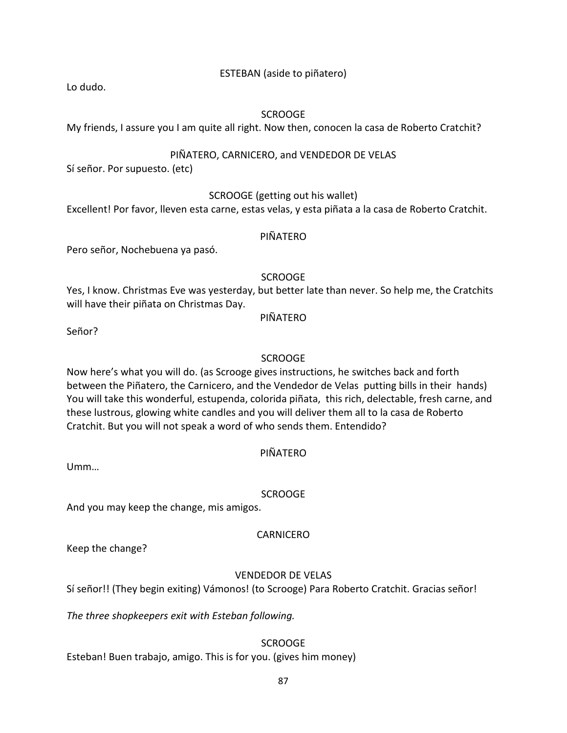ESTEBAN (aside to piñatero)

Lo dudo.

SCROOGE

My friends, I assure you I am quite all right. Now then, conocen la casa de Roberto Cratchit?

PIÑATERO, CARNICERO, and VENDEDOR DE VELAS

Sí señor. Por supuesto. (etc)

SCROOGE (getting out his wallet)

Excellent! Por favor, lleven esta carne, estas velas, y esta piñata a la casa de Roberto Cratchit.

PIÑATERO

Pero señor, Nochebuena ya pasó.

SCROOGE

Yes, I know. Christmas Eve was yesterday, but better late than never. So help me, the Cratchits will have their piñata on Christmas Day.

PIÑATERO

Señor?

SCROOGE

Now here's what you will do. (as Scrooge gives instructions, he switches back and forth between the Piñatero, the Carnicero, and the Vendedor de Velas putting bills in their hands) You will take this wonderful, estupenda, colorida piñata, this rich, delectable, fresh carne, and these lustrous, glowing white candles and you will deliver them all to la casa de Roberto Cratchit. But you will not speak a word of who sends them. Entendido?

PIÑATERO

Umm…

SCROOGE

And you may keep the change, mis amigos.

CARNICERO

Keep the change?

VENDEDOR DE VELAS

Sí señor!! (They begin exiting) Vámonos! (to Scrooge) Para Roberto Cratchit. Gracias señor!

*The three shopkeepers exit with Esteban following.*

SCROOGE

Esteban! Buen trabajo, amigo. This is for you. (gives him money)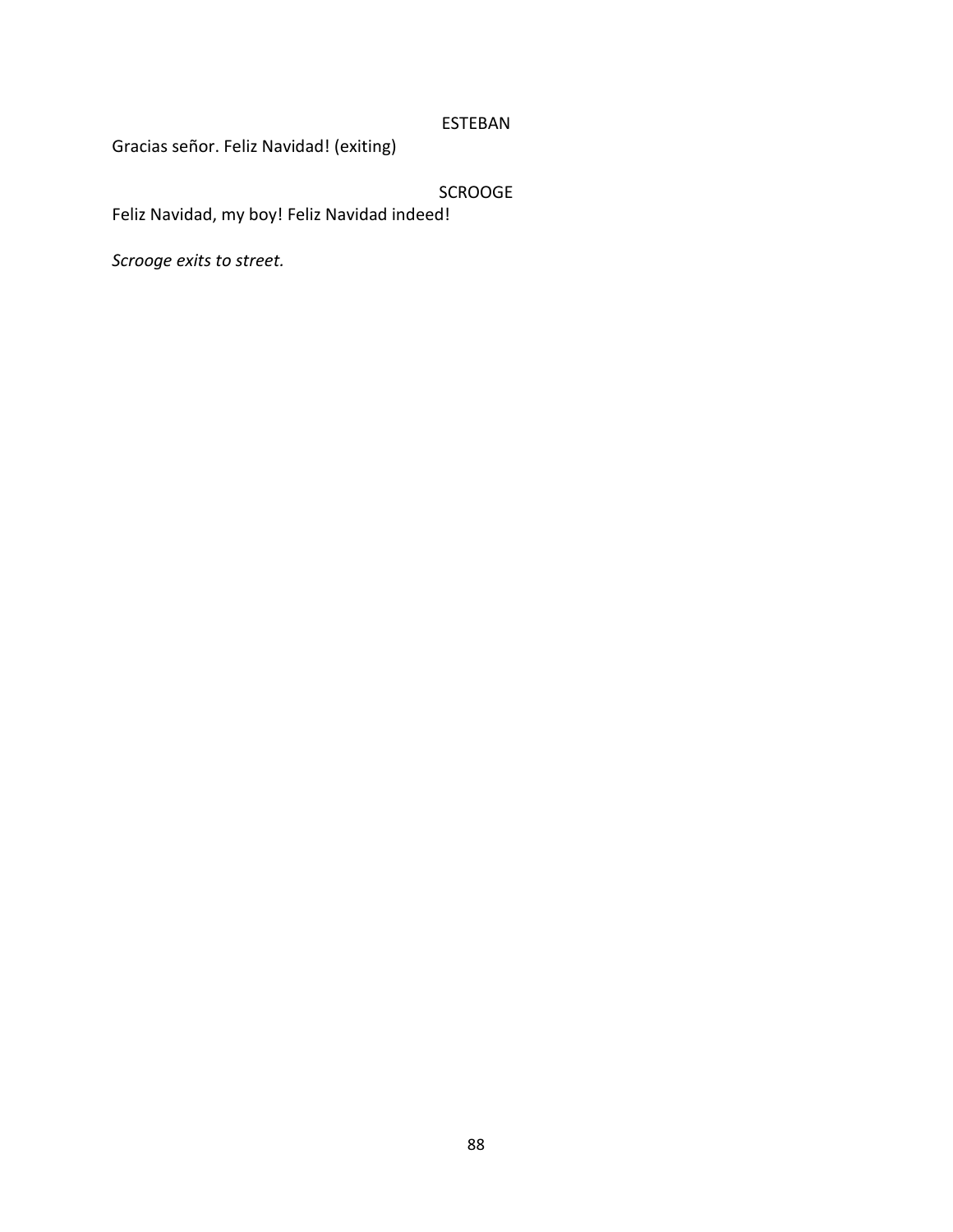ESTEBAN

Gracias señor. Feliz Navidad! (exiting)

SCROOGE

Feliz Navidad, my boy! Feliz Navidad indeed!

*Scrooge exits to street.*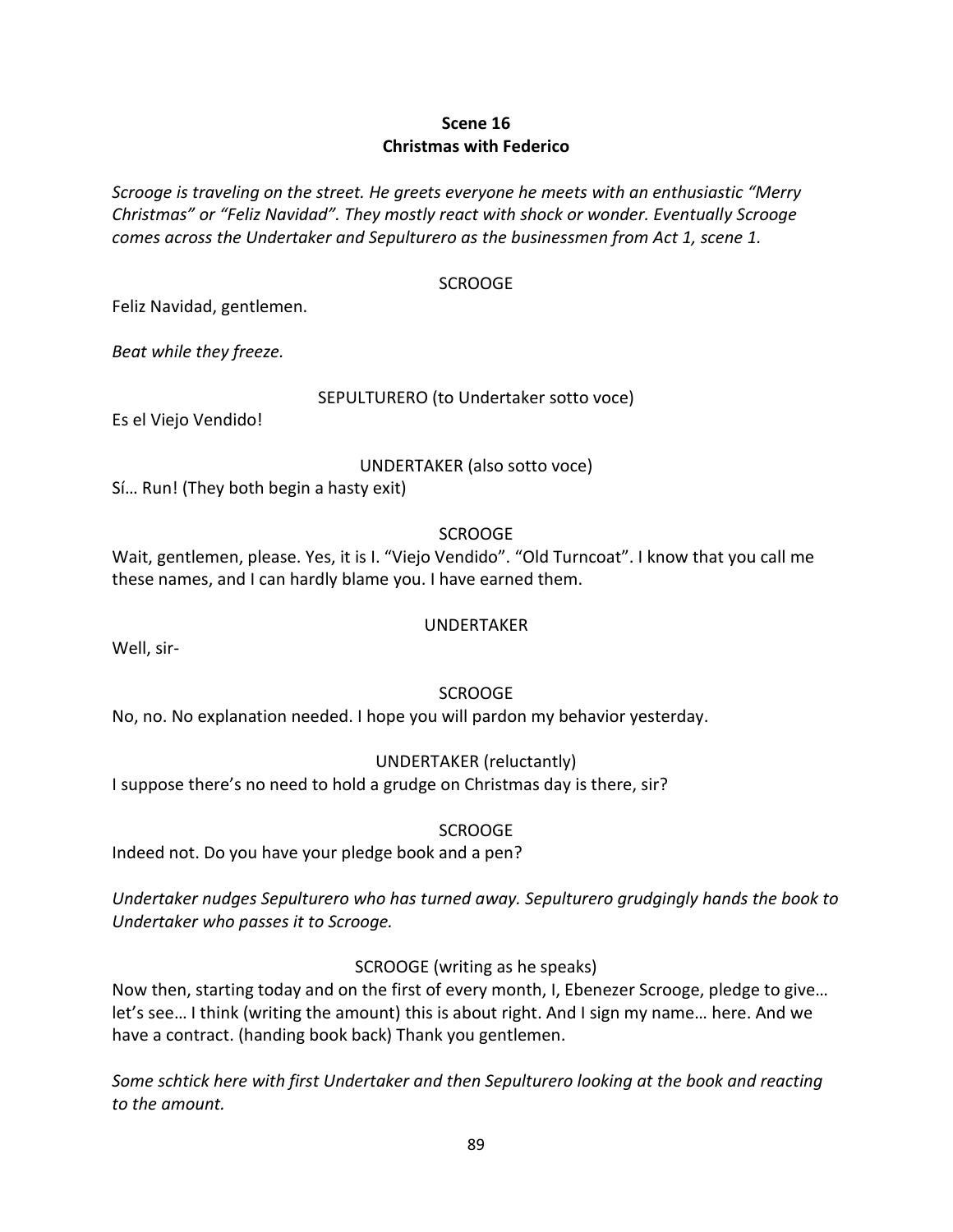**Scene 16**
**Christmas with Federico**

*Scrooge is traveling on the street. He greets everyone he meets with an enthusiastic "Merry Christmas" or "Feliz Navidad". They mostly react with shock or wonder. Eventually Scrooge comes across the Undertaker and Sepulturero as the businessmen from Act 1, scene 1.*

SCROOGE

Feliz Navidad, gentlemen.

*Beat while they freeze.*

SEPULTURERO (to Undertaker sotto voce)

Es el Viejo Vendido!

UNDERTAKER (also sotto voce)

Sí… Run! (They both begin a hasty exit)

SCROOGE

Wait, gentlemen, please. Yes, it is I. "Viejo Vendido". "Old Turncoat". I know that you call me these names, and I can hardly blame you. I have earned them.

UNDERTAKER

Well, sir-

SCROOGE

No, no. No explanation needed. I hope you will pardon my behavior yesterday.

UNDERTAKER (reluctantly)

I suppose there's no need to hold a grudge on Christmas day is there, sir?

SCROOGE

Indeed not. Do you have your pledge book and a pen?

*Undertaker nudges Sepulturero who has turned away. Sepulturero grudgingly hands the book to Undertaker who passes it to Scrooge.*

SCROOGE (writing as he speaks)

Now then, starting today and on the first of every month, I, Ebenezer Scrooge, pledge to give… let's see… I think (writing the amount) this is about right. And I sign my name… here. And we have a contract. (handing book back) Thank you gentlemen.

*Some schtick here with first Undertaker and then Sepulturero looking at the book and reacting to the amount.*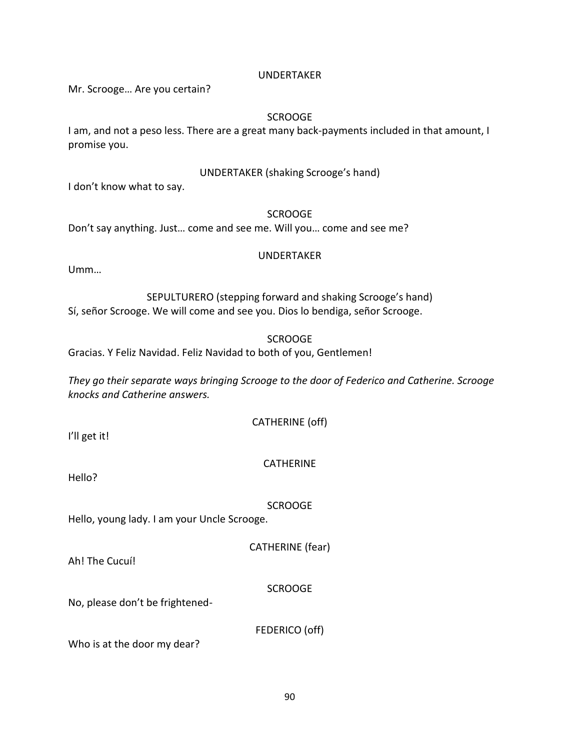UNDERTAKER

Mr. Scrooge… Are you certain?

SCROOGE

I am, and not a peso less. There are a great many back-payments included in that amount, I promise you.

UNDERTAKER (shaking Scrooge's hand)

I don't know what to say.

SCROOGE

Don't say anything. Just… come and see me. Will you… come and see me?

UNDERTAKER

Umm…

SEPULTURERO (stepping forward and shaking Scrooge's hand)

Sí, señor Scrooge. We will come and see you. Dios lo bendiga, señor Scrooge.

SCROOGE

Gracias. Y Feliz Navidad. Feliz Navidad to both of you, Gentlemen!

*They go their separate ways bringing Scrooge to the door of Federico and Catherine. Scrooge knocks and Catherine answers.*

CATHERINE (off)

I'll get it!

CATHERINE

Hello?

SCROOGE

Hello, young lady. I am your Uncle Scrooge.

CATHERINE (fear)

Ah! The Cucuí!

SCROOGE

No, please don't be frightened-

FEDERICO (off)

Who is at the door my dear?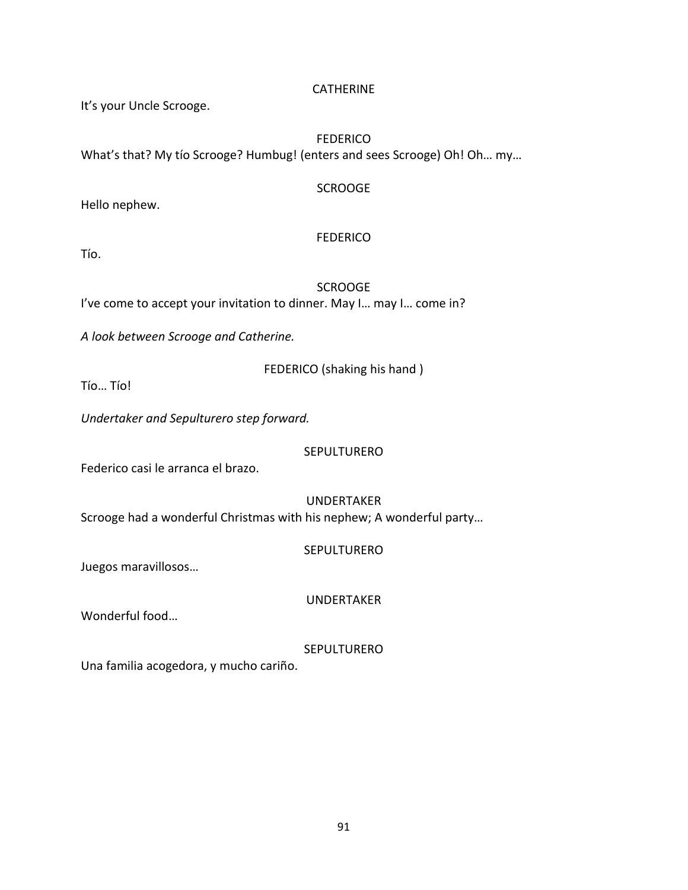CATHERINE

It's your Uncle Scrooge.

FEDERICO

What's that? My tío Scrooge? Humbug! (enters and sees Scrooge) Oh! Oh… my…

SCROOGE

Hello nephew.

FEDERICO

Tío.

SCROOGE

I've come to accept your invitation to dinner. May I… may I… come in?

*A look between Scrooge and Catherine.*

FEDERICO (shaking his hand )

Tío… Tío!

*Undertaker and Sepulturero step forward.*

SEPULTURERO

Federico casi le arranca el brazo.

UNDERTAKER

Scrooge had a wonderful Christmas with his nephew; A wonderful party…

SEPULTURERO

Juegos maravillosos…

UNDERTAKER

Wonderful food…

SEPULTURERO

Una familia acogedora, y mucho cariño.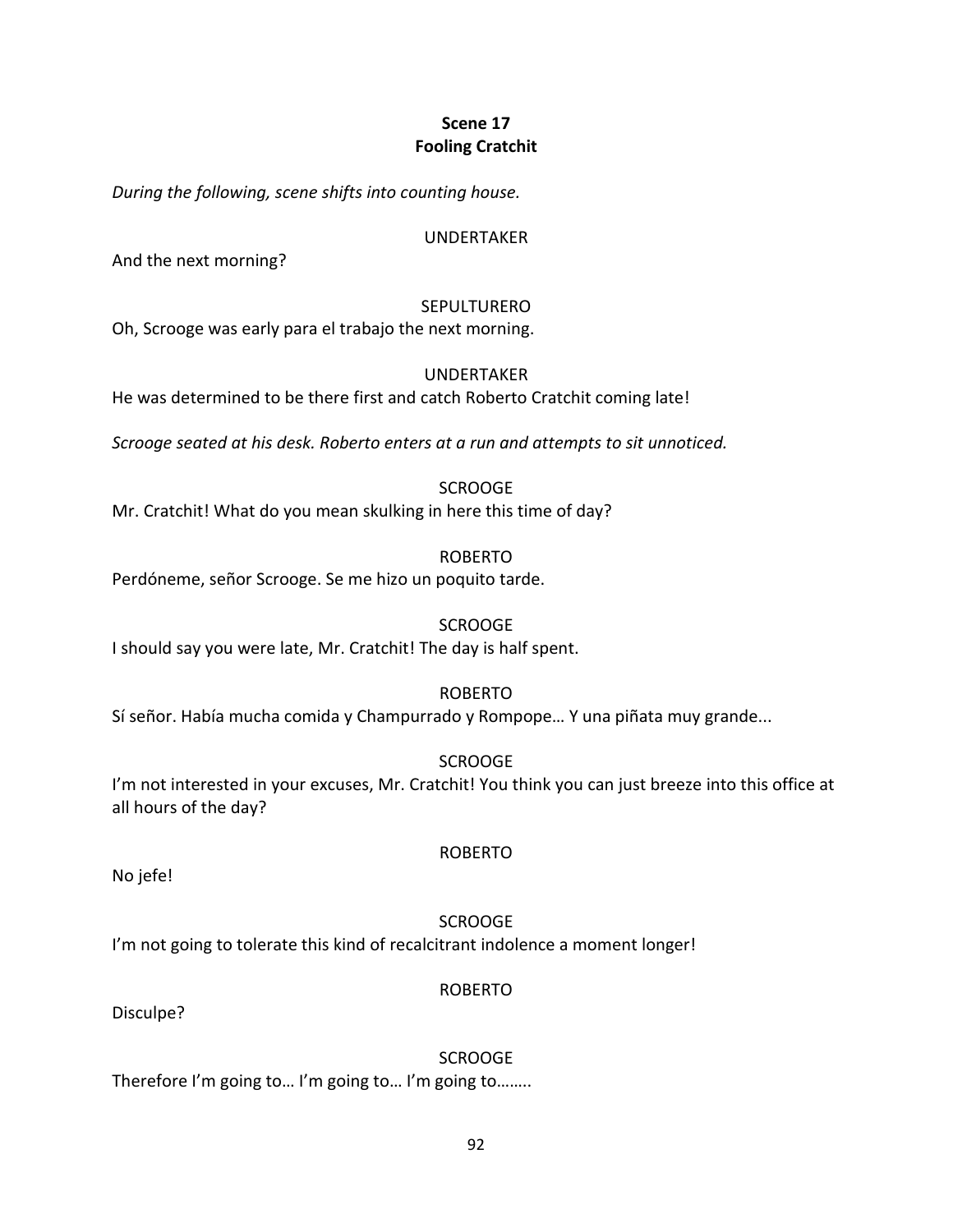**Scene 17**
**Fooling Cratchit**

*During the following, scene shifts into counting house.*

UNDERTAKER

And the next morning?

SEPULTURERO

Oh, Scrooge was early para el trabajo the next morning.

UNDERTAKER

He was determined to be there first and catch Roberto Cratchit coming late!

*Scrooge seated at his desk. Roberto enters at a run and attempts to sit unnoticed.*

SCROOGE

Mr. Cratchit! What do you mean skulking in here this time of day?

ROBERTO

Perdóneme, señor Scrooge. Se me hizo un poquito tarde.

SCROOGE

I should say you were late, Mr. Cratchit! The day is half spent.

ROBERTO

Sí señor. Había mucha comida y Champurrado y Rompope… Y una piñata muy grande...

SCROOGE

I'm not interested in your excuses, Mr. Cratchit! You think you can just breeze into this office at all hours of the day?

ROBERTO

No jefe!

SCROOGE

I'm not going to tolerate this kind of recalcitrant indolence a moment longer!

ROBERTO

Disculpe?

SCROOGE

Therefore I'm going to… I'm going to… I'm going to……..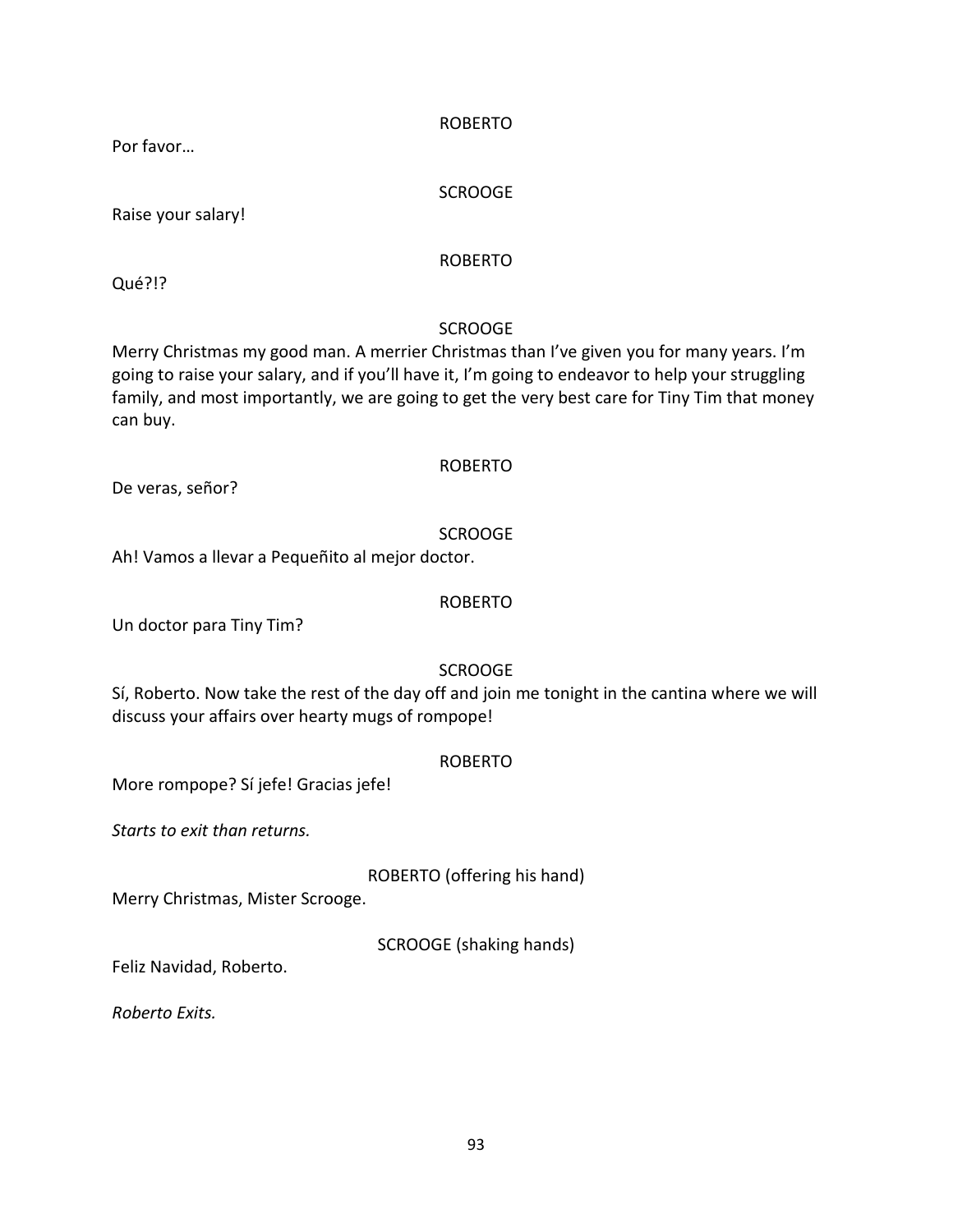ROBERTO

Por favor…

SCROOGE

Raise your salary!

ROBERTO

Qué?!?

SCROOGE

Merry Christmas my good man. A merrier Christmas than I've given you for many years. I'm going to raise your salary, and if you'll have it, I'm going to endeavor to help your struggling family, and most importantly, we are going to get the very best care for Tiny Tim that money can buy.

ROBERTO

De veras, señor?

SCROOGE

Ah! Vamos a llevar a Pequeñito al mejor doctor.

ROBERTO

Un doctor para Tiny Tim?

SCROOGE

Sí, Roberto. Now take the rest of the day off and join me tonight in the cantina where we will discuss your affairs over hearty mugs of rompope!

ROBERTO

More rompope? Sí jefe! Gracias jefe!

*Starts to exit than returns.*

ROBERTO (offering his hand)

Merry Christmas, Mister Scrooge.

SCROOGE (shaking hands)

Feliz Navidad, Roberto.

*Roberto Exits.*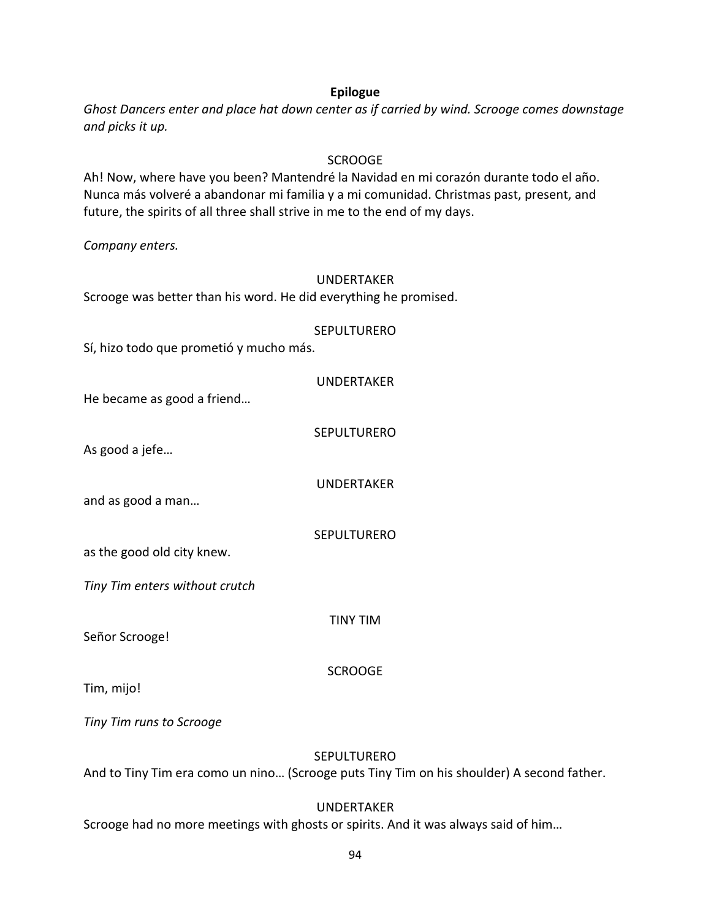**Epilogue**

*Ghost Dancers enter and place hat down center as if carried by wind. Scrooge comes downstage and picks it up.*

SCROOGE

Ah! Now, where have you been? Mantendré la Navidad en mi corazón durante todo el año. Nunca más volveré a abandonar mi familia y a mi comunidad. Christmas past, present, and future, the spirits of all three shall strive in me to the end of my days.

*Company enters.*

UNDERTAKER

Scrooge was better than his word. He did everything he promised.

SEPULTURERO

Sí, hizo todo que prometió y mucho más.

UNDERTAKER

He became as good a friend…

SEPULTURERO

As good a jefe…

UNDERTAKER

and as good a man…

SEPULTURERO

as the good old city knew.

*Tiny Tim enters without crutch*

TINY TIM

Señor Scrooge!

SCROOGE

Tim, mijo!

*Tiny Tim runs to Scrooge*

SEPULTURERO

And to Tiny Tim era como un nino… (Scrooge puts Tiny Tim on his shoulder) A second father.

UNDERTAKER

Scrooge had no more meetings with ghosts or spirits. And it was always said of him…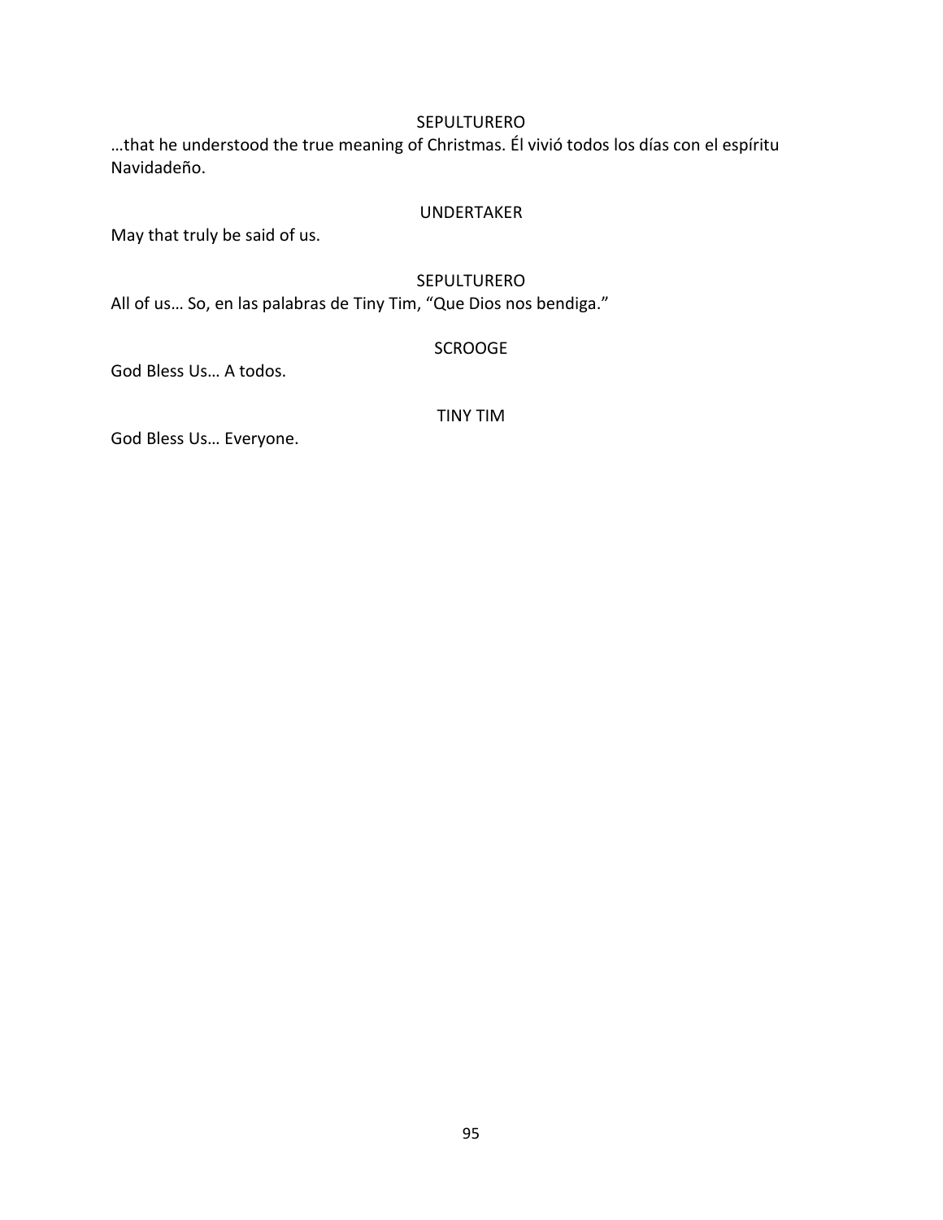SEPULTURERO

…that he understood the true meaning of Christmas. Él vivió todos los días con el espíritu Navidadeño.

UNDERTAKER

May that truly be said of us.

SEPULTURERO

All of us… So, en las palabras de Tiny Tim, “Que Dios nos bendiga.”

SCROOGE

God Bless Us… A todos.

TINY TIM

God Bless Us… Everyone.